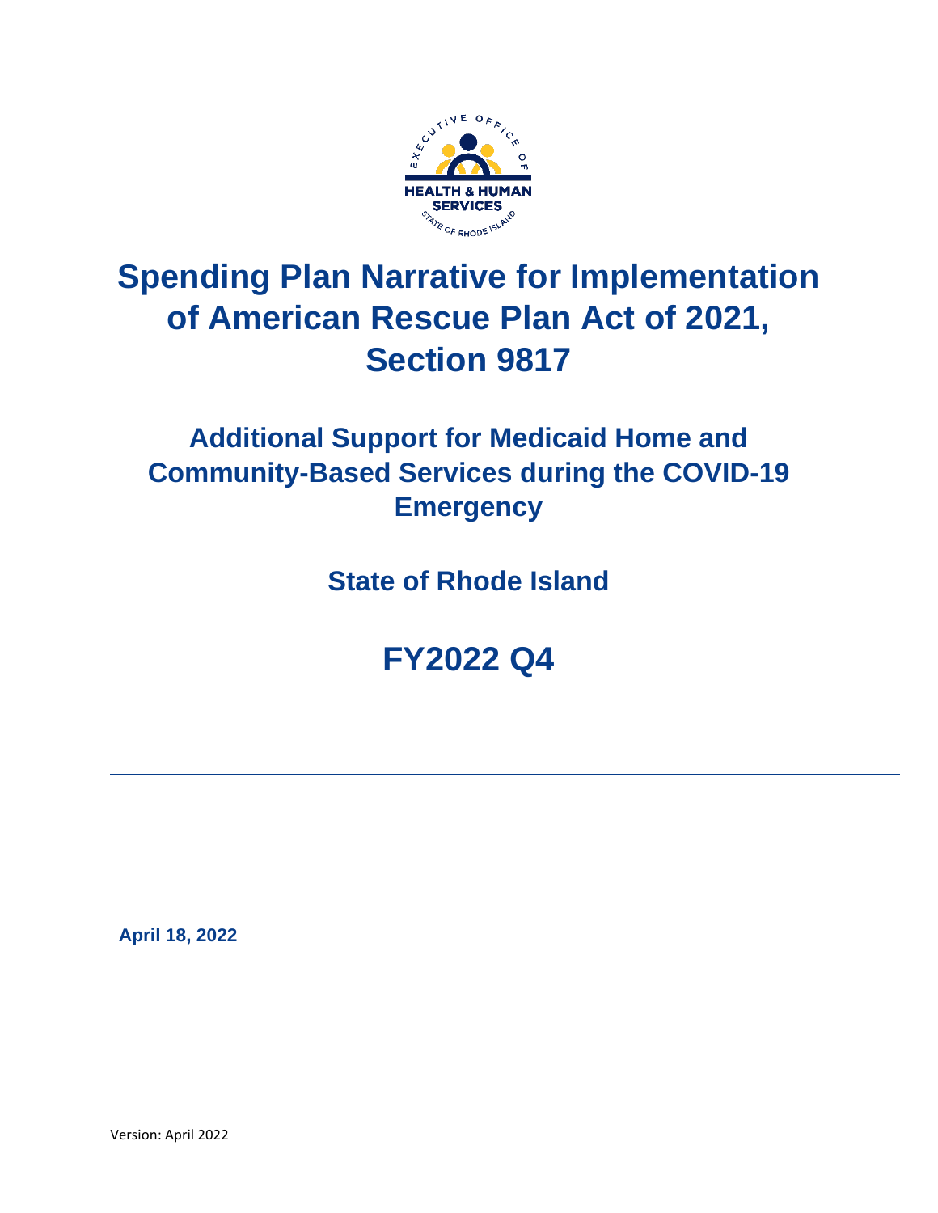# Spending Plan Narrative for Implementation of American Rescue Plan Act of 2021, Section 9817

## Additional Support for Medicaid Home and Community-Based Services during the COVID-19 Emergency

### State of Rhode Island

## FY2022 Q4

---

**April 18, 2022**

Version: April 2022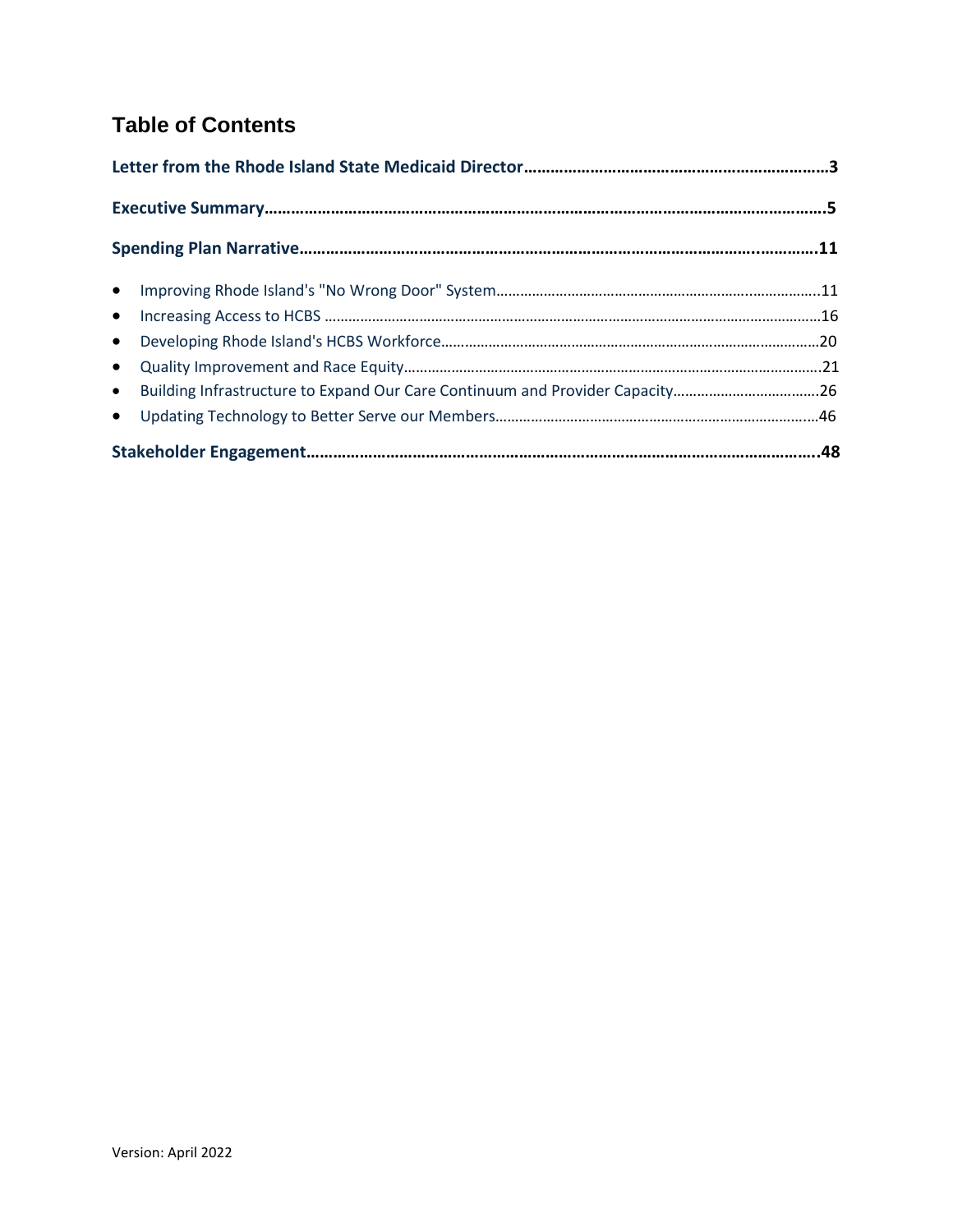# Table of Contents

**Letter from the Rhode Island State Medicaid Director……………………………………………………………3**

**Executive Summary…………………………………………………………………………………………………………5**

**Spending Plan Narrative………………………………………………………………………………………………11**

- Improving Rhode Island's "No Wrong Door" System……………………………………………………………11
- Increasing Access to HCBS ………………………………………………………………………………………16
- Developing Rhode Island's HCBS Workforce…………………………………………………………………20
- Quality Improvement and Race Equity…………………………………………………………………………21
- Building Infrastructure to Expand Our Care Continuum and Provider Capacity………………………26
- Updating Technology to Better Serve our Members………………………………………………………46

**Stakeholder Engagement…………………………………………………………………………………………48**

Version: April 2022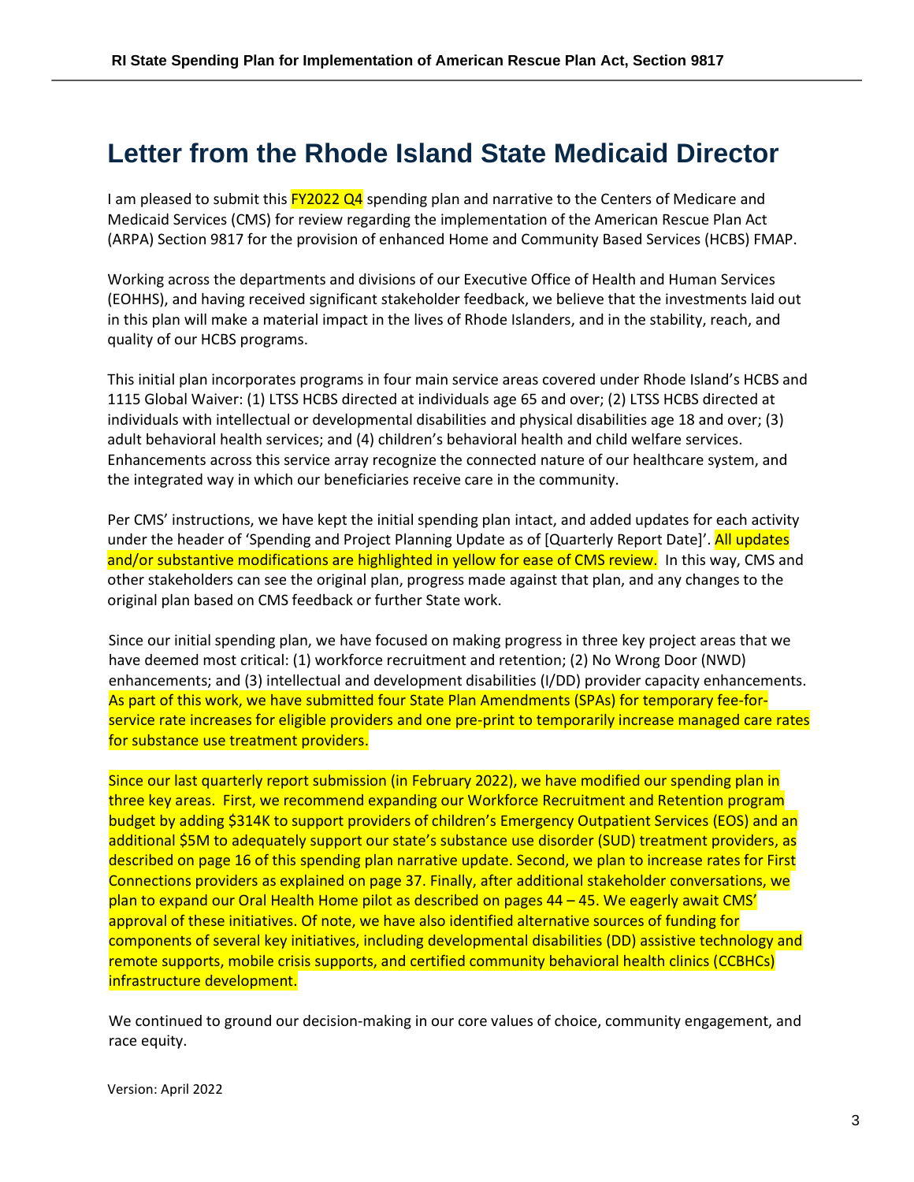# Letter from the Rhode Island State Medicaid Director

I am pleased to submit this FY2022 Q4 spending plan and narrative to the Centers of Medicare and Medicaid Services (CMS) for review regarding the implementation of the American Rescue Plan Act (ARPA) Section 9817 for the provision of enhanced Home and Community Based Services (HCBS) FMAP.

Working across the departments and divisions of our Executive Office of Health and Human Services (EOHHS), and having received significant stakeholder feedback, we believe that the investments laid out in this plan will make a material impact in the lives of Rhode Islanders, and in the stability, reach, and quality of our HCBS programs.

This initial plan incorporates programs in four main service areas covered under Rhode Island's HCBS and 1115 Global Waiver: (1) LTSS HCBS directed at individuals age 65 and over; (2) LTSS HCBS directed at individuals with intellectual or developmental disabilities and physical disabilities age 18 and over; (3) adult behavioral health services; and (4) children's behavioral health and child welfare services. Enhancements across this service array recognize the connected nature of our healthcare system, and the integrated way in which our beneficiaries receive care in the community.

Per CMS' instructions, we have kept the initial spending plan intact, and added updates for each activity under the header of 'Spending and Project Planning Update as of [Quarterly Report Date]'. All updates and/or substantive modifications are highlighted in yellow for ease of CMS review. In this way, CMS and other stakeholders can see the original plan, progress made against that plan, and any changes to the original plan based on CMS feedback or further State work.

Since our initial spending plan, we have focused on making progress in three key project areas that we have deemed most critical: (1) workforce recruitment and retention; (2) No Wrong Door (NWD) enhancements; and (3) intellectual and development disabilities (I/DD) provider capacity enhancements. As part of this work, we have submitted four State Plan Amendments (SPAs) for temporary fee-for-service rate increases for eligible providers and one pre-print to temporarily increase managed care rates for substance use treatment providers.

Since our last quarterly report submission (in February 2022), we have modified our spending plan in three key areas. First, we recommend expanding our Workforce Recruitment and Retention program budget by adding $314K to support providers of children's Emergency Outpatient Services (EOS) and an additional $5M to adequately support our state's substance use disorder (SUD) treatment providers, as described on page 16 of this spending plan narrative update. Second, we plan to increase rates for First Connections providers as explained on page 37. Finally, after additional stakeholder conversations, we plan to expand our Oral Health Home pilot as described on pages 44 – 45. We eagerly await CMS' approval of these initiatives. Of note, we have also identified alternative sources of funding for components of several key initiatives, including developmental disabilities (DD) assistive technology and remote supports, mobile crisis supports, and certified community behavioral health clinics (CCBHCs) infrastructure development.

We continued to ground our decision-making in our core values of choice, community engagement, and race equity.

Version: April 2022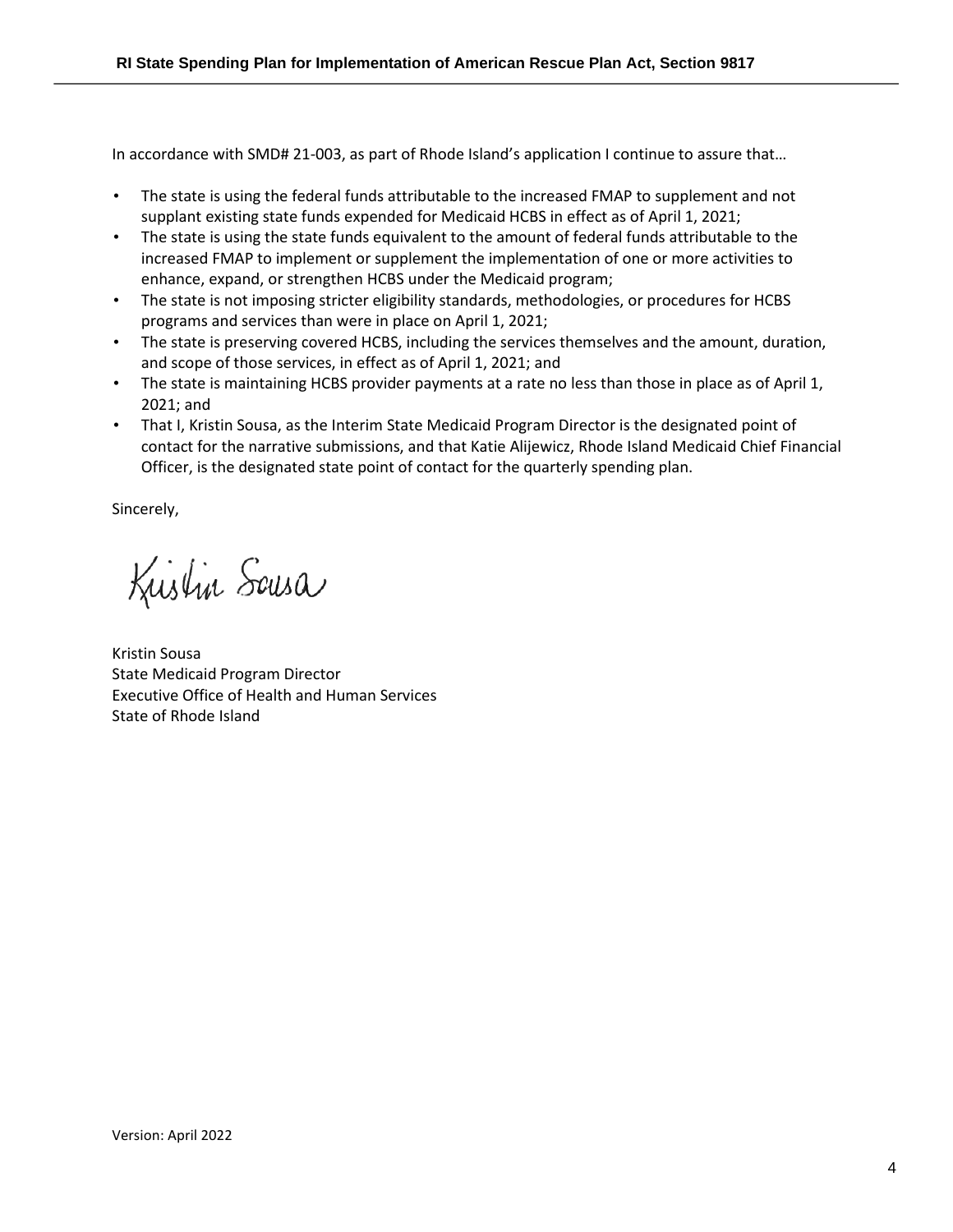In accordance with SMD# 21-003, as part of Rhode Island's application I continue to assure that…

- The state is using the federal funds attributable to the increased FMAP to supplement and not supplant existing state funds expended for Medicaid HCBS in effect as of April 1, 2021;
- The state is using the state funds equivalent to the amount of federal funds attributable to the increased FMAP to implement or supplement the implementation of one or more activities to enhance, expand, or strengthen HCBS under the Medicaid program;
- The state is not imposing stricter eligibility standards, methodologies, or procedures for HCBS programs and services than were in place on April 1, 2021;
- The state is preserving covered HCBS, including the services themselves and the amount, duration, and scope of those services, in effect as of April 1, 2021; and
- The state is maintaining HCBS provider payments at a rate no less than those in place as of April 1, 2021; and
- That I, Kristin Sousa, as the Interim State Medicaid Program Director is the designated point of contact for the narrative submissions, and that Katie Alijewicz, Rhode Island Medicaid Chief Financial Officer, is the designated state point of contact for the quarterly spending plan.

Sincerely,

Kristin Sousa

Kristin Sousa
State Medicaid Program Director
Executive Office of Health and Human Services
State of Rhode Island

Version: April 2022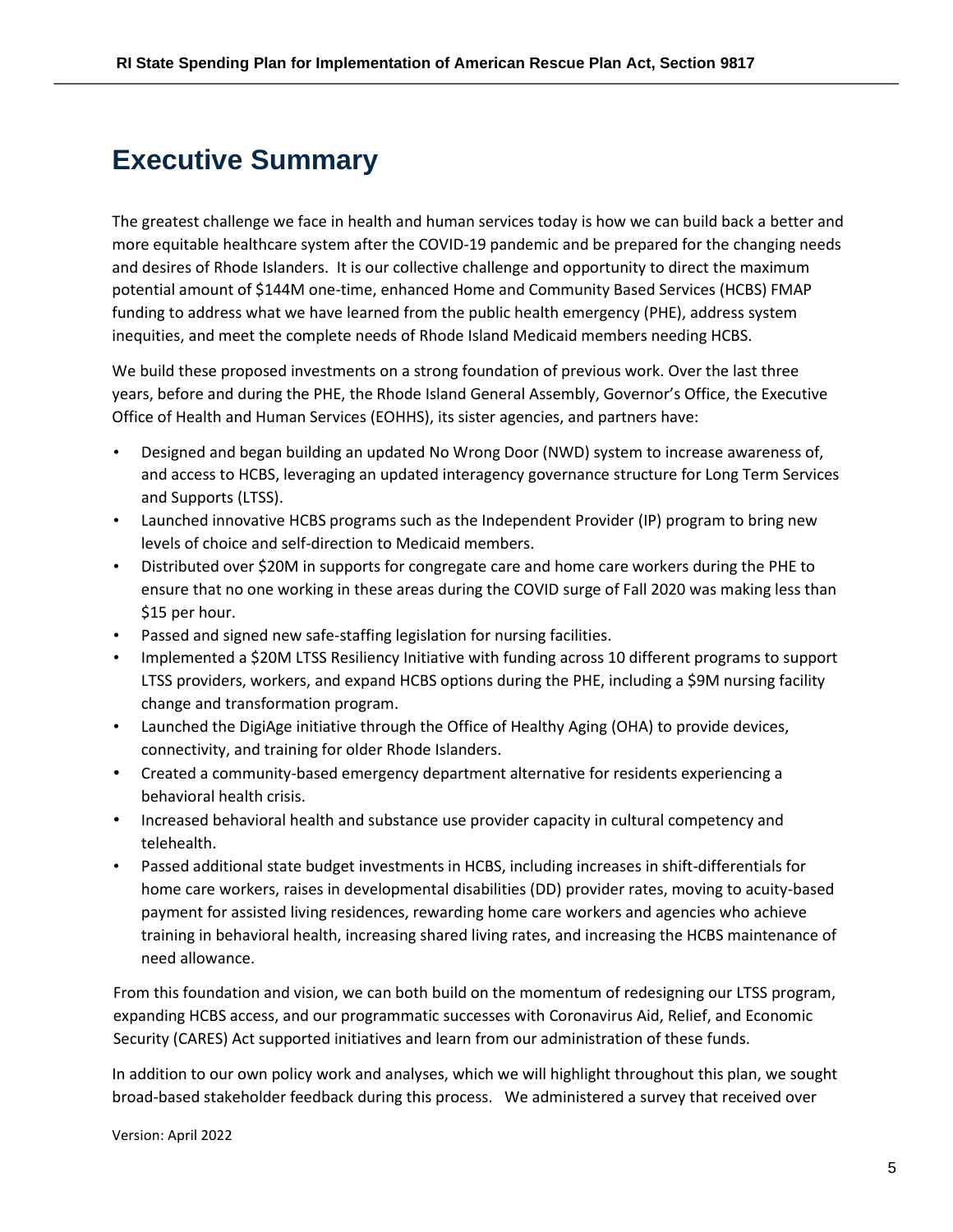# Executive Summary

The greatest challenge we face in health and human services today is how we can build back a better and more equitable healthcare system after the COVID-19 pandemic and be prepared for the changing needs and desires of Rhode Islanders. It is our collective challenge and opportunity to direct the maximum potential amount of $144M one-time, enhanced Home and Community Based Services (HCBS) FMAP funding to address what we have learned from the public health emergency (PHE), address system inequities, and meet the complete needs of Rhode Island Medicaid members needing HCBS.

We build these proposed investments on a strong foundation of previous work. Over the last three years, before and during the PHE, the Rhode Island General Assembly, Governor's Office, the Executive Office of Health and Human Services (EOHHS), its sister agencies, and partners have:

- Designed and began building an updated No Wrong Door (NWD) system to increase awareness of, and access to HCBS, leveraging an updated interagency governance structure for Long Term Services and Supports (LTSS).
- Launched innovative HCBS programs such as the Independent Provider (IP) program to bring new levels of choice and self-direction to Medicaid members.
- Distributed over $20M in supports for congregate care and home care workers during the PHE to ensure that no one working in these areas during the COVID surge of Fall 2020 was making less than $15 per hour.
- Passed and signed new safe-staffing legislation for nursing facilities.
- Implemented a $20M LTSS Resiliency Initiative with funding across 10 different programs to support LTSS providers, workers, and expand HCBS options during the PHE, including a $9M nursing facility change and transformation program.
- Launched the DigiAge initiative through the Office of Healthy Aging (OHA) to provide devices, connectivity, and training for older Rhode Islanders.
- Created a community-based emergency department alternative for residents experiencing a behavioral health crisis.
- Increased behavioral health and substance use provider capacity in cultural competency and telehealth.
- Passed additional state budget investments in HCBS, including increases in shift-differentials for home care workers, raises in developmental disabilities (DD) provider rates, moving to acuity-based payment for assisted living residences, rewarding home care workers and agencies who achieve training in behavioral health, increasing shared living rates, and increasing the HCBS maintenance of need allowance.

From this foundation and vision, we can both build on the momentum of redesigning our LTSS program, expanding HCBS access, and our programmatic successes with Coronavirus Aid, Relief, and Economic Security (CARES) Act supported initiatives and learn from our administration of these funds.

In addition to our own policy work and analyses, which we will highlight throughout this plan, we sought broad-based stakeholder feedback during this process. We administered a survey that received over

Version: April 2022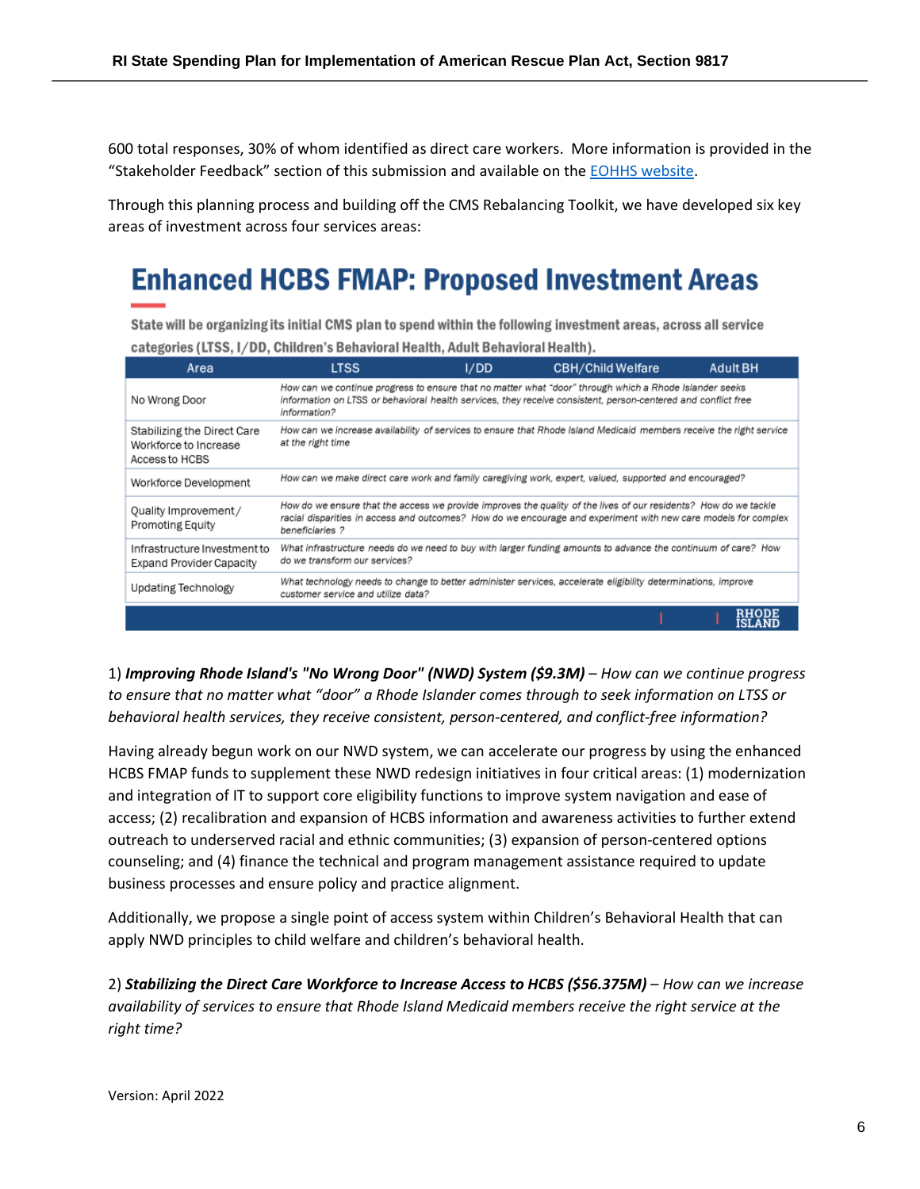600 total responses, 30% of whom identified as direct care workers. More information is provided in the "Stakeholder Feedback" section of this submission and available on the EOHHS website.

Through this planning process and building off the CMS Rebalancing Toolkit, we have developed six key areas of investment across four services areas:

## Enhanced HCBS FMAP: Proposed Investment Areas

**State will be organizing its initial CMS plan to spend within the following investment areas, across all service categories (LTSS, I/DD, Children's Behavioral Health, Adult Behavioral Health).**

| Area | LTSS / I/DD / CBH/Child Welfare / Adult BH |
|---|---|
| No Wrong Door | *How can we continue progress to ensure that no matter what "door" through which a Rhode Islander seeks information on LTSS or behavioral health services, they receive consistent, person-centered and conflict free information?* |
| Stabilizing the Direct Care Workforce to Increase Access to HCBS | *How can we increase availability of services to ensure that Rhode Island Medicaid members receive the right service at the right time* |
| Workforce Development | *How can we make direct care work and family caregiving work, expert, valued, supported and encouraged?* |
| Quality Improvement/ Promoting Equity | *How do we ensure that the access we provide improves the quality of the lives of our residents? How do we tackle racial disparities in access and outcomes? How do we encourage and experiment with new care models for complex beneficiaries ?* |
| Infrastructure Investment to Expand Provider Capacity | *What infrastructure needs do we need to buy with larger funding amounts to advance the continuum of care? How do we transform our services?* |
| Updating Technology | *What technology needs to change to better administer services, accelerate eligibility determinations, improve customer service and utilize data?* |

1) ***Improving Rhode Island's "No Wrong Door" (NWD) System ($9.3M)*** – *How can we continue progress to ensure that no matter what "door" a Rhode Islander comes through to seek information on LTSS or behavioral health services, they receive consistent, person-centered, and conflict-free information?*

Having already begun work on our NWD system, we can accelerate our progress by using the enhanced HCBS FMAP funds to supplement these NWD redesign initiatives in four critical areas: (1) modernization and integration of IT to support core eligibility functions to improve system navigation and ease of access; (2) recalibration and expansion of HCBS information and awareness activities to further extend outreach to underserved racial and ethnic communities; (3) expansion of person-centered options counseling; and (4) finance the technical and program management assistance required to update business processes and ensure policy and practice alignment.

Additionally, we propose a single point of access system within Children's Behavioral Health that can apply NWD principles to child welfare and children's behavioral health.

2) ***Stabilizing the Direct Care Workforce to Increase Access to HCBS ($56.375M)*** – *How can we increase availability of services to ensure that Rhode Island Medicaid members receive the right service at the right time?*

Version: April 2022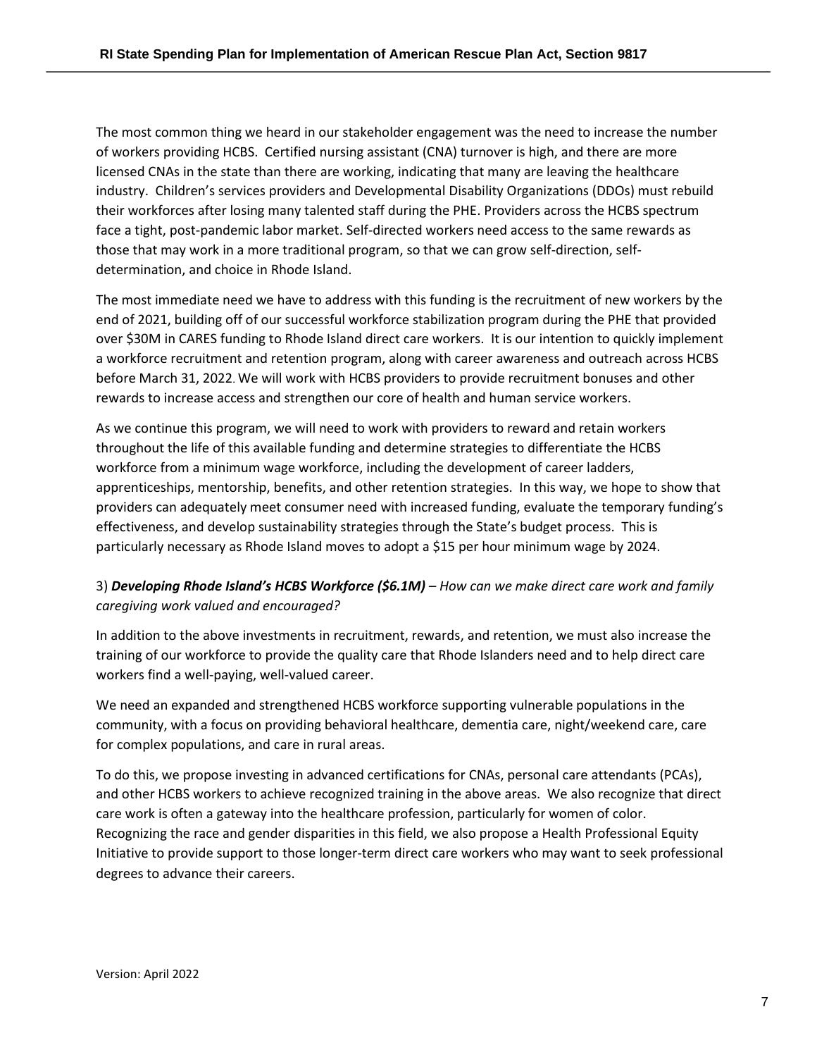The most common thing we heard in our stakeholder engagement was the need to increase the number of workers providing HCBS. Certified nursing assistant (CNA) turnover is high, and there are more licensed CNAs in the state than there are working, indicating that many are leaving the healthcare industry. Children's services providers and Developmental Disability Organizations (DDOs) must rebuild their workforces after losing many talented staff during the PHE. Providers across the HCBS spectrum face a tight, post-pandemic labor market. Self-directed workers need access to the same rewards as those that may work in a more traditional program, so that we can grow self-direction, self-determination, and choice in Rhode Island.

The most immediate need we have to address with this funding is the recruitment of new workers by the end of 2021, building off of our successful workforce stabilization program during the PHE that provided over $30M in CARES funding to Rhode Island direct care workers. It is our intention to quickly implement a workforce recruitment and retention program, along with career awareness and outreach across HCBS before March 31, 2022. We will work with HCBS providers to provide recruitment bonuses and other rewards to increase access and strengthen our core of health and human service workers.

As we continue this program, we will need to work with providers to reward and retain workers throughout the life of this available funding and determine strategies to differentiate the HCBS workforce from a minimum wage workforce, including the development of career ladders, apprenticeships, mentorship, benefits, and other retention strategies. In this way, we hope to show that providers can adequately meet consumer need with increased funding, evaluate the temporary funding's effectiveness, and develop sustainability strategies through the State's budget process. This is particularly necessary as Rhode Island moves to adopt a $15 per hour minimum wage by 2024.

3) ***Developing Rhode Island's HCBS Workforce ($6.1M)*** – *How can we make direct care work and family caregiving work valued and encouraged?*

In addition to the above investments in recruitment, rewards, and retention, we must also increase the training of our workforce to provide the quality care that Rhode Islanders need and to help direct care workers find a well-paying, well-valued career.

We need an expanded and strengthened HCBS workforce supporting vulnerable populations in the community, with a focus on providing behavioral healthcare, dementia care, night/weekend care, care for complex populations, and care in rural areas.

To do this, we propose investing in advanced certifications for CNAs, personal care attendants (PCAs), and other HCBS workers to achieve recognized training in the above areas. We also recognize that direct care work is often a gateway into the healthcare profession, particularly for women of color. Recognizing the race and gender disparities in this field, we also propose a Health Professional Equity Initiative to provide support to those longer-term direct care workers who may want to seek professional degrees to advance their careers.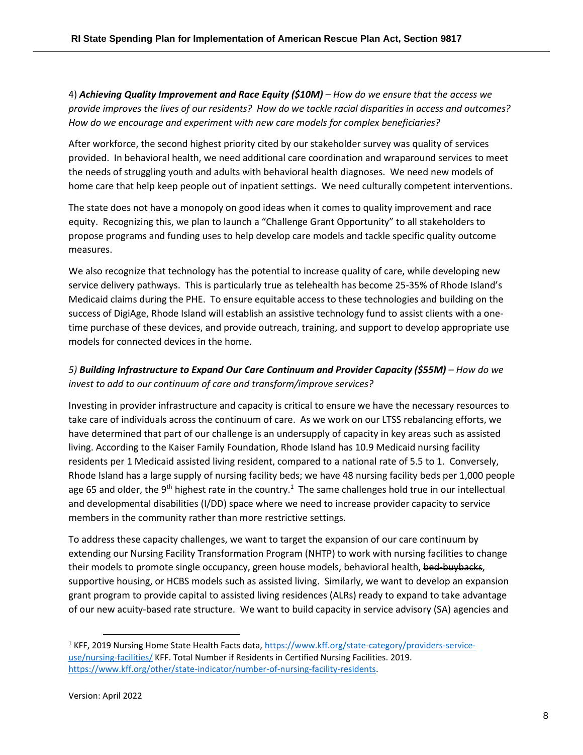4) ***Achieving Quality Improvement and Race Equity ($10M)*** – *How do we ensure that the access we provide improves the lives of our residents? How do we tackle racial disparities in access and outcomes? How do we encourage and experiment with new care models for complex beneficiaries?*

After workforce, the second highest priority cited by our stakeholder survey was quality of services provided. In behavioral health, we need additional care coordination and wraparound services to meet the needs of struggling youth and adults with behavioral health diagnoses. We need new models of home care that help keep people out of inpatient settings. We need culturally competent interventions.

The state does not have a monopoly on good ideas when it comes to quality improvement and race equity. Recognizing this, we plan to launch a "Challenge Grant Opportunity" to all stakeholders to propose programs and funding uses to help develop care models and tackle specific quality outcome measures.

We also recognize that technology has the potential to increase quality of care, while developing new service delivery pathways. This is particularly true as telehealth has become 25-35% of Rhode Island's Medicaid claims during the PHE. To ensure equitable access to these technologies and building on the success of DigiAge, Rhode Island will establish an assistive technology fund to assist clients with a one-time purchase of these devices, and provide outreach, training, and support to develop appropriate use models for connected devices in the home.

*5)* ***Building Infrastructure to Expand Our Care Continuum and Provider Capacity ($55M)*** – *How do we invest to add to our continuum of care and transform/improve services?*

Investing in provider infrastructure and capacity is critical to ensure we have the necessary resources to take care of individuals across the continuum of care. As we work on our LTSS rebalancing efforts, we have determined that part of our challenge is an undersupply of capacity in key areas such as assisted living. According to the Kaiser Family Foundation, Rhode Island has 10.9 Medicaid nursing facility residents per 1 Medicaid assisted living resident, compared to a national rate of 5.5 to 1. Conversely, Rhode Island has a large supply of nursing facility beds; we have 48 nursing facility beds per 1,000 people age 65 and older, the 9th highest rate in the country.[1] The same challenges hold true in our intellectual and developmental disabilities (I/DD) space where we need to increase provider capacity to service members in the community rather than more restrictive settings.

To address these capacity challenges, we want to target the expansion of our care continuum by extending our Nursing Facility Transformation Program (NHTP) to work with nursing facilities to change their models to promote single occupancy, green house models, behavioral health, ~~bed-buybacks~~, supportive housing, or HCBS models such as assisted living. Similarly, we want to develop an expansion grant program to provide capital to assisted living residences (ALRs) ready to expand to take advantage of our new acuity-based rate structure. We want to build capacity in service advisory (SA) agencies and

[1] KFF, 2019 Nursing Home State Health Facts data, https://www.kff.org/state-category/providers-service-use/nursing-facilities/ KFF. Total Number if Residents in Certified Nursing Facilities. 2019. https://www.kff.org/other/state-indicator/number-of-nursing-facility-residents.

Version: April 2022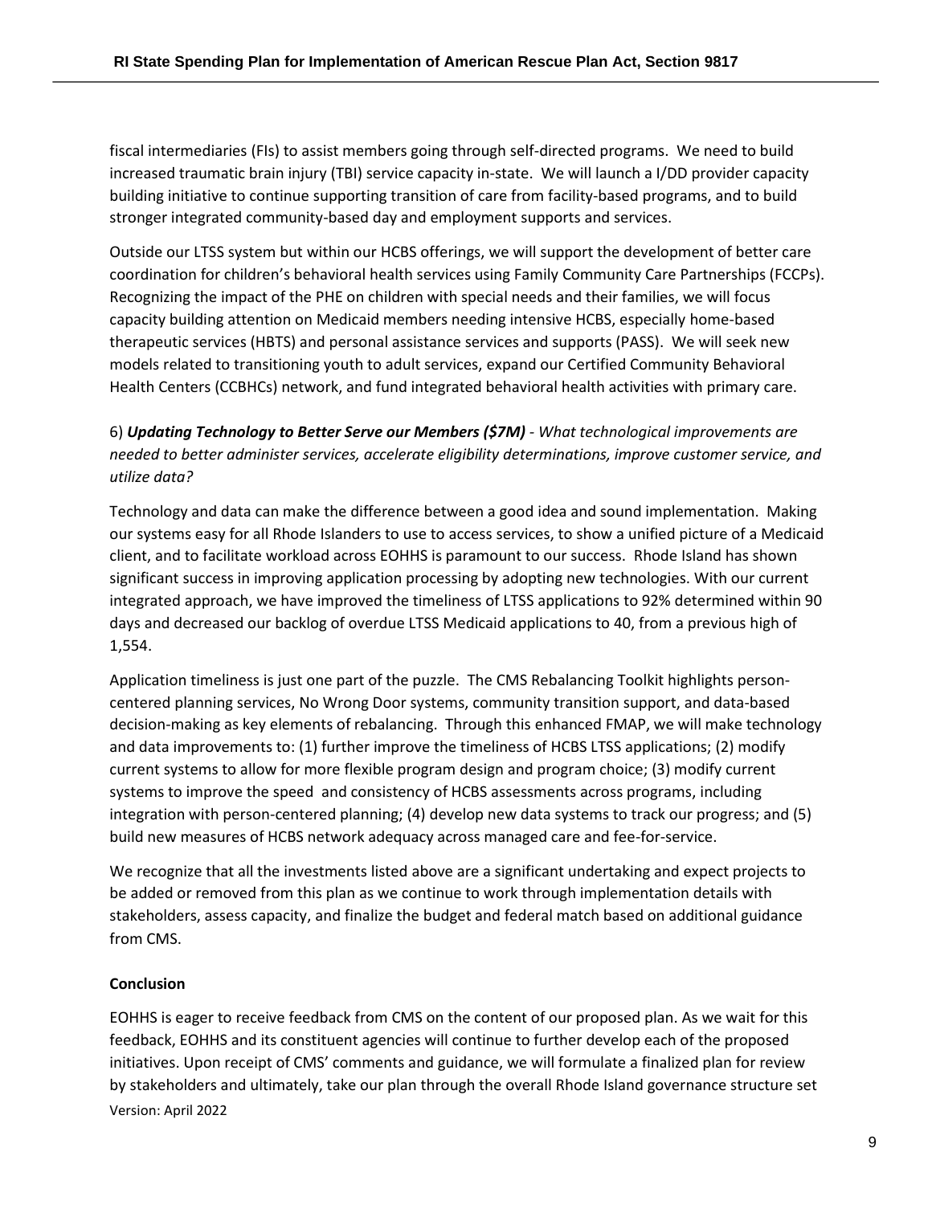fiscal intermediaries (FIs) to assist members going through self-directed programs. We need to build increased traumatic brain injury (TBI) service capacity in-state. We will launch a I/DD provider capacity building initiative to continue supporting transition of care from facility-based programs, and to build stronger integrated community-based day and employment supports and services.

Outside our LTSS system but within our HCBS offerings, we will support the development of better care coordination for children's behavioral health services using Family Community Care Partnerships (FCCPs). Recognizing the impact of the PHE on children with special needs and their families, we will focus capacity building attention on Medicaid members needing intensive HCBS, especially home-based therapeutic services (HBTS) and personal assistance services and supports (PASS). We will seek new models related to transitioning youth to adult services, expand our Certified Community Behavioral Health Centers (CCBHCs) network, and fund integrated behavioral health activities with primary care.

6) ***Updating Technology to Better Serve our Members ($7M)*** *- What technological improvements are needed to better administer services, accelerate eligibility determinations, improve customer service, and utilize data?*

Technology and data can make the difference between a good idea and sound implementation. Making our systems easy for all Rhode Islanders to use to access services, to show a unified picture of a Medicaid client, and to facilitate workload across EOHHS is paramount to our success. Rhode Island has shown significant success in improving application processing by adopting new technologies. With our current integrated approach, we have improved the timeliness of LTSS applications to 92% determined within 90 days and decreased our backlog of overdue LTSS Medicaid applications to 40, from a previous high of 1,554.

Application timeliness is just one part of the puzzle. The CMS Rebalancing Toolkit highlights person-centered planning services, No Wrong Door systems, community transition support, and data-based decision-making as key elements of rebalancing. Through this enhanced FMAP, we will make technology and data improvements to: (1) further improve the timeliness of HCBS LTSS applications; (2) modify current systems to allow for more flexible program design and program choice; (3) modify current systems to improve the speed and consistency of HCBS assessments across programs, including integration with person-centered planning; (4) develop new data systems to track our progress; and (5) build new measures of HCBS network adequacy across managed care and fee-for-service.

We recognize that all the investments listed above are a significant undertaking and expect projects to be added or removed from this plan as we continue to work through implementation details with stakeholders, assess capacity, and finalize the budget and federal match based on additional guidance from CMS.

**Conclusion**

EOHHS is eager to receive feedback from CMS on the content of our proposed plan. As we wait for this feedback, EOHHS and its constituent agencies will continue to further develop each of the proposed initiatives. Upon receipt of CMS' comments and guidance, we will formulate a finalized plan for review by stakeholders and ultimately, take our plan through the overall Rhode Island governance structure set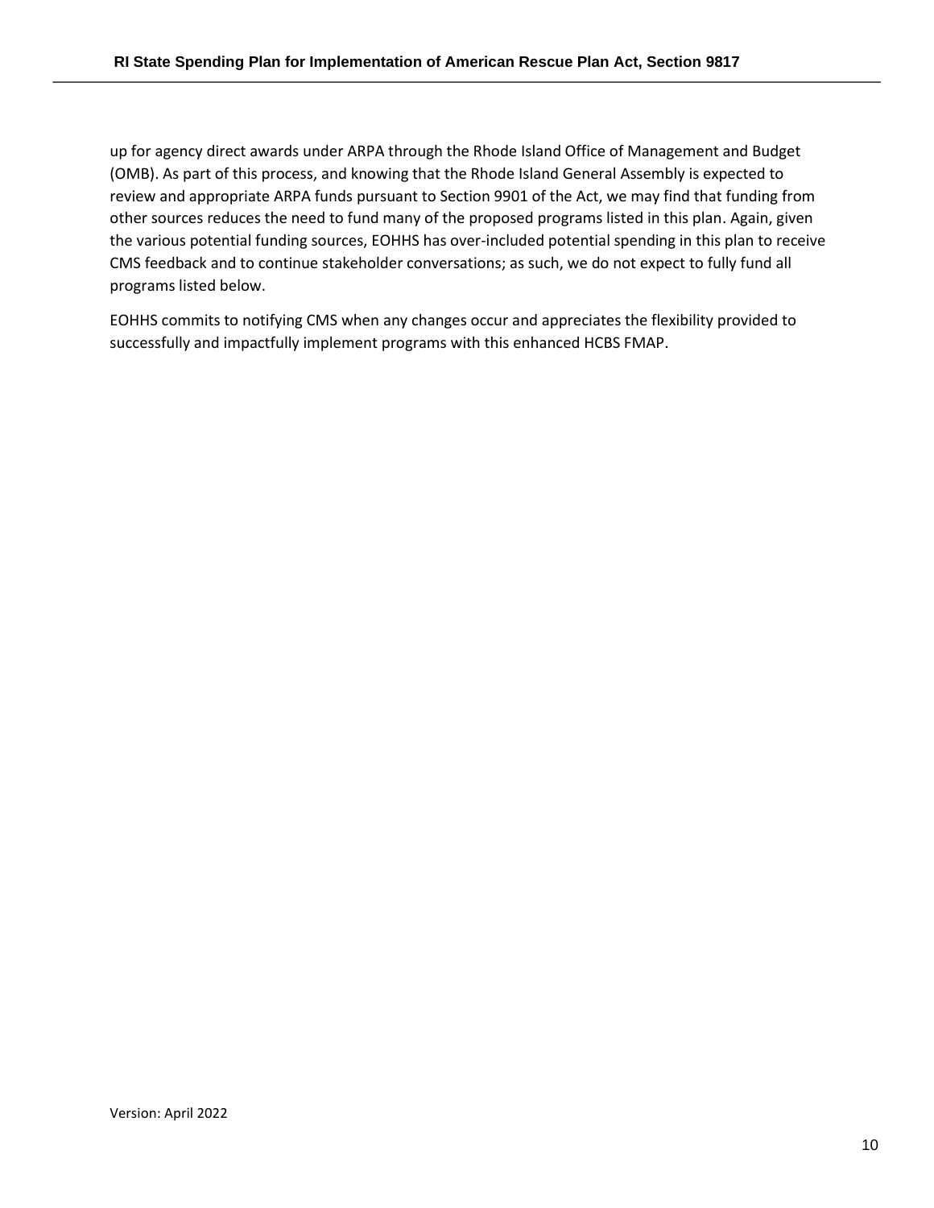up for agency direct awards under ARPA through the Rhode Island Office of Management and Budget (OMB). As part of this process, and knowing that the Rhode Island General Assembly is expected to review and appropriate ARPA funds pursuant to Section 9901 of the Act, we may find that funding from other sources reduces the need to fund many of the proposed programs listed in this plan. Again, given the various potential funding sources, EOHHS has over-included potential spending in this plan to receive CMS feedback and to continue stakeholder conversations; as such, we do not expect to fully fund all programs listed below.

EOHHS commits to notifying CMS when any changes occur and appreciates the flexibility provided to successfully and impactfully implement programs with this enhanced HCBS FMAP.

Version: April 2022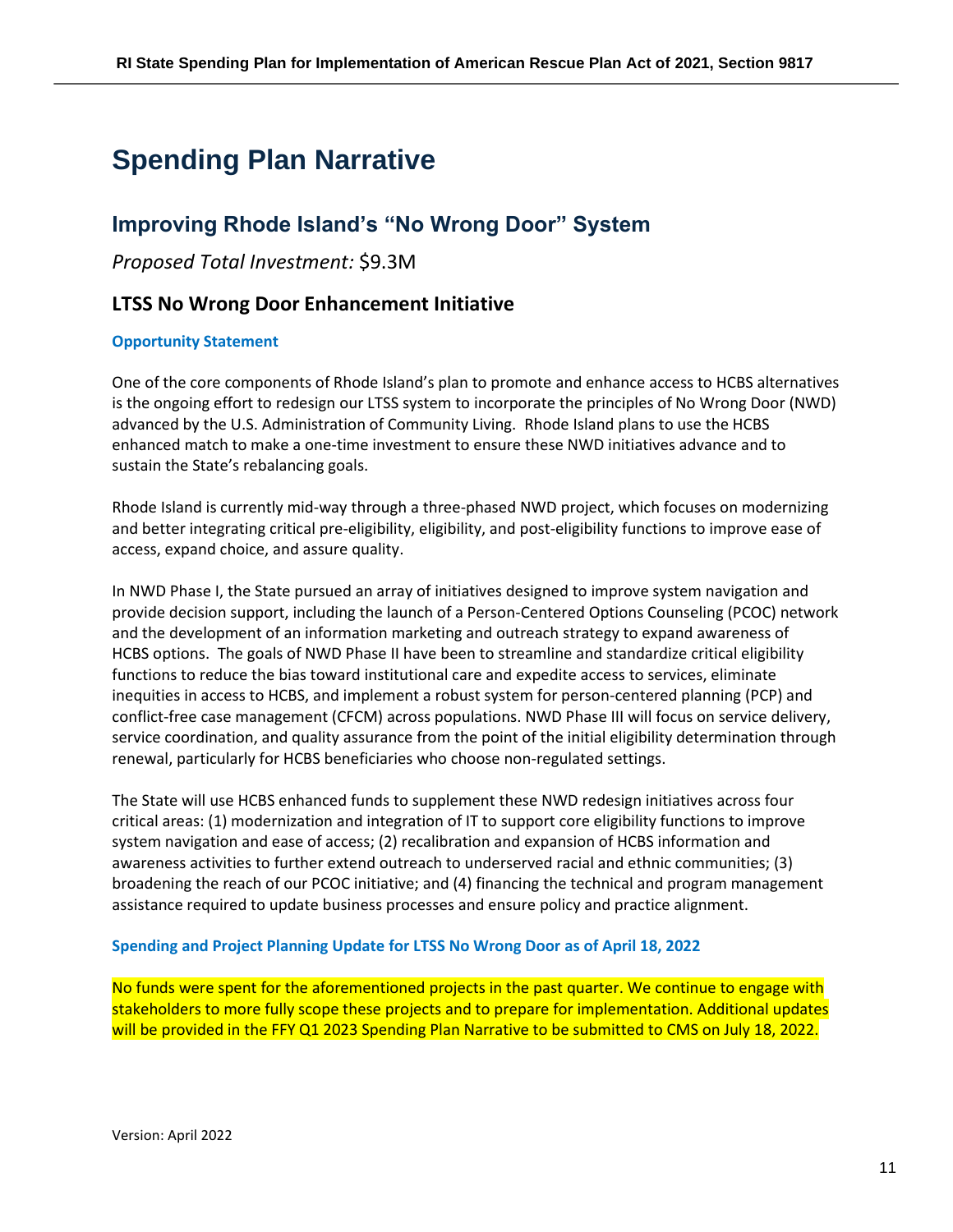# Spending Plan Narrative

## Improving Rhode Island's "No Wrong Door" System

*Proposed Total Investment:* $9.3M

### LTSS No Wrong Door Enhancement Initiative

**Opportunity Statement**

One of the core components of Rhode Island's plan to promote and enhance access to HCBS alternatives is the ongoing effort to redesign our LTSS system to incorporate the principles of No Wrong Door (NWD) advanced by the U.S. Administration of Community Living. Rhode Island plans to use the HCBS enhanced match to make a one-time investment to ensure these NWD initiatives advance and to sustain the State's rebalancing goals.

Rhode Island is currently mid-way through a three-phased NWD project, which focuses on modernizing and better integrating critical pre-eligibility, eligibility, and post-eligibility functions to improve ease of access, expand choice, and assure quality.

In NWD Phase I, the State pursued an array of initiatives designed to improve system navigation and provide decision support, including the launch of a Person-Centered Options Counseling (PCOC) network and the development of an information marketing and outreach strategy to expand awareness of HCBS options. The goals of NWD Phase II have been to streamline and standardize critical eligibility functions to reduce the bias toward institutional care and expedite access to services, eliminate inequities in access to HCBS, and implement a robust system for person-centered planning (PCP) and conflict-free case management (CFCM) across populations. NWD Phase III will focus on service delivery, service coordination, and quality assurance from the point of the initial eligibility determination through renewal, particularly for HCBS beneficiaries who choose non-regulated settings.

The State will use HCBS enhanced funds to supplement these NWD redesign initiatives across four critical areas: (1) modernization and integration of IT to support core eligibility functions to improve system navigation and ease of access; (2) recalibration and expansion of HCBS information and awareness activities to further extend outreach to underserved racial and ethnic communities; (3) broadening the reach of our PCOC initiative; and (4) financing the technical and program management assistance required to update business processes and ensure policy and practice alignment.

**Spending and Project Planning Update for LTSS No Wrong Door as of April 18, 2022**

No funds were spent for the aforementioned projects in the past quarter. We continue to engage with stakeholders to more fully scope these projects and to prepare for implementation. Additional updates will be provided in the FFY Q1 2023 Spending Plan Narrative to be submitted to CMS on July 18, 2022.

Version: April 2022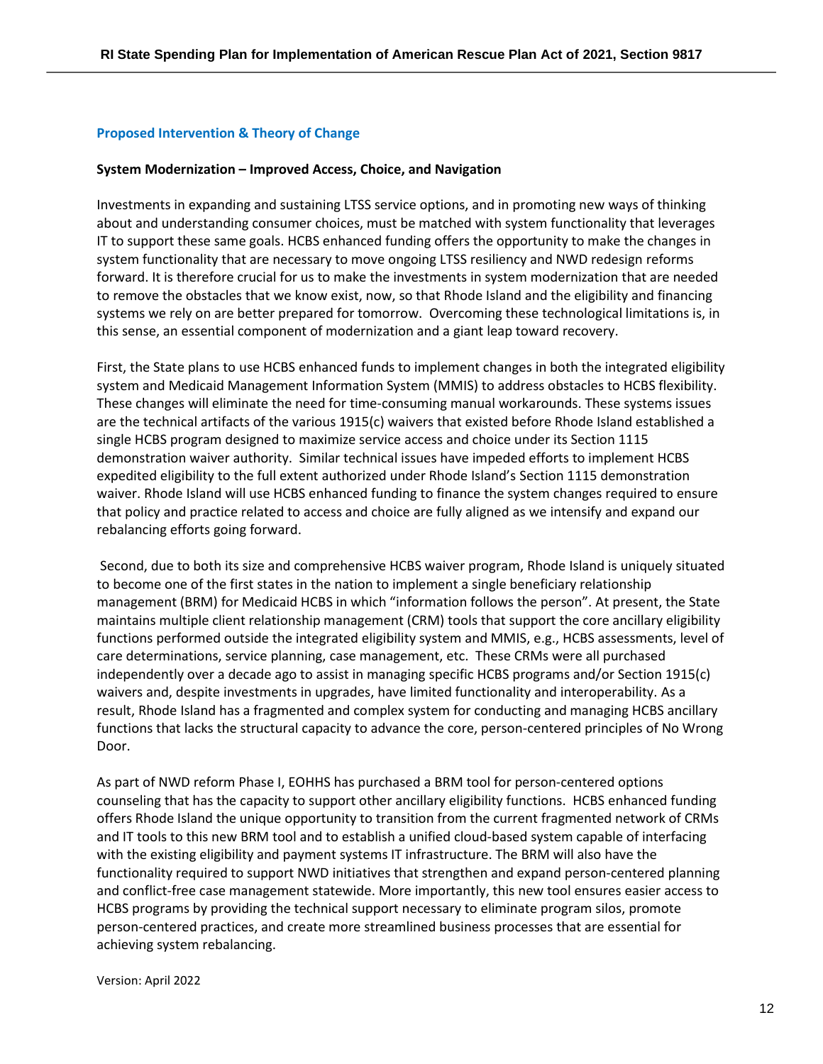### Proposed Intervention & Theory of Change

**System Modernization – Improved Access, Choice, and Navigation**

Investments in expanding and sustaining LTSS service options, and in promoting new ways of thinking about and understanding consumer choices, must be matched with system functionality that leverages IT to support these same goals. HCBS enhanced funding offers the opportunity to make the changes in system functionality that are necessary to move ongoing LTSS resiliency and NWD redesign reforms forward. It is therefore crucial for us to make the investments in system modernization that are needed to remove the obstacles that we know exist, now, so that Rhode Island and the eligibility and financing systems we rely on are better prepared for tomorrow. Overcoming these technological limitations is, in this sense, an essential component of modernization and a giant leap toward recovery.

First, the State plans to use HCBS enhanced funds to implement changes in both the integrated eligibility system and Medicaid Management Information System (MMIS) to address obstacles to HCBS flexibility. These changes will eliminate the need for time-consuming manual workarounds. These systems issues are the technical artifacts of the various 1915(c) waivers that existed before Rhode Island established a single HCBS program designed to maximize service access and choice under its Section 1115 demonstration waiver authority. Similar technical issues have impeded efforts to implement HCBS expedited eligibility to the full extent authorized under Rhode Island's Section 1115 demonstration waiver. Rhode Island will use HCBS enhanced funding to finance the system changes required to ensure that policy and practice related to access and choice are fully aligned as we intensify and expand our rebalancing efforts going forward.

Second, due to both its size and comprehensive HCBS waiver program, Rhode Island is uniquely situated to become one of the first states in the nation to implement a single beneficiary relationship management (BRM) for Medicaid HCBS in which "information follows the person". At present, the State maintains multiple client relationship management (CRM) tools that support the core ancillary eligibility functions performed outside the integrated eligibility system and MMIS, e.g., HCBS assessments, level of care determinations, service planning, case management, etc. These CRMs were all purchased independently over a decade ago to assist in managing specific HCBS programs and/or Section 1915(c) waivers and, despite investments in upgrades, have limited functionality and interoperability. As a result, Rhode Island has a fragmented and complex system for conducting and managing HCBS ancillary functions that lacks the structural capacity to advance the core, person-centered principles of No Wrong Door.

As part of NWD reform Phase I, EOHHS has purchased a BRM tool for person-centered options counseling that has the capacity to support other ancillary eligibility functions. HCBS enhanced funding offers Rhode Island the unique opportunity to transition from the current fragmented network of CRMs and IT tools to this new BRM tool and to establish a unified cloud-based system capable of interfacing with the existing eligibility and payment systems IT infrastructure. The BRM will also have the functionality required to support NWD initiatives that strengthen and expand person-centered planning and conflict-free case management statewide. More importantly, this new tool ensures easier access to HCBS programs by providing the technical support necessary to eliminate program silos, promote person-centered practices, and create more streamlined business processes that are essential for achieving system rebalancing.

Version: April 2022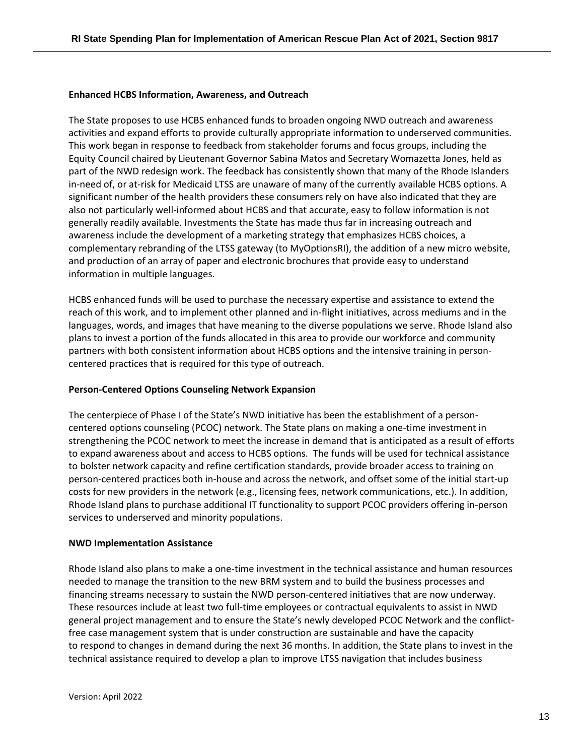**Enhanced HCBS Information, Awareness, and Outreach**

The State proposes to use HCBS enhanced funds to broaden ongoing NWD outreach and awareness activities and expand efforts to provide culturally appropriate information to underserved communities. This work began in response to feedback from stakeholder forums and focus groups, including the Equity Council chaired by Lieutenant Governor Sabina Matos and Secretary Womazetta Jones, held as part of the NWD redesign work. The feedback has consistently shown that many of the Rhode Islanders in-need of, or at-risk for Medicaid LTSS are unaware of many of the currently available HCBS options. A significant number of the health providers these consumers rely on have also indicated that they are also not particularly well-informed about HCBS and that accurate, easy to follow information is not generally readily available. Investments the State has made thus far in increasing outreach and awareness include the development of a marketing strategy that emphasizes HCBS choices, a complementary rebranding of the LTSS gateway (to MyOptionsRI), the addition of a new micro website, and production of an array of paper and electronic brochures that provide easy to understand information in multiple languages.

HCBS enhanced funds will be used to purchase the necessary expertise and assistance to extend the reach of this work, and to implement other planned and in-flight initiatives, across mediums and in the languages, words, and images that have meaning to the diverse populations we serve. Rhode Island also plans to invest a portion of the funds allocated in this area to provide our workforce and community partners with both consistent information about HCBS options and the intensive training in person-centered practices that is required for this type of outreach.

**Person-Centered Options Counseling Network Expansion**

The centerpiece of Phase I of the State's NWD initiative has been the establishment of a person-centered options counseling (PCOC) network. The State plans on making a one-time investment in strengthening the PCOC network to meet the increase in demand that is anticipated as a result of efforts to expand awareness about and access to HCBS options. The funds will be used for technical assistance to bolster network capacity and refine certification standards, provide broader access to training on person-centered practices both in-house and across the network, and offset some of the initial start-up costs for new providers in the network (e.g., licensing fees, network communications, etc.). In addition, Rhode Island plans to purchase additional IT functionality to support PCOC providers offering in-person services to underserved and minority populations.

**NWD Implementation Assistance**

Rhode Island also plans to make a one-time investment in the technical assistance and human resources needed to manage the transition to the new BRM system and to build the business processes and financing streams necessary to sustain the NWD person-centered initiatives that are now underway. These resources include at least two full-time employees or contractual equivalents to assist in NWD general project management and to ensure the State's newly developed PCOC Network and the conflict-free case management system that is under construction are sustainable and have the capacity to respond to changes in demand during the next 36 months. In addition, the State plans to invest in the technical assistance required to develop a plan to improve LTSS navigation that includes business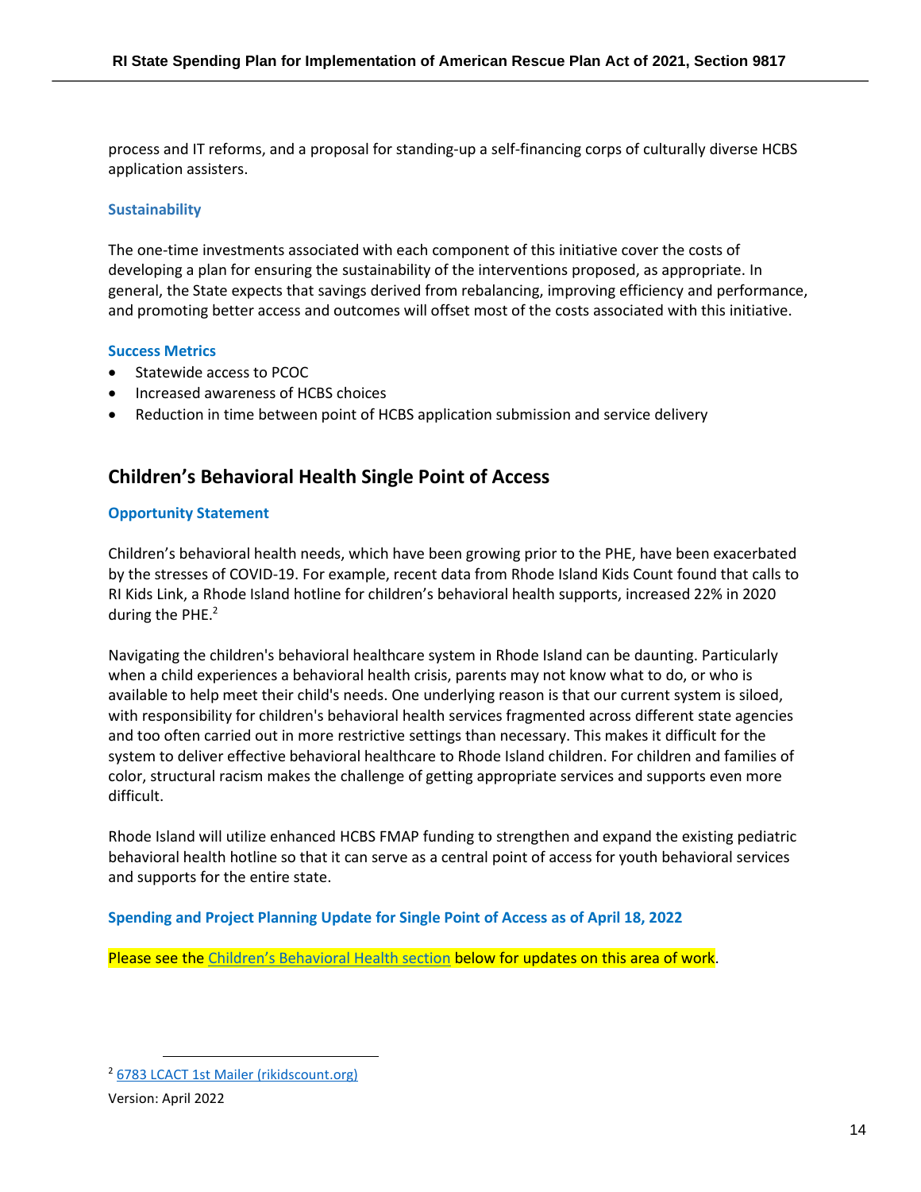process and IT reforms, and a proposal for standing-up a self-financing corps of culturally diverse HCBS application assisters.

### Sustainability

The one-time investments associated with each component of this initiative cover the costs of developing a plan for ensuring the sustainability of the interventions proposed, as appropriate. In general, the State expects that savings derived from rebalancing, improving efficiency and performance, and promoting better access and outcomes will offset most of the costs associated with this initiative.

### Success Metrics

- Statewide access to PCOC
- Increased awareness of HCBS choices
- Reduction in time between point of HCBS application submission and service delivery

## Children's Behavioral Health Single Point of Access

### Opportunity Statement

Children's behavioral health needs, which have been growing prior to the PHE, have been exacerbated by the stresses of COVID-19. For example, recent data from Rhode Island Kids Count found that calls to RI Kids Link, a Rhode Island hotline for children's behavioral health supports, increased 22% in 2020 during the PHE.[2]

Navigating the children's behavioral healthcare system in Rhode Island can be daunting. Particularly when a child experiences a behavioral health crisis, parents may not know what to do, or who is available to help meet their child's needs. One underlying reason is that our current system is siloed, with responsibility for children's behavioral health services fragmented across different state agencies and too often carried out in more restrictive settings than necessary. This makes it difficult for the system to deliver effective behavioral healthcare to Rhode Island children. For children and families of color, structural racism makes the challenge of getting appropriate services and supports even more difficult.

Rhode Island will utilize enhanced HCBS FMAP funding to strengthen and expand the existing pediatric behavioral health hotline so that it can serve as a central point of access for youth behavioral services and supports for the entire state.

### Spending and Project Planning Update for Single Point of Access as of April 18, 2022

Please see the Children's Behavioral Health section below for updates on this area of work.

[2] 6783 LCACT 1st Mailer (rikidscount.org)

Version: April 2022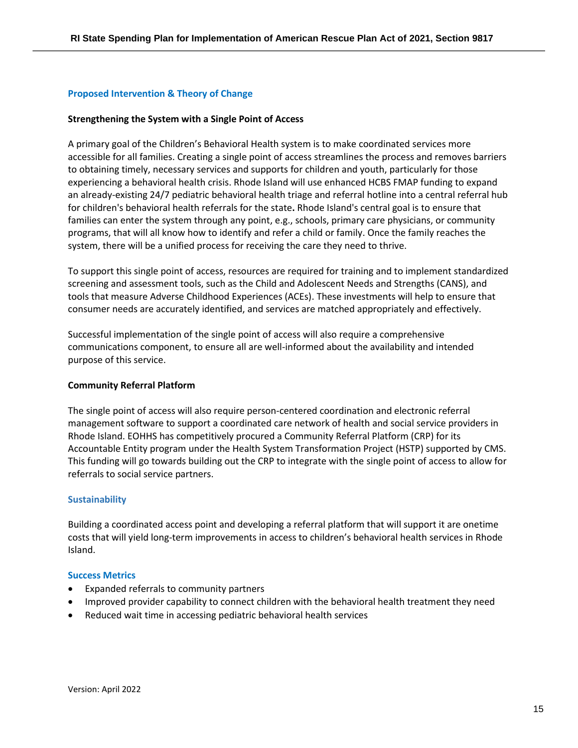## Proposed Intervention & Theory of Change

### Strengthening the System with a Single Point of Access

A primary goal of the Children's Behavioral Health system is to make coordinated services more accessible for all families. Creating a single point of access streamlines the process and removes barriers to obtaining timely, necessary services and supports for children and youth, particularly for those experiencing a behavioral health crisis. Rhode Island will use enhanced HCBS FMAP funding to expand an already-existing 24/7 pediatric behavioral health triage and referral hotline into a central referral hub for children's behavioral health referrals for the state**.** Rhode Island's central goal is to ensure that families can enter the system through any point, e.g., schools, primary care physicians, or community programs, that will all know how to identify and refer a child or family. Once the family reaches the system, there will be a unified process for receiving the care they need to thrive.

To support this single point of access, resources are required for training and to implement standardized screening and assessment tools, such as the Child and Adolescent Needs and Strengths (CANS), and tools that measure Adverse Childhood Experiences (ACEs). These investments will help to ensure that consumer needs are accurately identified, and services are matched appropriately and effectively.

Successful implementation of the single point of access will also require a comprehensive communications component, to ensure all are well-informed about the availability and intended purpose of this service.

### Community Referral Platform

The single point of access will also require person-centered coordination and electronic referral management software to support a coordinated care network of health and social service providers in Rhode Island. EOHHS has competitively procured a Community Referral Platform (CRP) for its Accountable Entity program under the Health System Transformation Project (HSTP) supported by CMS. This funding will go towards building out the CRP to integrate with the single point of access to allow for referrals to social service partners.

## Sustainability

Building a coordinated access point and developing a referral platform that will support it are onetime costs that will yield long-term improvements in access to children's behavioral health services in Rhode Island.

## Success Metrics

- Expanded referrals to community partners
- Improved provider capability to connect children with the behavioral health treatment they need
- Reduced wait time in accessing pediatric behavioral health services

Version: April 2022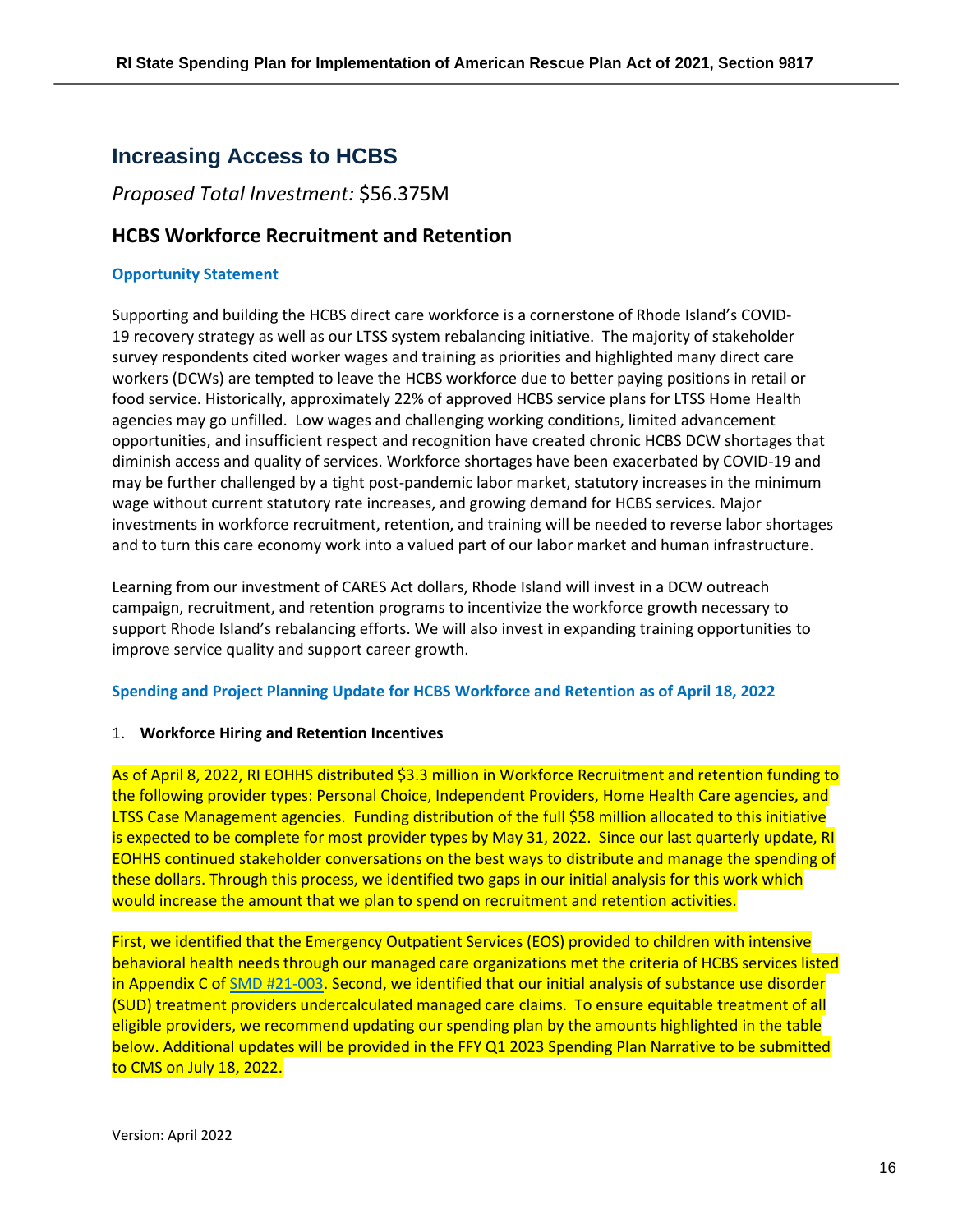## Increasing Access to HCBS

*Proposed Total Investment:* $56.375M

### HCBS Workforce Recruitment and Retention

**Opportunity Statement**

Supporting and building the HCBS direct care workforce is a cornerstone of Rhode Island's COVID-19 recovery strategy as well as our LTSS system rebalancing initiative. The majority of stakeholder survey respondents cited worker wages and training as priorities and highlighted many direct care workers (DCWs) are tempted to leave the HCBS workforce due to better paying positions in retail or food service. Historically, approximately 22% of approved HCBS service plans for LTSS Home Health agencies may go unfilled. Low wages and challenging working conditions, limited advancement opportunities, and insufficient respect and recognition have created chronic HCBS DCW shortages that diminish access and quality of services. Workforce shortages have been exacerbated by COVID-19 and may be further challenged by a tight post-pandemic labor market, statutory increases in the minimum wage without current statutory rate increases, and growing demand for HCBS services. Major investments in workforce recruitment, retention, and training will be needed to reverse labor shortages and to turn this care economy work into a valued part of our labor market and human infrastructure.

Learning from our investment of CARES Act dollars, Rhode Island will invest in a DCW outreach campaign, recruitment, and retention programs to incentivize the workforce growth necessary to support Rhode Island's rebalancing efforts. We will also invest in expanding training opportunities to improve service quality and support career growth.

**Spending and Project Planning Update for HCBS Workforce and Retention as of April 18, 2022**

1. **Workforce Hiring and Retention Incentives**

As of April 8, 2022, RI EOHHS distributed $3.3 million in Workforce Recruitment and retention funding to the following provider types: Personal Choice, Independent Providers, Home Health Care agencies, and LTSS Case Management agencies. Funding distribution of the full $58 million allocated to this initiative is expected to be complete for most provider types by May 31, 2022. Since our last quarterly update, RI EOHHS continued stakeholder conversations on the best ways to distribute and manage the spending of these dollars. Through this process, we identified two gaps in our initial analysis for this work which would increase the amount that we plan to spend on recruitment and retention activities.

First, we identified that the Emergency Outpatient Services (EOS) provided to children with intensive behavioral health needs through our managed care organizations met the criteria of HCBS services listed in Appendix C of SMD #21-003. Second, we identified that our initial analysis of substance use disorder (SUD) treatment providers undercalculated managed care claims. To ensure equitable treatment of all eligible providers, we recommend updating our spending plan by the amounts highlighted in the table below. Additional updates will be provided in the FFY Q1 2023 Spending Plan Narrative to be submitted to CMS on July 18, 2022.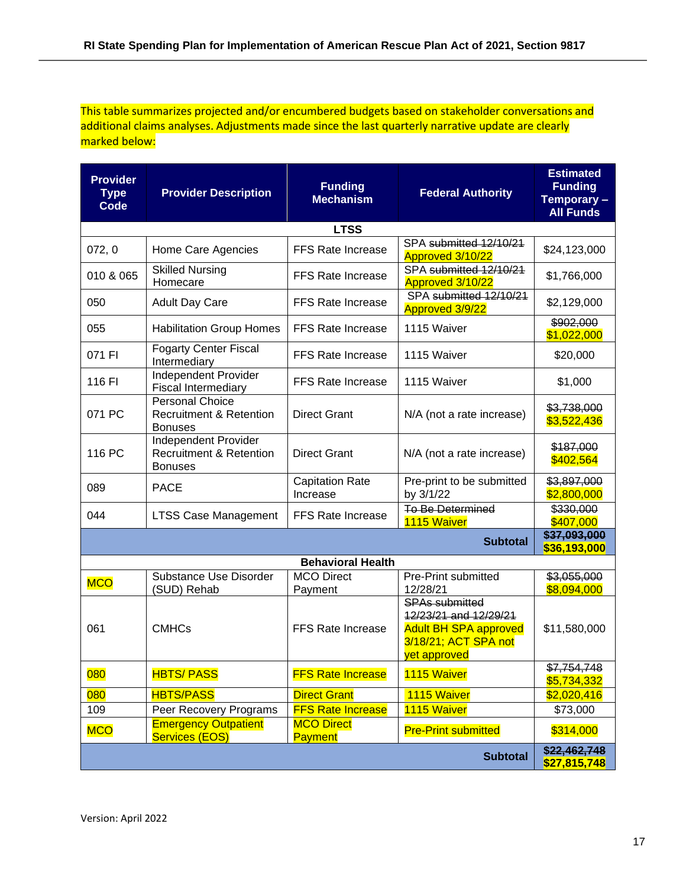This table summarizes projected and/or encumbered budgets based on stakeholder conversations and additional claims analyses. Adjustments made since the last quarterly narrative update are clearly marked below:

| Provider Type Code | Provider Description | Funding Mechanism | Federal Authority | Estimated Funding Temporary – All Funds |
|---|---|---|---|---|
| **LTSS** | | | | |
| 072, 0 | Home Care Agencies | FFS Rate Increase | SPA ~~submitted 12/10/21~~ Approved 3/10/22 | $24,123,000 |
| 010 & 065 | Skilled Nursing Homecare | FFS Rate Increase | SPA ~~submitted 12/10/21~~ Approved 3/10/22 | $1,766,000 |
| 050 | Adult Day Care | FFS Rate Increase | SPA ~~submitted 12/10/21~~ Approved 3/9/22 | $2,129,000 |
| 055 | Habilitation Group Homes | FFS Rate Increase | 1115 Waiver | ~~$902,000~~ $1,022,000 |
| 071 FI | Fogarty Center Fiscal Intermediary | FFS Rate Increase | 1115 Waiver | $20,000 |
| 116 FI | Independent Provider Fiscal Intermediary | FFS Rate Increase | 1115 Waiver | $1,000 |
| 071 PC | Personal Choice Recruitment & Retention Bonuses | Direct Grant | N/A (not a rate increase) | ~~$3,738,000~~ $3,522,436 |
| 116 PC | Independent Provider Recruitment & Retention Bonuses | Direct Grant | N/A (not a rate increase) | ~~$187,000~~ $402,564 |
| 089 | PACE | Capitation Rate Increase | Pre-print to be submitted by 3/1/22 | ~~$3,897,000~~ $2,800,000 |
| 044 | LTSS Case Management | FFS Rate Increase | ~~To Be Determined~~ 1115 Waiver | ~~$330,000~~ $407,000 |
| | | | **Subtotal** | **~~$37,093,000~~ $36,193,000** |
| **Behavioral Health** | | | | |
| MCO | Substance Use Disorder (SUD) Rehab | MCO Direct Payment | Pre-Print submitted 12/28/21 | ~~$3,055,000~~ $8,094,000 |
| 061 | CMHCs | FFS Rate Increase | ~~SPAs submitted 12/23/21 and 12/29/21~~ Adult BH SPA approved 3/18/21; ACT SPA not yet approved | $11,580,000 |
| 080 | HBTS/ PASS | FFS Rate Increase | 1115 Waiver | ~~$7,754,748~~ $5,734,332 |
| 080 | HBTS/PASS | Direct Grant | 1115 Waiver | $2,020,416 |
| 109 | Peer Recovery Programs | FFS Rate Increase | 1115 Waiver | $73,000 |
| MCO | Emergency Outpatient Services (EOS) | MCO Direct Payment | Pre-Print submitted | $314,000 |
| | | | **Subtotal** | **~~$22,462,748~~ $27,815,748** |

Version: April 2022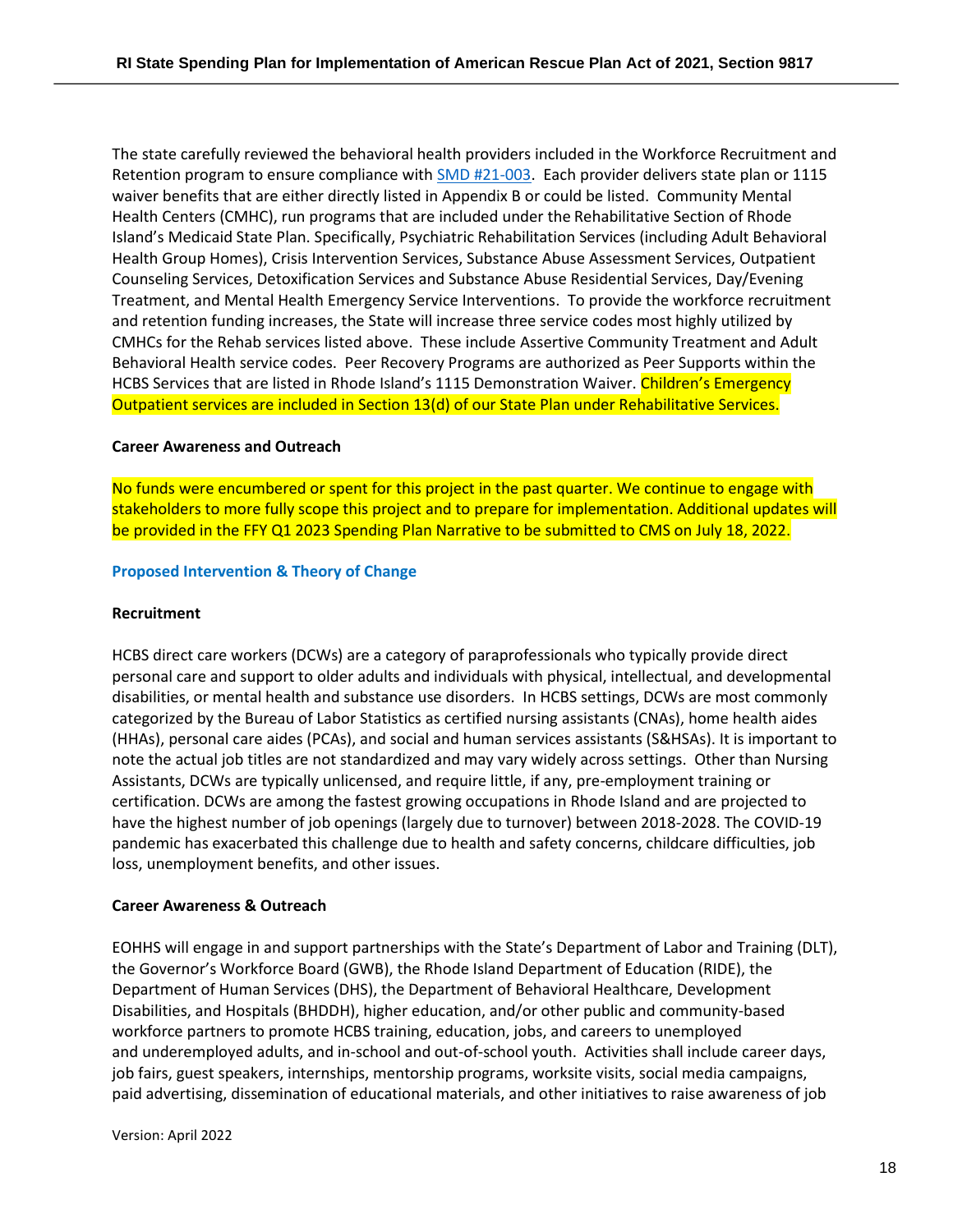The state carefully reviewed the behavioral health providers included in the Workforce Recruitment and Retention program to ensure compliance with [SMD #21-003](). Each provider delivers state plan or 1115 waiver benefits that are either directly listed in Appendix B or could be listed. Community Mental Health Centers (CMHC), run programs that are included under the Rehabilitative Section of Rhode Island's Medicaid State Plan. Specifically, Psychiatric Rehabilitation Services (including Adult Behavioral Health Group Homes), Crisis Intervention Services, Substance Abuse Assessment Services, Outpatient Counseling Services, Detoxification Services and Substance Abuse Residential Services, Day/Evening Treatment, and Mental Health Emergency Service Interventions. To provide the workforce recruitment and retention funding increases, the State will increase three service codes most highly utilized by CMHCs for the Rehab services listed above. These include Assertive Community Treatment and Adult Behavioral Health service codes. Peer Recovery Programs are authorized as Peer Supports within the HCBS Services that are listed in Rhode Island's 1115 Demonstration Waiver. Children's Emergency Outpatient services are included in Section 13(d) of our State Plan under Rehabilitative Services.

**Career Awareness and Outreach**

No funds were encumbered or spent for this project in the past quarter. We continue to engage with stakeholders to more fully scope this project and to prepare for implementation. Additional updates will be provided in the FFY Q1 2023 Spending Plan Narrative to be submitted to CMS on July 18, 2022.

### Proposed Intervention & Theory of Change

**Recruitment**

HCBS direct care workers (DCWs) are a category of paraprofessionals who typically provide direct personal care and support to older adults and individuals with physical, intellectual, and developmental disabilities, or mental health and substance use disorders. In HCBS settings, DCWs are most commonly categorized by the Bureau of Labor Statistics as certified nursing assistants (CNAs), home health aides (HHAs), personal care aides (PCAs), and social and human services assistants (S&HSAs). It is important to note the actual job titles are not standardized and may vary widely across settings. Other than Nursing Assistants, DCWs are typically unlicensed, and require little, if any, pre-employment training or certification. DCWs are among the fastest growing occupations in Rhode Island and are projected to have the highest number of job openings (largely due to turnover) between 2018-2028. The COVID-19 pandemic has exacerbated this challenge due to health and safety concerns, childcare difficulties, job loss, unemployment benefits, and other issues.

**Career Awareness & Outreach**

EOHHS will engage in and support partnerships with the State's Department of Labor and Training (DLT), the Governor's Workforce Board (GWB), the Rhode Island Department of Education (RIDE), the Department of Human Services (DHS), the Department of Behavioral Healthcare, Development Disabilities, and Hospitals (BHDDH), higher education, and/or other public and community-based workforce partners to promote HCBS training, education, jobs, and careers to unemployed and underemployed adults, and in-school and out-of-school youth. Activities shall include career days, job fairs, guest speakers, internships, mentorship programs, worksite visits, social media campaigns, paid advertising, dissemination of educational materials, and other initiatives to raise awareness of job

Version: April 2022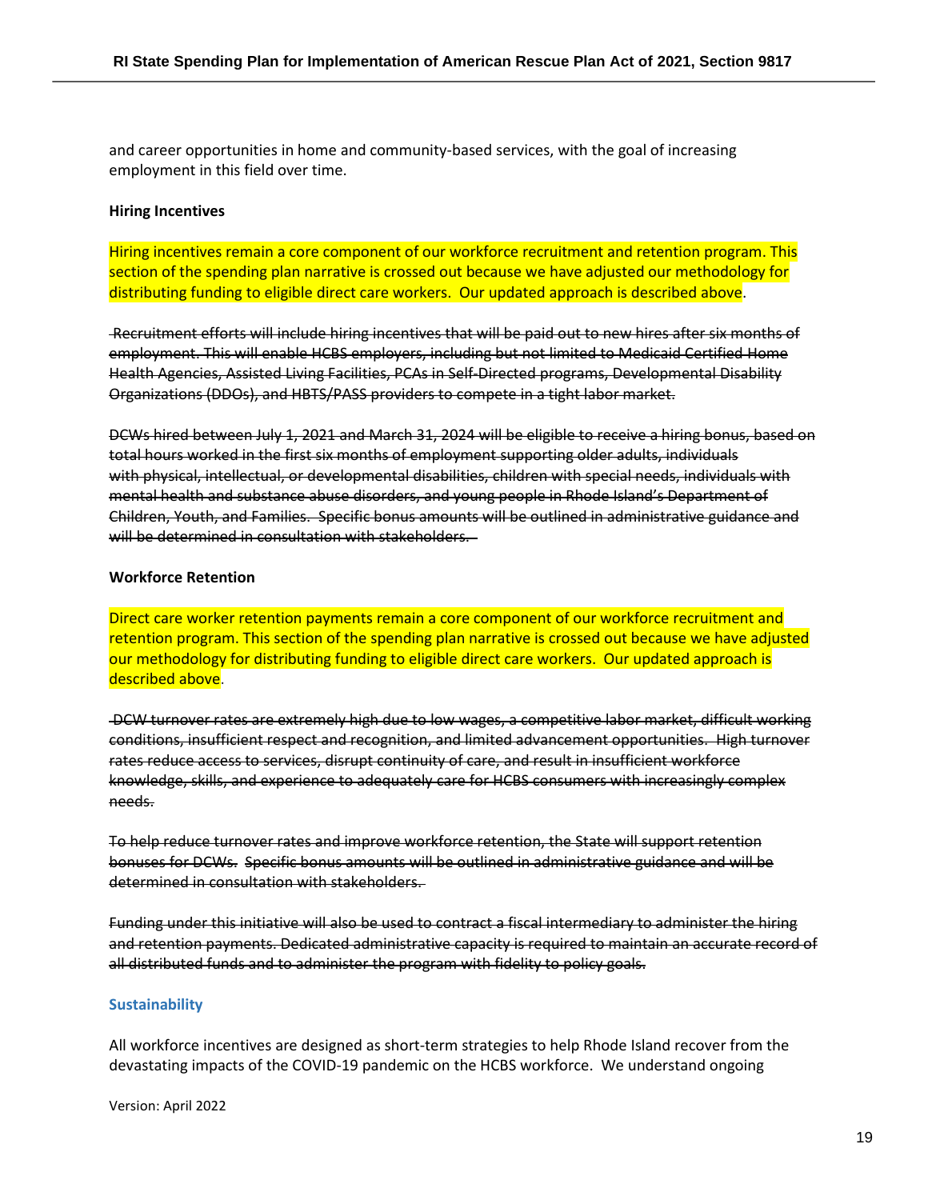and career opportunities in home and community-based services, with the goal of increasing employment in this field over time.

**Hiring Incentives**

Hiring incentives remain a core component of our workforce recruitment and retention program. This section of the spending plan narrative is crossed out because we have adjusted our methodology for distributing funding to eligible direct care workers. Our updated approach is described above.

~~Recruitment efforts will include hiring incentives that will be paid out to new hires after six months of employment. This will enable HCBS employers, including but not limited to Medicaid Certified Home Health Agencies, Assisted Living Facilities, PCAs in Self-Directed programs, Developmental Disability Organizations (DDOs), and HBTS/PASS providers to compete in a tight labor market.~~

~~DCWs hired between July 1, 2021 and March 31, 2024 will be eligible to receive a hiring bonus, based on total hours worked in the first six months of employment supporting older adults, individuals with physical, intellectual, or developmental disabilities, children with special needs, individuals with mental health and substance abuse disorders, and young people in Rhode Island's Department of Children, Youth, and Families. Specific bonus amounts will be outlined in administrative guidance and will be determined in consultation with stakeholders.~~

**Workforce Retention**

Direct care worker retention payments remain a core component of our workforce recruitment and retention program. This section of the spending plan narrative is crossed out because we have adjusted our methodology for distributing funding to eligible direct care workers. Our updated approach is described above.

~~DCW turnover rates are extremely high due to low wages, a competitive labor market, difficult working conditions, insufficient respect and recognition, and limited advancement opportunities. High turnover rates reduce access to services, disrupt continuity of care, and result in insufficient workforce knowledge, skills, and experience to adequately care for HCBS consumers with increasingly complex needs.~~

~~To help reduce turnover rates and improve workforce retention, the State will support retention bonuses for DCWs. Specific bonus amounts will be outlined in administrative guidance and will be determined in consultation with stakeholders.~~

~~Funding under this initiative will also be used to contract a fiscal intermediary to administer the hiring and retention payments. Dedicated administrative capacity is required to maintain an accurate record of all distributed funds and to administer the program with fidelity to policy goals.~~

### Sustainability

All workforce incentives are designed as short-term strategies to help Rhode Island recover from the devastating impacts of the COVID-19 pandemic on the HCBS workforce. We understand ongoing

Version: April 2022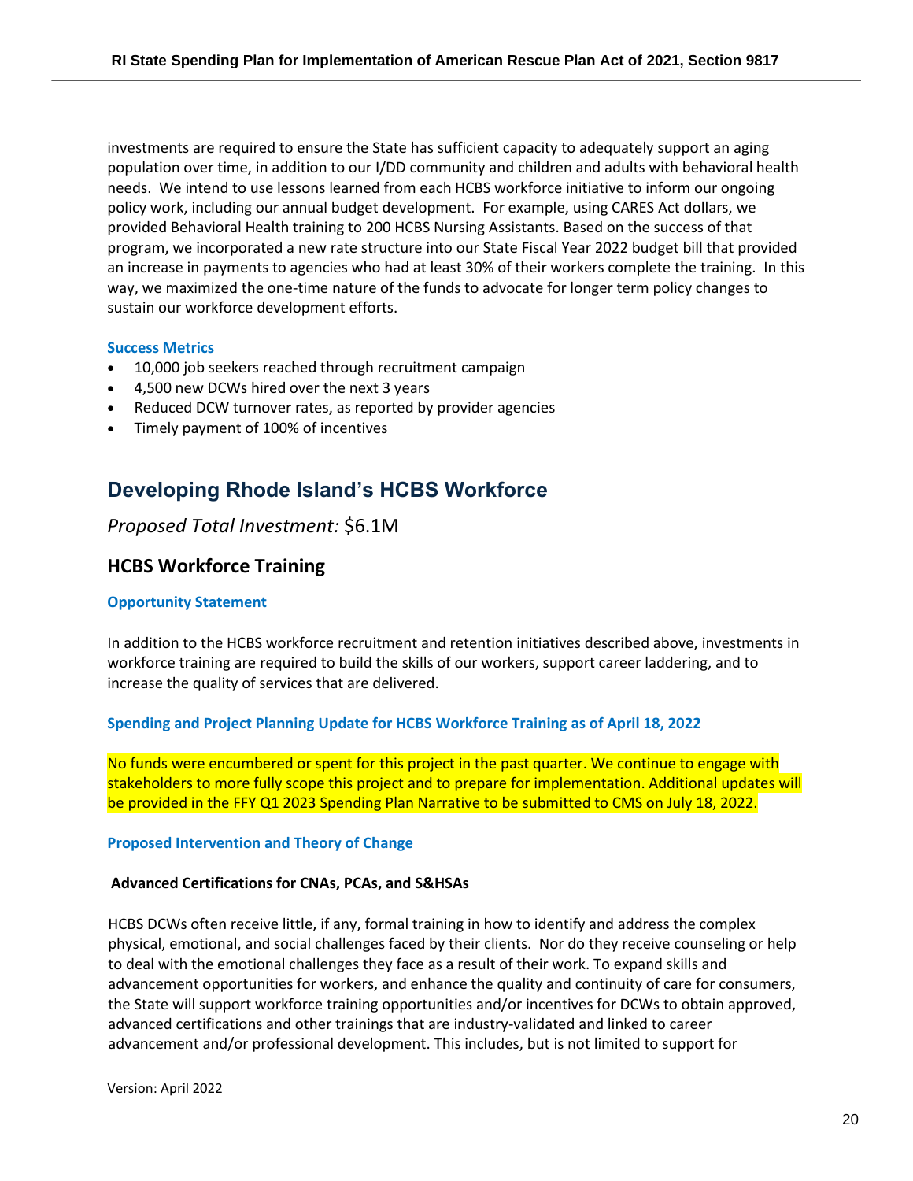investments are required to ensure the State has sufficient capacity to adequately support an aging population over time, in addition to our I/DD community and children and adults with behavioral health needs. We intend to use lessons learned from each HCBS workforce initiative to inform our ongoing policy work, including our annual budget development. For example, using CARES Act dollars, we provided Behavioral Health training to 200 HCBS Nursing Assistants. Based on the success of that program, we incorporated a new rate structure into our State Fiscal Year 2022 budget bill that provided an increase in payments to agencies who had at least 30% of their workers complete the training. In this way, we maximized the one-time nature of the funds to advocate for longer term policy changes to sustain our workforce development efforts.

#### Success Metrics

- 10,000 job seekers reached through recruitment campaign
- 4,500 new DCWs hired over the next 3 years
- Reduced DCW turnover rates, as reported by provider agencies
- Timely payment of 100% of incentives

## Developing Rhode Island's HCBS Workforce

*Proposed Total Investment:* $6.1M

### HCBS Workforce Training

#### Opportunity Statement

In addition to the HCBS workforce recruitment and retention initiatives described above, investments in workforce training are required to build the skills of our workers, support career laddering, and to increase the quality of services that are delivered.

#### Spending and Project Planning Update for HCBS Workforce Training as of April 18, 2022

No funds were encumbered or spent for this project in the past quarter. We continue to engage with stakeholders to more fully scope this project and to prepare for implementation. Additional updates will be provided in the FFY Q1 2023 Spending Plan Narrative to be submitted to CMS on July 18, 2022.

#### Proposed Intervention and Theory of Change

**Advanced Certifications for CNAs, PCAs, and S&HSAs**

HCBS DCWs often receive little, if any, formal training in how to identify and address the complex physical, emotional, and social challenges faced by their clients. Nor do they receive counseling or help to deal with the emotional challenges they face as a result of their work. To expand skills and advancement opportunities for workers, and enhance the quality and continuity of care for consumers, the State will support workforce training opportunities and/or incentives for DCWs to obtain approved, advanced certifications and other trainings that are industry-validated and linked to career advancement and/or professional development. This includes, but is not limited to support for

Version: April 2022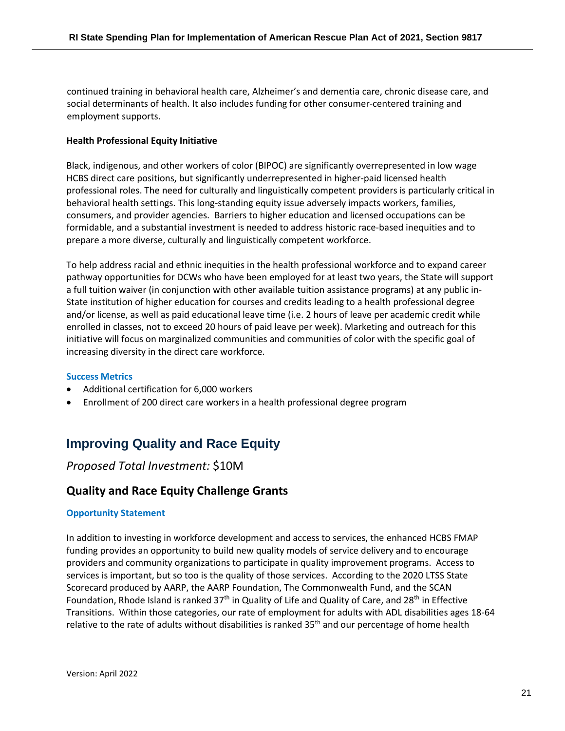continued training in behavioral health care, Alzheimer's and dementia care, chronic disease care, and social determinants of health. It also includes funding for other consumer-centered training and employment supports.

**Health Professional Equity Initiative**

Black, indigenous, and other workers of color (BIPOC) are significantly overrepresented in low wage HCBS direct care positions, but significantly underrepresented in higher-paid licensed health professional roles. The need for culturally and linguistically competent providers is particularly critical in behavioral health settings. This long-standing equity issue adversely impacts workers, families, consumers, and provider agencies. Barriers to higher education and licensed occupations can be formidable, and a substantial investment is needed to address historic race-based inequities and to prepare a more diverse, culturally and linguistically competent workforce.

To help address racial and ethnic inequities in the health professional workforce and to expand career pathway opportunities for DCWs who have been employed for at least two years, the State will support a full tuition waiver (in conjunction with other available tuition assistance programs) at any public in-State institution of higher education for courses and credits leading to a health professional degree and/or license, as well as paid educational leave time (i.e. 2 hours of leave per academic credit while enrolled in classes, not to exceed 20 hours of paid leave per week). Marketing and outreach for this initiative will focus on marginalized communities and communities of color with the specific goal of increasing diversity in the direct care workforce.

**Success Metrics**

- Additional certification for 6,000 workers
- Enrollment of 200 direct care workers in a health professional degree program

## Improving Quality and Race Equity

*Proposed Total Investment:* $10M

### Quality and Race Equity Challenge Grants

**Opportunity Statement**

In addition to investing in workforce development and access to services, the enhanced HCBS FMAP funding provides an opportunity to build new quality models of service delivery and to encourage providers and community organizations to participate in quality improvement programs. Access to services is important, but so too is the quality of those services. According to the 2020 LTSS State Scorecard produced by AARP, the AARP Foundation, The Commonwealth Fund, and the SCAN Foundation, Rhode Island is ranked 37th in Quality of Life and Quality of Care, and 28th in Effective Transitions. Within those categories, our rate of employment for adults with ADL disabilities ages 18-64 relative to the rate of adults without disabilities is ranked 35th and our percentage of home health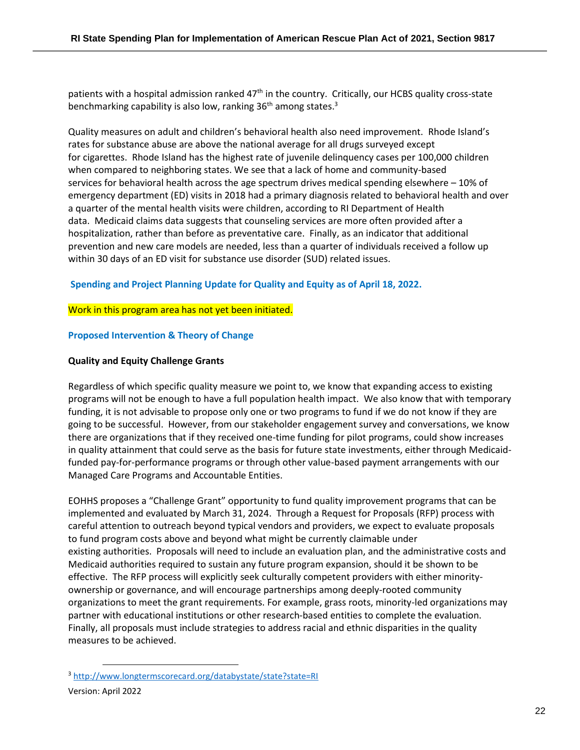patients with a hospital admission ranked 47th in the country. Critically, our HCBS quality cross-state benchmarking capability is also low, ranking 36th among states.[3]

Quality measures on adult and children's behavioral health also need improvement. Rhode Island's rates for substance abuse are above the national average for all drugs surveyed except for cigarettes. Rhode Island has the highest rate of juvenile delinquency cases per 100,000 children when compared to neighboring states. We see that a lack of home and community-based services for behavioral health across the age spectrum drives medical spending elsewhere – 10% of emergency department (ED) visits in 2018 had a primary diagnosis related to behavioral health and over a quarter of the mental health visits were children, according to RI Department of Health data. Medicaid claims data suggests that counseling services are more often provided after a hospitalization, rather than before as preventative care. Finally, as an indicator that additional prevention and new care models are needed, less than a quarter of individuals received a follow up within 30 days of an ED visit for substance use disorder (SUD) related issues.

### Spending and Project Planning Update for Quality and Equity as of April 18, 2022.

Work in this program area has not yet been initiated.

### Proposed Intervention & Theory of Change

**Quality and Equity Challenge Grants**

Regardless of which specific quality measure we point to, we know that expanding access to existing programs will not be enough to have a full population health impact. We also know that with temporary funding, it is not advisable to propose only one or two programs to fund if we do not know if they are going to be successful. However, from our stakeholder engagement survey and conversations, we know there are organizations that if they received one-time funding for pilot programs, could show increases in quality attainment that could serve as the basis for future state investments, either through Medicaid-funded pay-for-performance programs or through other value-based payment arrangements with our Managed Care Programs and Accountable Entities.

EOHHS proposes a "Challenge Grant" opportunity to fund quality improvement programs that can be implemented and evaluated by March 31, 2024. Through a Request for Proposals (RFP) process with careful attention to outreach beyond typical vendors and providers, we expect to evaluate proposals to fund program costs above and beyond what might be currently claimable under existing authorities. Proposals will need to include an evaluation plan, and the administrative costs and Medicaid authorities required to sustain any future program expansion, should it be shown to be effective. The RFP process will explicitly seek culturally competent providers with either minority-ownership or governance, and will encourage partnerships among deeply-rooted community organizations to meet the grant requirements. For example, grass roots, minority-led organizations may partner with educational institutions or other research-based entities to complete the evaluation. Finally, all proposals must include strategies to address racial and ethnic disparities in the quality measures to be achieved.

[3] http://www.longtermscorecard.org/databystate/state?state=RI

Version: April 2022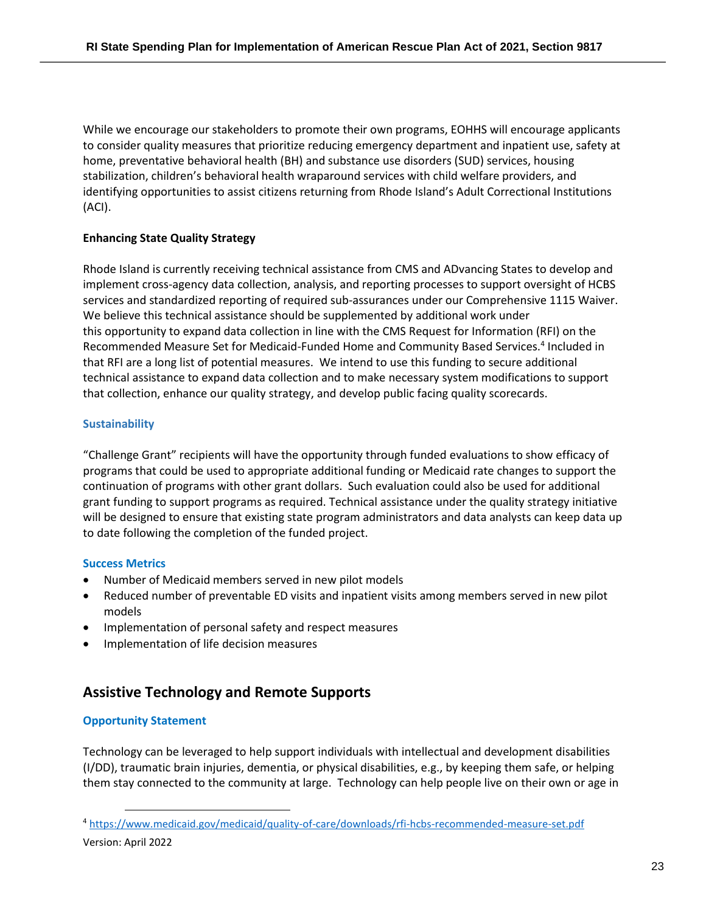While we encourage our stakeholders to promote their own programs, EOHHS will encourage applicants to consider quality measures that prioritize reducing emergency department and inpatient use, safety at home, preventative behavioral health (BH) and substance use disorders (SUD) services, housing stabilization, children's behavioral health wraparound services with child welfare providers, and identifying opportunities to assist citizens returning from Rhode Island's Adult Correctional Institutions (ACI).

**Enhancing State Quality Strategy**

Rhode Island is currently receiving technical assistance from CMS and ADvancing States to develop and implement cross-agency data collection, analysis, and reporting processes to support oversight of HCBS services and standardized reporting of required sub-assurances under our Comprehensive 1115 Waiver. We believe this technical assistance should be supplemented by additional work under this opportunity to expand data collection in line with the CMS Request for Information (RFI) on the Recommended Measure Set for Medicaid-Funded Home and Community Based Services.[4] Included in that RFI are a long list of potential measures. We intend to use this funding to secure additional technical assistance to expand data collection and to make necessary system modifications to support that collection, enhance our quality strategy, and develop public facing quality scorecards.

### Sustainability

"Challenge Grant" recipients will have the opportunity through funded evaluations to show efficacy of programs that could be used to appropriate additional funding or Medicaid rate changes to support the continuation of programs with other grant dollars. Such evaluation could also be used for additional grant funding to support programs as required. Technical assistance under the quality strategy initiative will be designed to ensure that existing state program administrators and data analysts can keep data up to date following the completion of the funded project.

### Success Metrics

- Number of Medicaid members served in new pilot models
- Reduced number of preventable ED visits and inpatient visits among members served in new pilot models
- Implementation of personal safety and respect measures
- Implementation of life decision measures

## Assistive Technology and Remote Supports

### Opportunity Statement

Technology can be leveraged to help support individuals with intellectual and development disabilities (I/DD), traumatic brain injuries, dementia, or physical disabilities, e.g., by keeping them safe, or helping them stay connected to the community at large. Technology can help people live on their own or age in

[4] https://www.medicaid.gov/medicaid/quality-of-care/downloads/rfi-hcbs-recommended-measure-set.pdf

Version: April 2022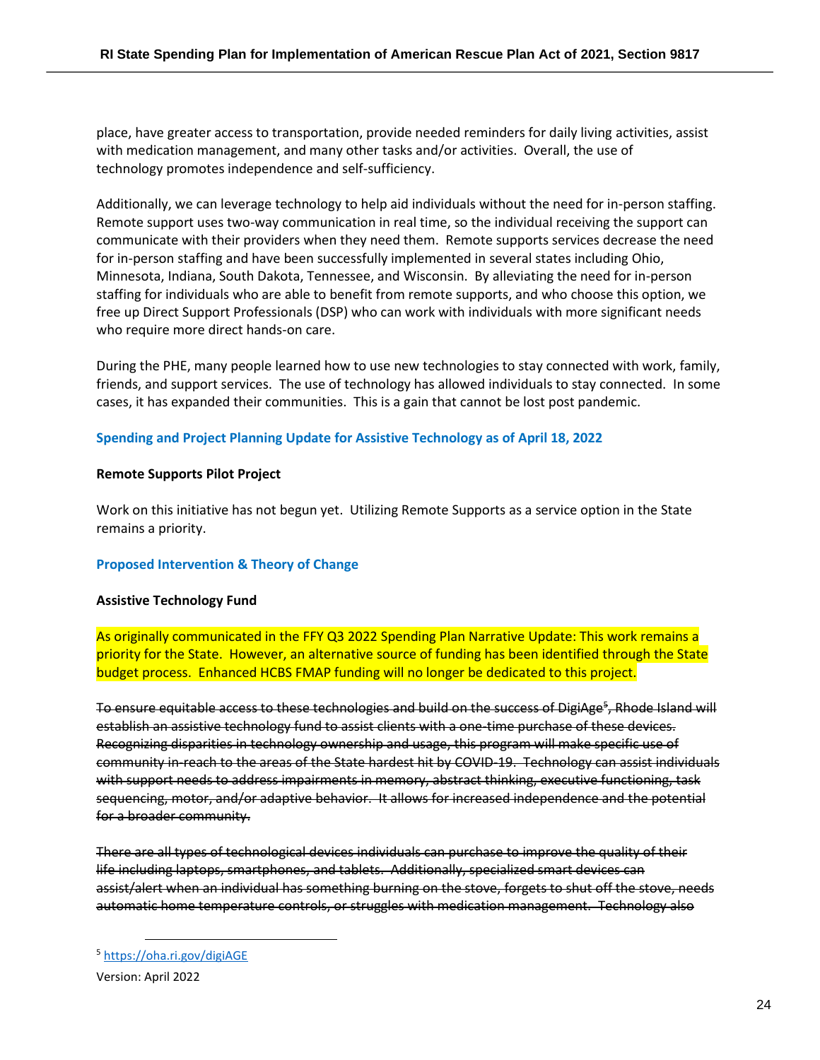place, have greater access to transportation, provide needed reminders for daily living activities, assist with medication management, and many other tasks and/or activities. Overall, the use of technology promotes independence and self-sufficiency.

Additionally, we can leverage technology to help aid individuals without the need for in-person staffing. Remote support uses two-way communication in real time, so the individual receiving the support can communicate with their providers when they need them. Remote supports services decrease the need for in-person staffing and have been successfully implemented in several states including Ohio, Minnesota, Indiana, South Dakota, Tennessee, and Wisconsin. By alleviating the need for in-person staffing for individuals who are able to benefit from remote supports, and who choose this option, we free up Direct Support Professionals (DSP) who can work with individuals with more significant needs who require more direct hands-on care.

During the PHE, many people learned how to use new technologies to stay connected with work, family, friends, and support services. The use of technology has allowed individuals to stay connected. In some cases, it has expanded their communities. This is a gain that cannot be lost post pandemic.

### Spending and Project Planning Update for Assistive Technology as of April 18, 2022

**Remote Supports Pilot Project**

Work on this initiative has not begun yet. Utilizing Remote Supports as a service option in the State remains a priority.

### Proposed Intervention & Theory of Change

**Assistive Technology Fund**

As originally communicated in the FFY Q3 2022 Spending Plan Narrative Update: This work remains a priority for the State. However, an alternative source of funding has been identified through the State budget process. Enhanced HCBS FMAP funding will no longer be dedicated to this project.

~~To ensure equitable access to these technologies and build on the success of DigiAge[5], Rhode Island will establish an assistive technology fund to assist clients with a one-time purchase of these devices. Recognizing disparities in technology ownership and usage, this program will make specific use of community in-reach to the areas of the State hardest hit by COVID-19. Technology can assist individuals with support needs to address impairments in memory, abstract thinking, executive functioning, task sequencing, motor, and/or adaptive behavior. It allows for increased independence and the potential for a broader community.~~

~~There are all types of technological devices individuals can purchase to improve the quality of their life including laptops, smartphones, and tablets. Additionally, specialized smart devices can assist/alert when an individual has something burning on the stove, forgets to shut off the stove, needs automatic home temperature controls, or struggles with medication management. Technology also~~

[5] https://oha.ri.gov/digiAGE

Version: April 2022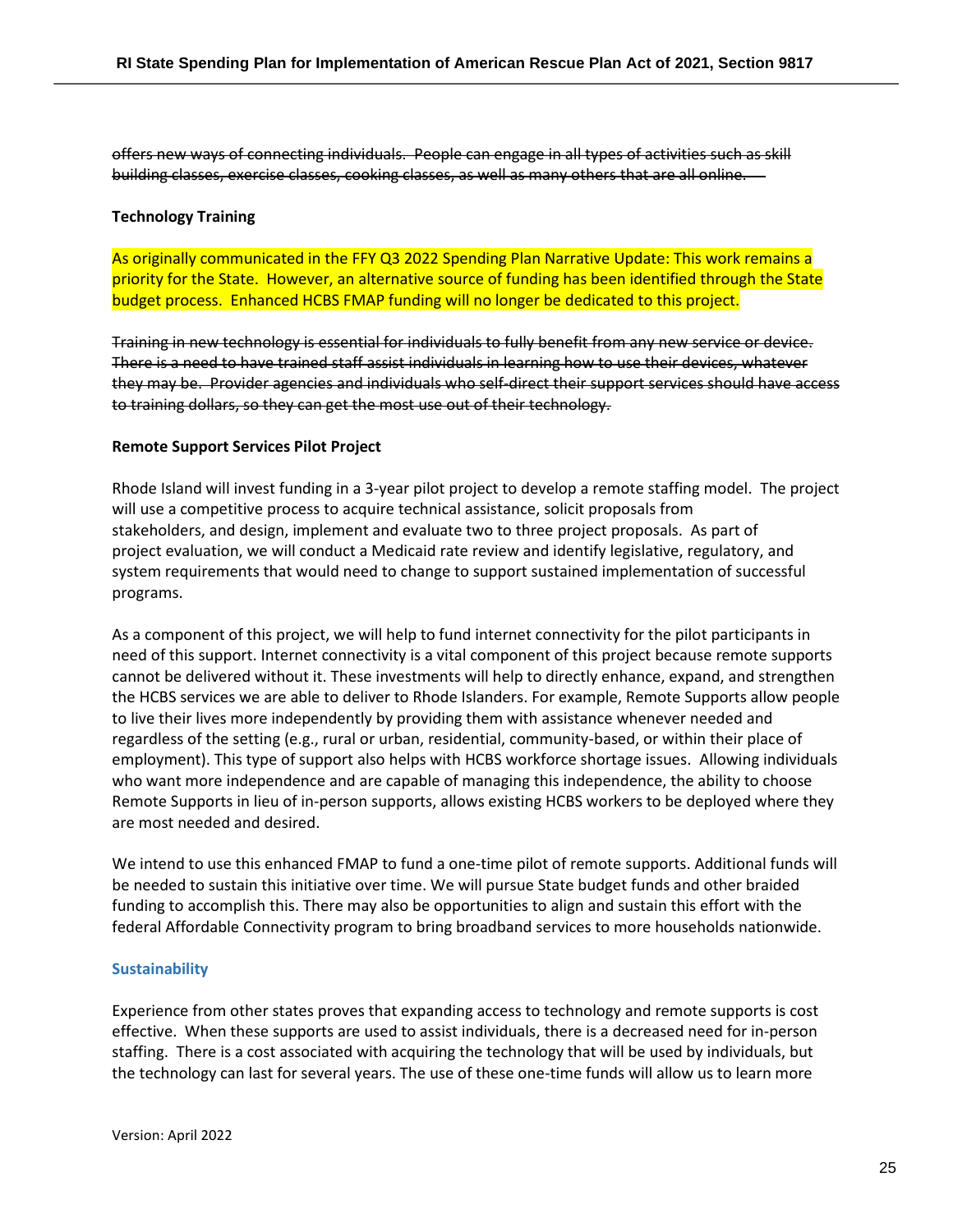~~offers new ways of connecting individuals. People can engage in all types of activities such as skill building classes, exercise classes, cooking classes, as well as many others that are all online.~~

**Technology Training**

As originally communicated in the FFY Q3 2022 Spending Plan Narrative Update: This work remains a priority for the State. However, an alternative source of funding has been identified through the State budget process. Enhanced HCBS FMAP funding will no longer be dedicated to this project.

~~Training in new technology is essential for individuals to fully benefit from any new service or device. There is a need to have trained staff assist individuals in learning how to use their devices, whatever they may be. Provider agencies and individuals who self-direct their support services should have access to training dollars, so they can get the most use out of their technology.~~

**Remote Support Services Pilot Project**

Rhode Island will invest funding in a 3-year pilot project to develop a remote staffing model. The project will use a competitive process to acquire technical assistance, solicit proposals from stakeholders, and design, implement and evaluate two to three project proposals. As part of project evaluation, we will conduct a Medicaid rate review and identify legislative, regulatory, and system requirements that would need to change to support sustained implementation of successful programs.

As a component of this project, we will help to fund internet connectivity for the pilot participants in need of this support. Internet connectivity is a vital component of this project because remote supports cannot be delivered without it. These investments will help to directly enhance, expand, and strengthen the HCBS services we are able to deliver to Rhode Islanders. For example, Remote Supports allow people to live their lives more independently by providing them with assistance whenever needed and regardless of the setting (e.g., rural or urban, residential, community-based, or within their place of employment). This type of support also helps with HCBS workforce shortage issues. Allowing individuals who want more independence and are capable of managing this independence, the ability to choose Remote Supports in lieu of in-person supports, allows existing HCBS workers to be deployed where they are most needed and desired.

We intend to use this enhanced FMAP to fund a one-time pilot of remote supports. Additional funds will be needed to sustain this initiative over time. We will pursue State budget funds and other braided funding to accomplish this. There may also be opportunities to align and sustain this effort with the federal Affordable Connectivity program to bring broadband services to more households nationwide.

### Sustainability

Experience from other states proves that expanding access to technology and remote supports is cost effective. When these supports are used to assist individuals, there is a decreased need for in-person staffing. There is a cost associated with acquiring the technology that will be used by individuals, but the technology can last for several years. The use of these one-time funds will allow us to learn more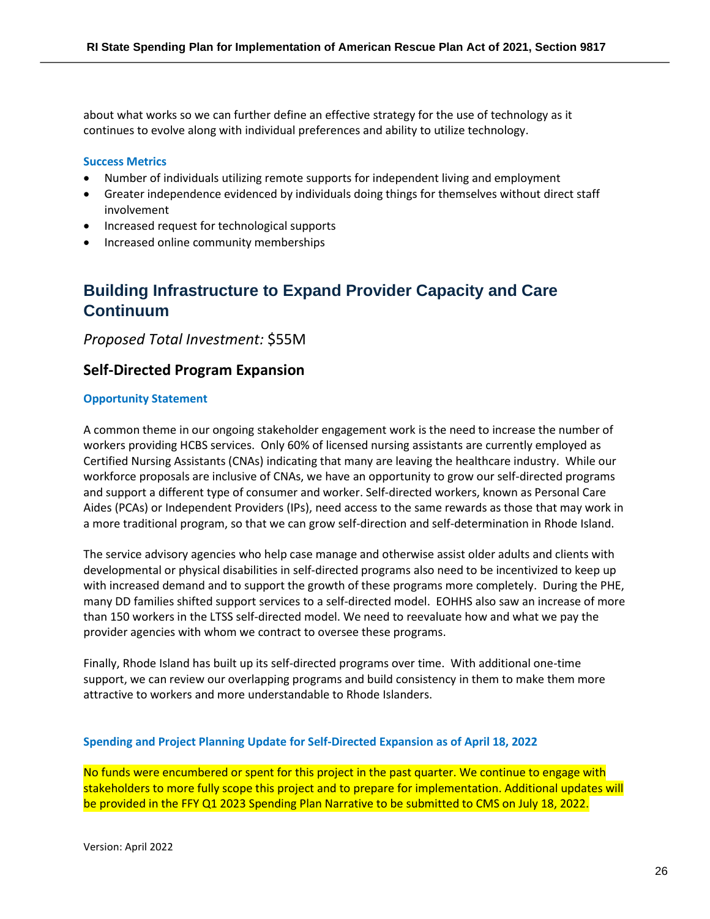about what works so we can further define an effective strategy for the use of technology as it continues to evolve along with individual preferences and ability to utilize technology.

#### Success Metrics

- Number of individuals utilizing remote supports for independent living and employment
- Greater independence evidenced by individuals doing things for themselves without direct staff involvement
- Increased request for technological supports
- Increased online community memberships

## Building Infrastructure to Expand Provider Capacity and Care Continuum

*Proposed Total Investment:* $55M

### Self-Directed Program Expansion

#### Opportunity Statement

A common theme in our ongoing stakeholder engagement work is the need to increase the number of workers providing HCBS services. Only 60% of licensed nursing assistants are currently employed as Certified Nursing Assistants (CNAs) indicating that many are leaving the healthcare industry. While our workforce proposals are inclusive of CNAs, we have an opportunity to grow our self-directed programs and support a different type of consumer and worker. Self-directed workers, known as Personal Care Aides (PCAs) or Independent Providers (IPs), need access to the same rewards as those that may work in a more traditional program, so that we can grow self-direction and self-determination in Rhode Island.

The service advisory agencies who help case manage and otherwise assist older adults and clients with developmental or physical disabilities in self-directed programs also need to be incentivized to keep up with increased demand and to support the growth of these programs more completely. During the PHE, many DD families shifted support services to a self-directed model. EOHHS also saw an increase of more than 150 workers in the LTSS self-directed model. We need to reevaluate how and what we pay the provider agencies with whom we contract to oversee these programs.

Finally, Rhode Island has built up its self-directed programs over time. With additional one-time support, we can review our overlapping programs and build consistency in them to make them more attractive to workers and more understandable to Rhode Islanders.

#### Spending and Project Planning Update for Self-Directed Expansion as of April 18, 2022

No funds were encumbered or spent for this project in the past quarter. We continue to engage with stakeholders to more fully scope this project and to prepare for implementation. Additional updates will be provided in the FFY Q1 2023 Spending Plan Narrative to be submitted to CMS on July 18, 2022.

Version: April 2022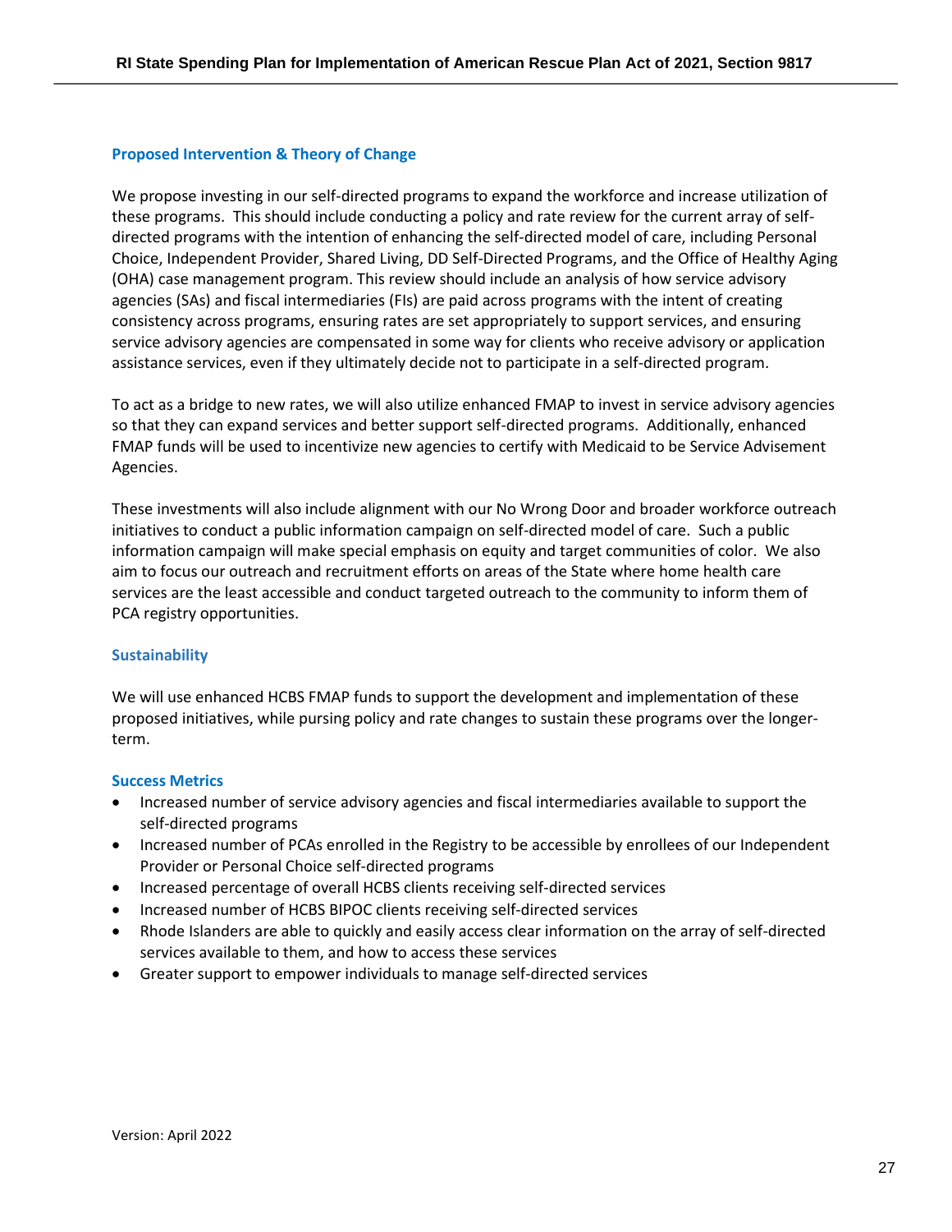### Proposed Intervention & Theory of Change

We propose investing in our self-directed programs to expand the workforce and increase utilization of these programs. This should include conducting a policy and rate review for the current array of self-directed programs with the intention of enhancing the self-directed model of care, including Personal Choice, Independent Provider, Shared Living, DD Self-Directed Programs, and the Office of Healthy Aging (OHA) case management program. This review should include an analysis of how service advisory agencies (SAs) and fiscal intermediaries (FIs) are paid across programs with the intent of creating consistency across programs, ensuring rates are set appropriately to support services, and ensuring service advisory agencies are compensated in some way for clients who receive advisory or application assistance services, even if they ultimately decide not to participate in a self-directed program.

To act as a bridge to new rates, we will also utilize enhanced FMAP to invest in service advisory agencies so that they can expand services and better support self-directed programs. Additionally, enhanced FMAP funds will be used to incentivize new agencies to certify with Medicaid to be Service Advisement Agencies.

These investments will also include alignment with our No Wrong Door and broader workforce outreach initiatives to conduct a public information campaign on self-directed model of care. Such a public information campaign will make special emphasis on equity and target communities of color. We also aim to focus our outreach and recruitment efforts on areas of the State where home health care services are the least accessible and conduct targeted outreach to the community to inform them of PCA registry opportunities.

### Sustainability

We will use enhanced HCBS FMAP funds to support the development and implementation of these proposed initiatives, while pursing policy and rate changes to sustain these programs over the longer-term.

### Success Metrics

- Increased number of service advisory agencies and fiscal intermediaries available to support the self-directed programs
- Increased number of PCAs enrolled in the Registry to be accessible by enrollees of our Independent Provider or Personal Choice self-directed programs
- Increased percentage of overall HCBS clients receiving self-directed services
- Increased number of HCBS BIPOC clients receiving self-directed services
- Rhode Islanders are able to quickly and easily access clear information on the array of self-directed services available to them, and how to access these services
- Greater support to empower individuals to manage self-directed services

Version: April 2022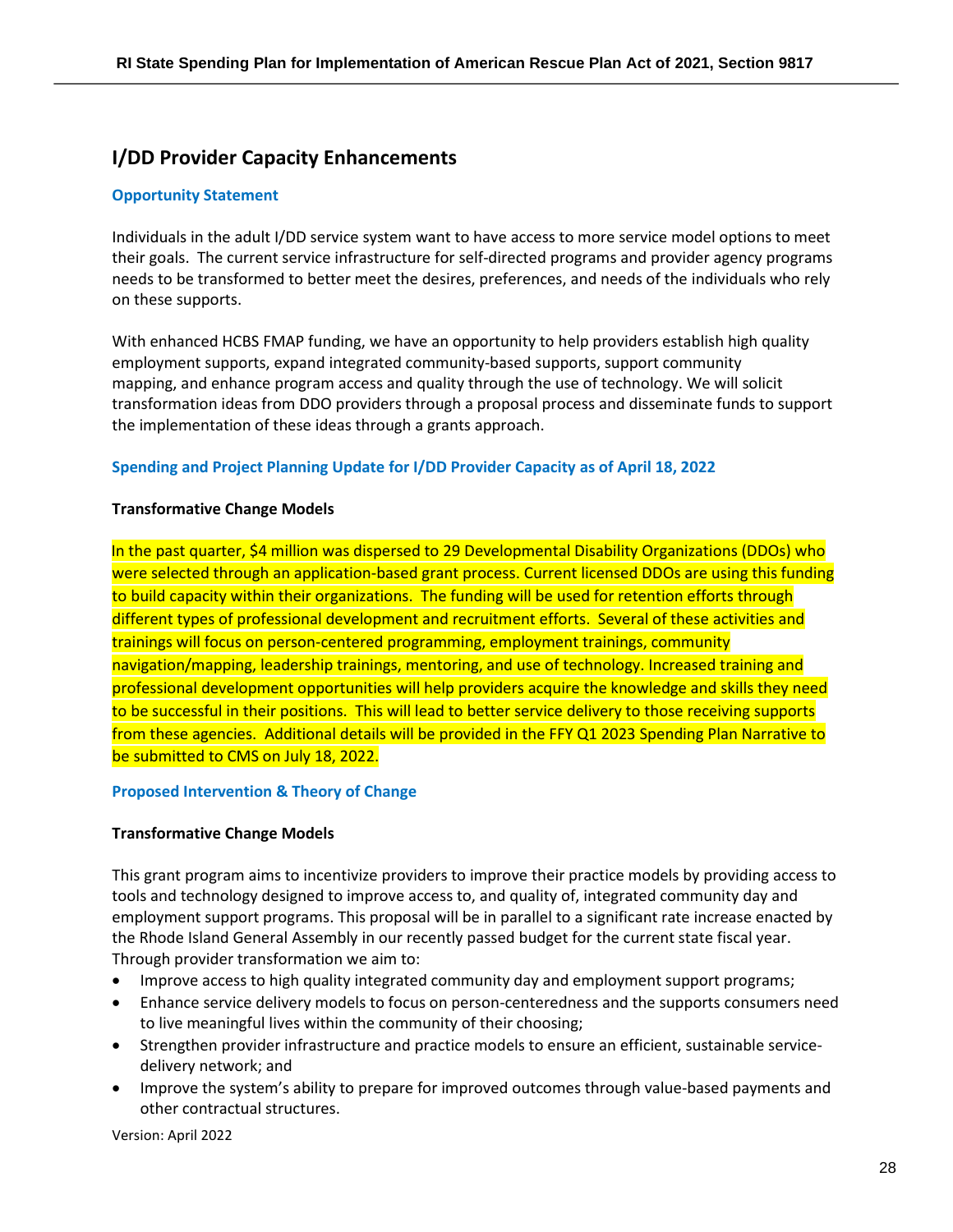## I/DD Provider Capacity Enhancements

### Opportunity Statement

Individuals in the adult I/DD service system want to have access to more service model options to meet their goals. The current service infrastructure for self-directed programs and provider agency programs needs to be transformed to better meet the desires, preferences, and needs of the individuals who rely on these supports.

With enhanced HCBS FMAP funding, we have an opportunity to help providers establish high quality employment supports, expand integrated community-based supports, support community mapping, and enhance program access and quality through the use of technology. We will solicit transformation ideas from DDO providers through a proposal process and disseminate funds to support the implementation of these ideas through a grants approach.

### Spending and Project Planning Update for I/DD Provider Capacity as of April 18, 2022

**Transformative Change Models**

In the past quarter, $4 million was dispersed to 29 Developmental Disability Organizations (DDOs) who were selected through an application-based grant process. Current licensed DDOs are using this funding to build capacity within their organizations. The funding will be used for retention efforts through different types of professional development and recruitment efforts. Several of these activities and trainings will focus on person-centered programming, employment trainings, community navigation/mapping, leadership trainings, mentoring, and use of technology. Increased training and professional development opportunities will help providers acquire the knowledge and skills they need to be successful in their positions. This will lead to better service delivery to those receiving supports from these agencies. Additional details will be provided in the FFY Q1 2023 Spending Plan Narrative to be submitted to CMS on July 18, 2022.

### Proposed Intervention & Theory of Change

**Transformative Change Models**

This grant program aims to incentivize providers to improve their practice models by providing access to tools and technology designed to improve access to, and quality of, integrated community day and employment support programs. This proposal will be in parallel to a significant rate increase enacted by the Rhode Island General Assembly in our recently passed budget for the current state fiscal year. Through provider transformation we aim to:

- Improve access to high quality integrated community day and employment support programs;
- Enhance service delivery models to focus on person-centeredness and the supports consumers need to live meaningful lives within the community of their choosing;
- Strengthen provider infrastructure and practice models to ensure an efficient, sustainable service-delivery network; and
- Improve the system's ability to prepare for improved outcomes through value-based payments and other contractual structures.

Version: April 2022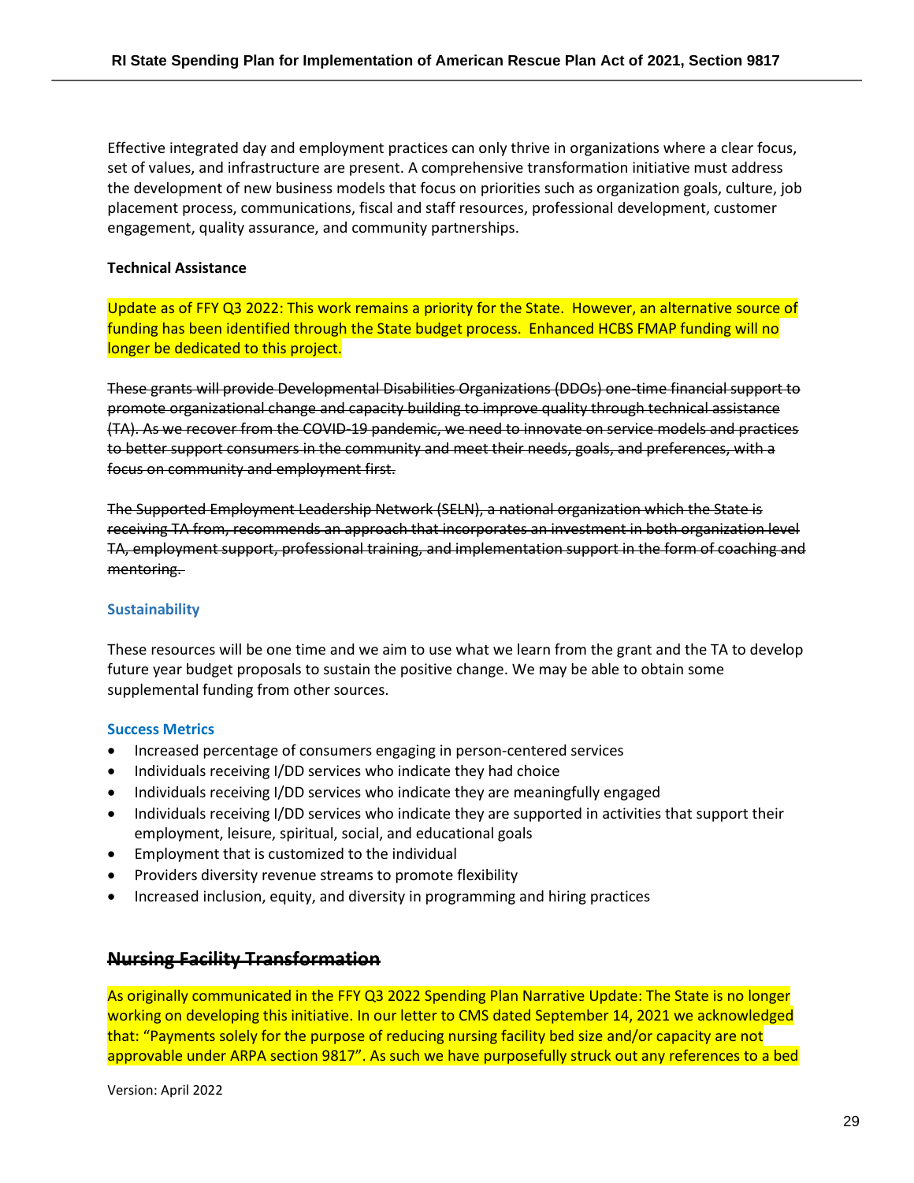Effective integrated day and employment practices can only thrive in organizations where a clear focus, set of values, and infrastructure are present. A comprehensive transformation initiative must address the development of new business models that focus on priorities such as organization goals, culture, job placement process, communications, fiscal and staff resources, professional development, customer engagement, quality assurance, and community partnerships.

**Technical Assistance**

Update as of FFY Q3 2022: This work remains a priority for the State. However, an alternative source of funding has been identified through the State budget process. Enhanced HCBS FMAP funding will no longer be dedicated to this project.

~~These grants will provide Developmental Disabilities Organizations (DDOs) one-time financial support to promote organizational change and capacity building to improve quality through technical assistance (TA). As we recover from the COVID-19 pandemic, we need to innovate on service models and practices to better support consumers in the community and meet their needs, goals, and preferences, with a focus on community and employment first.~~

~~The Supported Employment Leadership Network (SELN), a national organization which the State is receiving TA from, recommends an approach that incorporates an investment in both organization level TA, employment support, professional training, and implementation support in the form of coaching and mentoring.~~

**Sustainability**

These resources will be one time and we aim to use what we learn from the grant and the TA to develop future year budget proposals to sustain the positive change. We may be able to obtain some supplemental funding from other sources.

**Success Metrics**

- Increased percentage of consumers engaging in person-centered services
- Individuals receiving I/DD services who indicate they had choice
- Individuals receiving I/DD services who indicate they are meaningfully engaged
- Individuals receiving I/DD services who indicate they are supported in activities that support their employment, leisure, spiritual, social, and educational goals
- Employment that is customized to the individual
- Providers diversity revenue streams to promote flexibility
- Increased inclusion, equity, and diversity in programming and hiring practices

## ~~Nursing Facility Transformation~~

As originally communicated in the FFY Q3 2022 Spending Plan Narrative Update: The State is no longer working on developing this initiative. In our letter to CMS dated September 14, 2021 we acknowledged that: "Payments solely for the purpose of reducing nursing facility bed size and/or capacity are not approvable under ARPA section 9817". As such we have purposefully struck out any references to a bed

Version: April 2022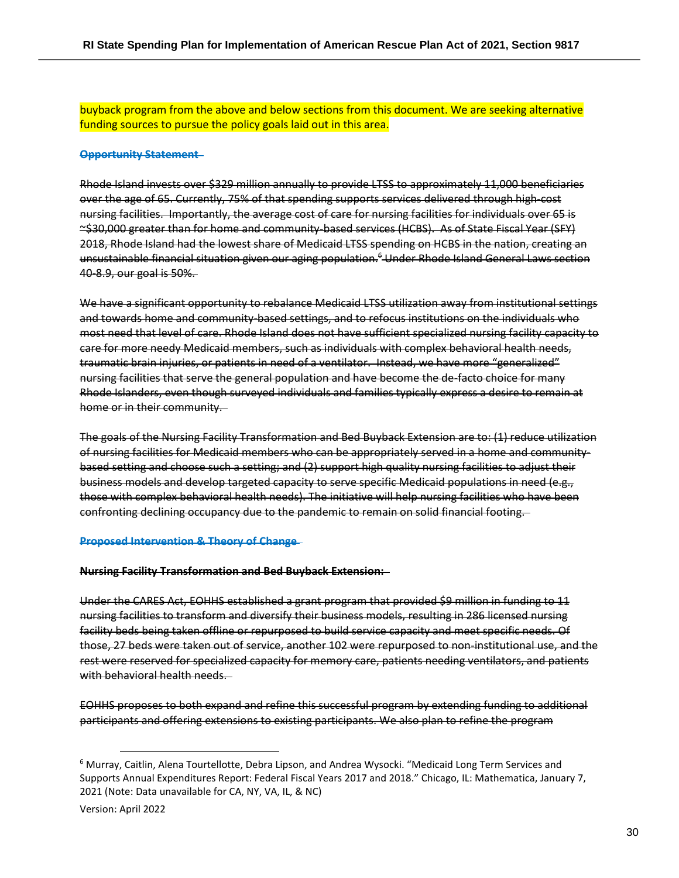buyback program from the above and below sections from this document. We are seeking alternative funding sources to pursue the policy goals laid out in this area.

~~**Opportunity Statement**~~

~~Rhode Island invests over $329 million annually to provide LTSS to approximately 11,000 beneficiaries over the age of 65. Currently, 75% of that spending supports services delivered through high-cost nursing facilities. Importantly, the average cost of care for nursing facilities for individuals over 65 is ~$30,000 greater than for home and community-based services (HCBS). As of State Fiscal Year (SFY) 2018, Rhode Island had the lowest share of Medicaid LTSS spending on HCBS in the nation, creating an unsustainable financial situation given our aging population.[6] Under Rhode Island General Laws section 40-8.9, our goal is 50%.~~

~~We have a significant opportunity to rebalance Medicaid LTSS utilization away from institutional settings and towards home and community-based settings, and to refocus institutions on the individuals who most need that level of care. Rhode Island does not have sufficient specialized nursing facility capacity to care for more needy Medicaid members, such as individuals with complex behavioral health needs, traumatic brain injuries, or patients in need of a ventilator. Instead, we have more "generalized" nursing facilities that serve the general population and have become the de-facto choice for many Rhode Islanders, even though surveyed individuals and families typically express a desire to remain at home or in their community.~~

~~The goals of the Nursing Facility Transformation and Bed Buyback Extension are to: (1) reduce utilization of nursing facilities for Medicaid members who can be appropriately served in a home and community-based setting and choose such a setting; and (2) support high quality nursing facilities to adjust their business models and develop targeted capacity to serve specific Medicaid populations in need (e.g., those with complex behavioral health needs). The initiative will help nursing facilities who have been confronting declining occupancy due to the pandemic to remain on solid financial footing.~~

~~**Proposed Intervention & Theory of Change**~~

~~**Nursing Facility Transformation and Bed Buyback Extension:**~~

~~Under the CARES Act, EOHHS established a grant program that provided $9 million in funding to 11 nursing facilities to transform and diversify their business models, resulting in 286 licensed nursing facility beds being taken offline or repurposed to build service capacity and meet specific needs. Of those, 27 beds were taken out of service, another 102 were repurposed to non-institutional use, and the rest were reserved for specialized capacity for memory care, patients needing ventilators, and patients with behavioral health needs.~~

~~EOHHS proposes to both expand and refine this successful program by extending funding to additional participants and offering extensions to existing participants. We also plan to refine the program~~

[6] Murray, Caitlin, Alena Tourtellotte, Debra Lipson, and Andrea Wysocki. "Medicaid Long Term Services and Supports Annual Expenditures Report: Federal Fiscal Years 2017 and 2018." Chicago, IL: Mathematica, January 7, 2021 (Note: Data unavailable for CA, NY, VA, IL, & NC)

Version: April 2022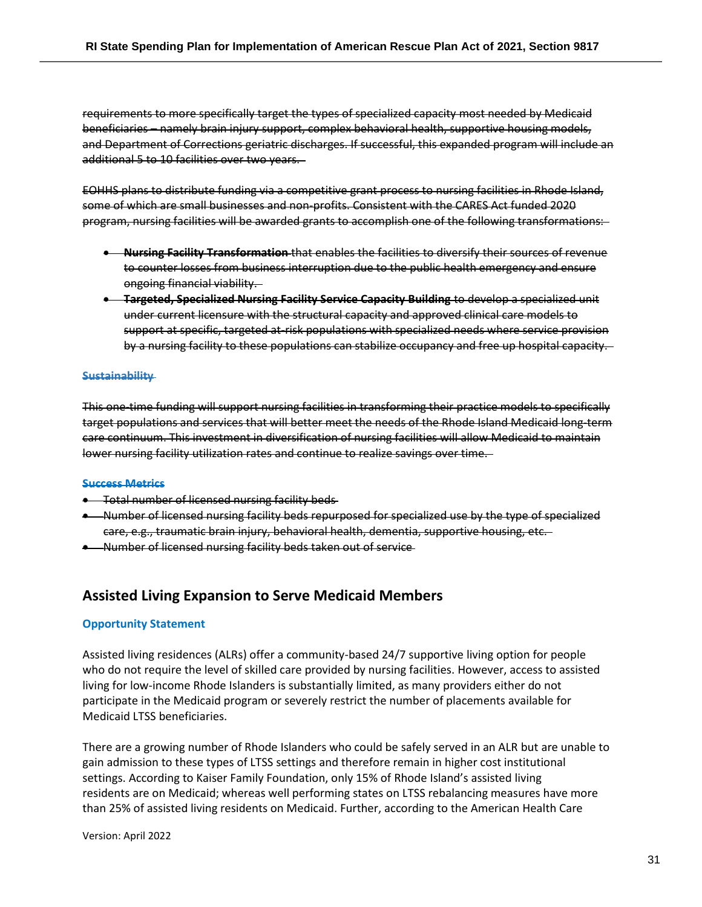~~requirements to more specifically target the types of specialized capacity most needed by Medicaid beneficiaries – namely brain injury support, complex behavioral health, supportive housing models, and Department of Corrections geriatric discharges. If successful, this expanded program will include an additional 5 to 10 facilities over two years.~~

~~EOHHS plans to distribute funding via a competitive grant process to nursing facilities in Rhode Island, some of which are small businesses and non-profits. Consistent with the CARES Act funded 2020 program, nursing facilities will be awarded grants to accomplish one of the following transformations:~~

- ~~**Nursing Facility Transformation** that enables the facilities to diversify their sources of revenue to counter losses from business interruption due to the public health emergency and ensure ongoing financial viability.~~
- ~~**Targeted, Specialized Nursing Facility Service Capacity Building** to develop a specialized unit under current licensure with the structural capacity and approved clinical care models to support at specific, targeted at-risk populations with specialized needs where service provision by a nursing facility to these populations can stabilize occupancy and free up hospital capacity.~~

#### ~~Sustainability~~

~~This one-time funding will support nursing facilities in transforming their practice models to specifically target populations and services that will better meet the needs of the Rhode Island Medicaid long-term care continuum. This investment in diversification of nursing facilities will allow Medicaid to maintain lower nursing facility utilization rates and continue to realize savings over time.~~

#### ~~Success Metrics~~

- ~~Total number of licensed nursing facility beds~~
- ~~Number of licensed nursing facility beds repurposed for specialized use by the type of specialized care, e.g., traumatic brain injury, behavioral health, dementia, supportive housing, etc.~~
- ~~Number of licensed nursing facility beds taken out of service~~

## Assisted Living Expansion to Serve Medicaid Members

### Opportunity Statement

Assisted living residences (ALRs) offer a community-based 24/7 supportive living option for people who do not require the level of skilled care provided by nursing facilities. However, access to assisted living for low-income Rhode Islanders is substantially limited, as many providers either do not participate in the Medicaid program or severely restrict the number of placements available for Medicaid LTSS beneficiaries.

There are a growing number of Rhode Islanders who could be safely served in an ALR but are unable to gain admission to these types of LTSS settings and therefore remain in higher cost institutional settings. According to Kaiser Family Foundation, only 15% of Rhode Island's assisted living residents are on Medicaid; whereas well performing states on LTSS rebalancing measures have more than 25% of assisted living residents on Medicaid. Further, according to the American Health Care

Version: April 2022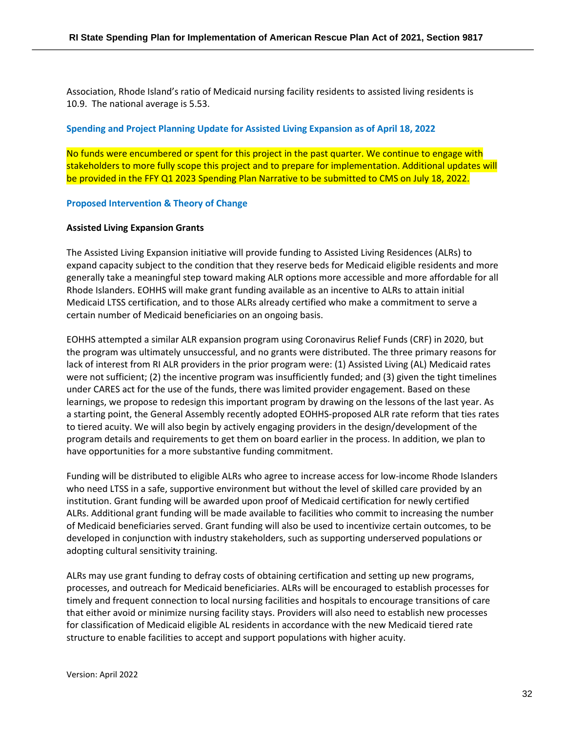Association, Rhode Island's ratio of Medicaid nursing facility residents to assisted living residents is 10.9. The national average is 5.53.

### Spending and Project Planning Update for Assisted Living Expansion as of April 18, 2022

No funds were encumbered or spent for this project in the past quarter. We continue to engage with stakeholders to more fully scope this project and to prepare for implementation. Additional updates will be provided in the FFY Q1 2023 Spending Plan Narrative to be submitted to CMS on July 18, 2022.

### Proposed Intervention & Theory of Change

**Assisted Living Expansion Grants**

The Assisted Living Expansion initiative will provide funding to Assisted Living Residences (ALRs) to expand capacity subject to the condition that they reserve beds for Medicaid eligible residents and more generally take a meaningful step toward making ALR options more accessible and more affordable for all Rhode Islanders. EOHHS will make grant funding available as an incentive to ALRs to attain initial Medicaid LTSS certification, and to those ALRs already certified who make a commitment to serve a certain number of Medicaid beneficiaries on an ongoing basis.

EOHHS attempted a similar ALR expansion program using Coronavirus Relief Funds (CRF) in 2020, but the program was ultimately unsuccessful, and no grants were distributed. The three primary reasons for lack of interest from RI ALR providers in the prior program were: (1) Assisted Living (AL) Medicaid rates were not sufficient; (2) the incentive program was insufficiently funded; and (3) given the tight timelines under CARES act for the use of the funds, there was limited provider engagement. Based on these learnings, we propose to redesign this important program by drawing on the lessons of the last year. As a starting point, the General Assembly recently adopted EOHHS-proposed ALR rate reform that ties rates to tiered acuity. We will also begin by actively engaging providers in the design/development of the program details and requirements to get them on board earlier in the process. In addition, we plan to have opportunities for a more substantive funding commitment.

Funding will be distributed to eligible ALRs who agree to increase access for low-income Rhode Islanders who need LTSS in a safe, supportive environment but without the level of skilled care provided by an institution. Grant funding will be awarded upon proof of Medicaid certification for newly certified ALRs. Additional grant funding will be made available to facilities who commit to increasing the number of Medicaid beneficiaries served. Grant funding will also be used to incentivize certain outcomes, to be developed in conjunction with industry stakeholders, such as supporting underserved populations or adopting cultural sensitivity training.

ALRs may use grant funding to defray costs of obtaining certification and setting up new programs, processes, and outreach for Medicaid beneficiaries. ALRs will be encouraged to establish processes for timely and frequent connection to local nursing facilities and hospitals to encourage transitions of care that either avoid or minimize nursing facility stays. Providers will also need to establish new processes for classification of Medicaid eligible AL residents in accordance with the new Medicaid tiered rate structure to enable facilities to accept and support populations with higher acuity.

Version: April 2022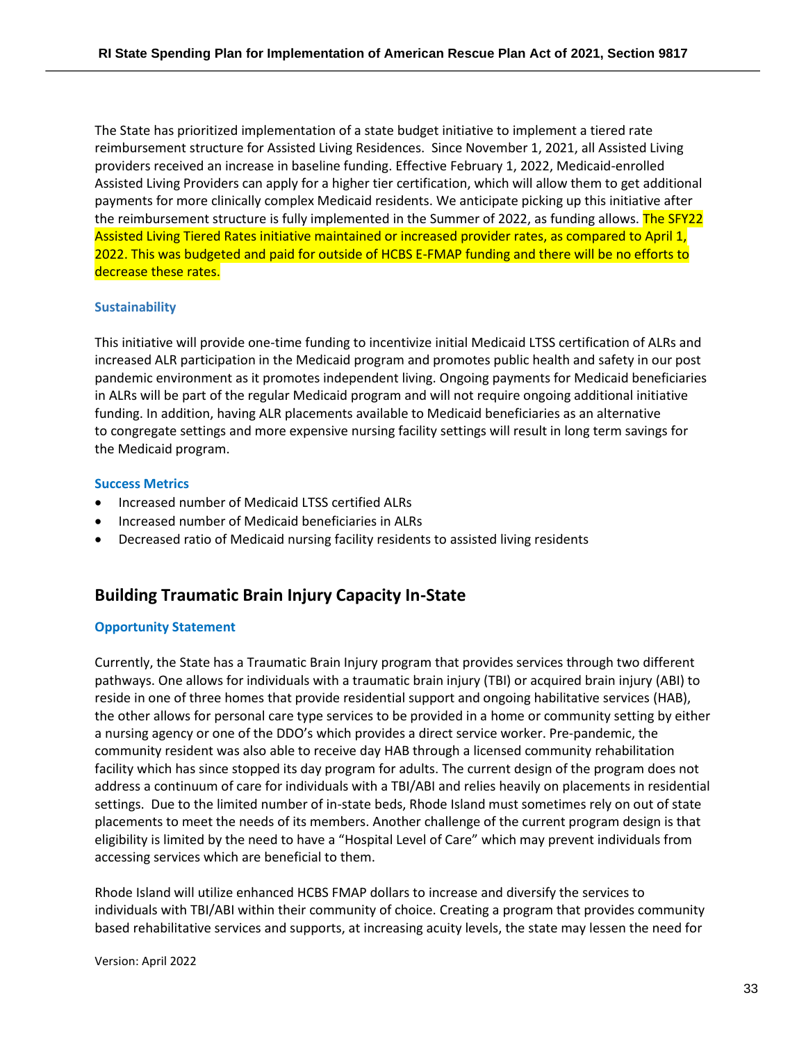The State has prioritized implementation of a state budget initiative to implement a tiered rate reimbursement structure for Assisted Living Residences. Since November 1, 2021, all Assisted Living providers received an increase in baseline funding. Effective February 1, 2022, Medicaid-enrolled Assisted Living Providers can apply for a higher tier certification, which will allow them to get additional payments for more clinically complex Medicaid residents. We anticipate picking up this initiative after the reimbursement structure is fully implemented in the Summer of 2022, as funding allows. The SFY22 Assisted Living Tiered Rates initiative maintained or increased provider rates, as compared to April 1, 2022. This was budgeted and paid for outside of HCBS E-FMAP funding and there will be no efforts to decrease these rates.

### Sustainability

This initiative will provide one-time funding to incentivize initial Medicaid LTSS certification of ALRs and increased ALR participation in the Medicaid program and promotes public health and safety in our post pandemic environment as it promotes independent living. Ongoing payments for Medicaid beneficiaries in ALRs will be part of the regular Medicaid program and will not require ongoing additional initiative funding. In addition, having ALR placements available to Medicaid beneficiaries as an alternative to congregate settings and more expensive nursing facility settings will result in long term savings for the Medicaid program.

### Success Metrics

- Increased number of Medicaid LTSS certified ALRs
- Increased number of Medicaid beneficiaries in ALRs
- Decreased ratio of Medicaid nursing facility residents to assisted living residents

## Building Traumatic Brain Injury Capacity In-State

### Opportunity Statement

Currently, the State has a Traumatic Brain Injury program that provides services through two different pathways. One allows for individuals with a traumatic brain injury (TBI) or acquired brain injury (ABI) to reside in one of three homes that provide residential support and ongoing habilitative services (HAB), the other allows for personal care type services to be provided in a home or community setting by either a nursing agency or one of the DDO's which provides a direct service worker. Pre-pandemic, the community resident was also able to receive day HAB through a licensed community rehabilitation facility which has since stopped its day program for adults. The current design of the program does not address a continuum of care for individuals with a TBI/ABI and relies heavily on placements in residential settings. Due to the limited number of in-state beds, Rhode Island must sometimes rely on out of state placements to meet the needs of its members. Another challenge of the current program design is that eligibility is limited by the need to have a "Hospital Level of Care" which may prevent individuals from accessing services which are beneficial to them.

Rhode Island will utilize enhanced HCBS FMAP dollars to increase and diversify the services to individuals with TBI/ABI within their community of choice. Creating a program that provides community based rehabilitative services and supports, at increasing acuity levels, the state may lessen the need for

Version: April 2022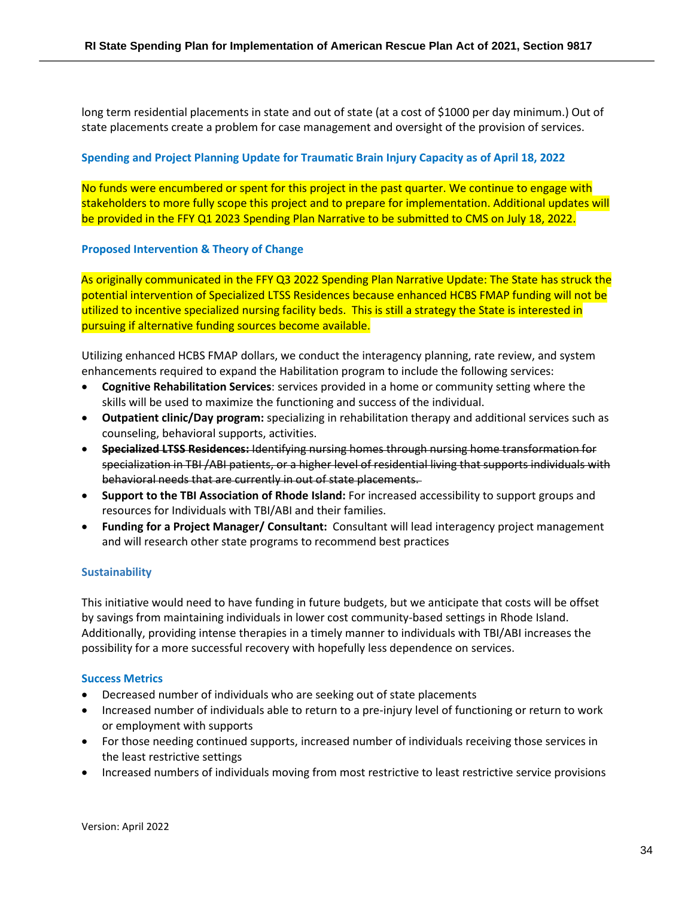long term residential placements in state and out of state (at a cost of $1000 per day minimum.) Out of state placements create a problem for case management and oversight of the provision of services.

### Spending and Project Planning Update for Traumatic Brain Injury Capacity as of April 18, 2022

No funds were encumbered or spent for this project in the past quarter. We continue to engage with stakeholders to more fully scope this project and to prepare for implementation. Additional updates will be provided in the FFY Q1 2023 Spending Plan Narrative to be submitted to CMS on July 18, 2022.

### Proposed Intervention & Theory of Change

As originally communicated in the FFY Q3 2022 Spending Plan Narrative Update: The State has struck the potential intervention of Specialized LTSS Residences because enhanced HCBS FMAP funding will not be utilized to incentive specialized nursing facility beds. This is still a strategy the State is interested in pursuing if alternative funding sources become available.

Utilizing enhanced HCBS FMAP dollars, we conduct the interagency planning, rate review, and system enhancements required to expand the Habilitation program to include the following services:

- **Cognitive Rehabilitation Services**: services provided in a home or community setting where the skills will be used to maximize the functioning and success of the individual.
- **Outpatient clinic/Day program:** specializing in rehabilitation therapy and additional services such as counseling, behavioral supports, activities.
- ~~**Specialized LTSS Residences:** Identifying nursing homes through nursing home transformation for specialization in TBI /ABI patients, or a higher level of residential living that supports individuals with behavioral needs that are currently in out of state placements.~~
- **Support to the TBI Association of Rhode Island:** For increased accessibility to support groups and resources for Individuals with TBI/ABI and their families.
- **Funding for a Project Manager/ Consultant:** Consultant will lead interagency project management and will research other state programs to recommend best practices

### Sustainability

This initiative would need to have funding in future budgets, but we anticipate that costs will be offset by savings from maintaining individuals in lower cost community-based settings in Rhode Island. Additionally, providing intense therapies in a timely manner to individuals with TBI/ABI increases the possibility for a more successful recovery with hopefully less dependence on services.

### Success Metrics

- Decreased number of individuals who are seeking out of state placements
- Increased number of individuals able to return to a pre-injury level of functioning or return to work or employment with supports
- For those needing continued supports, increased number of individuals receiving those services in the least restrictive settings
- Increased numbers of individuals moving from most restrictive to least restrictive service provisions

Version: April 2022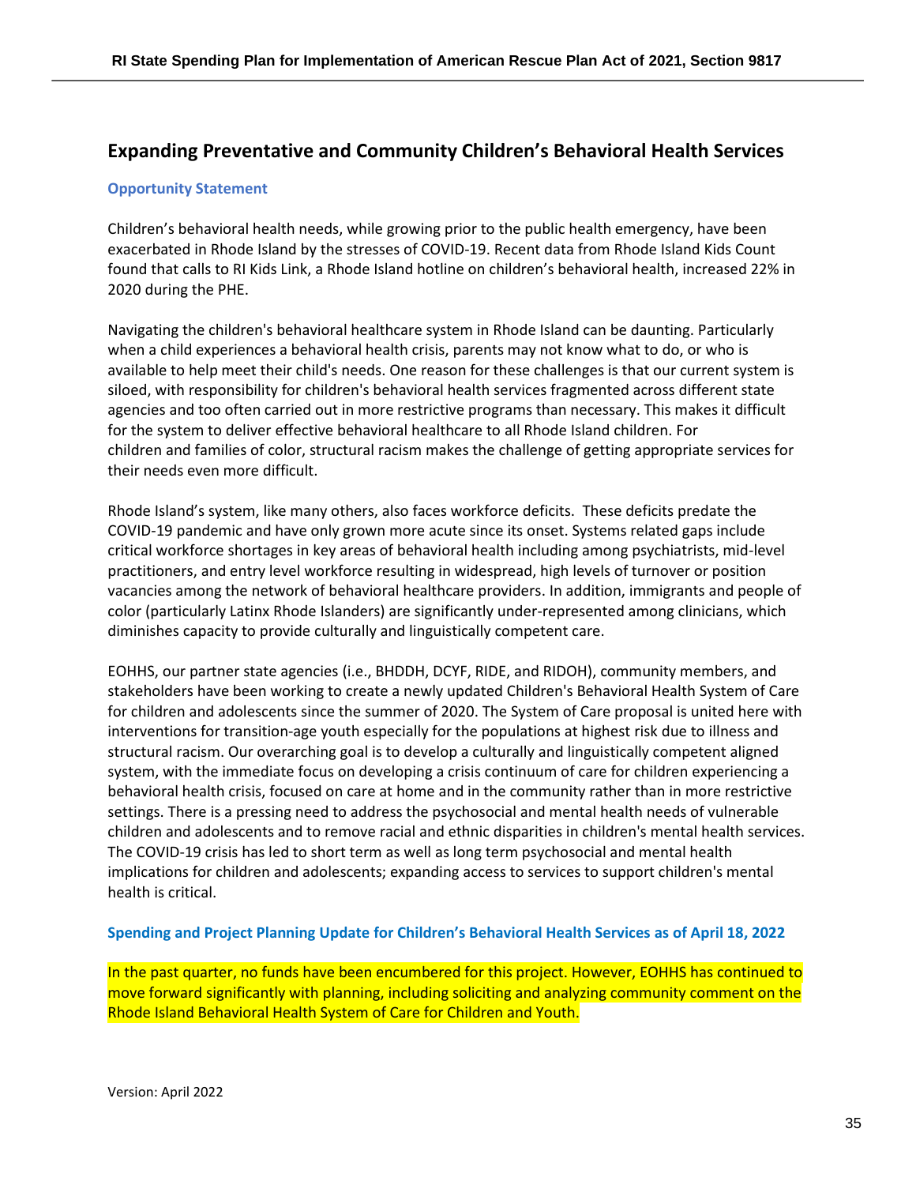## Expanding Preventative and Community Children's Behavioral Health Services

### Opportunity Statement

Children's behavioral health needs, while growing prior to the public health emergency, have been exacerbated in Rhode Island by the stresses of COVID-19. Recent data from Rhode Island Kids Count found that calls to RI Kids Link, a Rhode Island hotline on children's behavioral health, increased 22% in 2020 during the PHE.

Navigating the children's behavioral healthcare system in Rhode Island can be daunting. Particularly when a child experiences a behavioral health crisis, parents may not know what to do, or who is available to help meet their child's needs. One reason for these challenges is that our current system is siloed, with responsibility for children's behavioral health services fragmented across different state agencies and too often carried out in more restrictive programs than necessary. This makes it difficult for the system to deliver effective behavioral healthcare to all Rhode Island children. For children and families of color, structural racism makes the challenge of getting appropriate services for their needs even more difficult.

Rhode Island's system, like many others, also faces workforce deficits. These deficits predate the COVID-19 pandemic and have only grown more acute since its onset. Systems related gaps include critical workforce shortages in key areas of behavioral health including among psychiatrists, mid-level practitioners, and entry level workforce resulting in widespread, high levels of turnover or position vacancies among the network of behavioral healthcare providers. In addition, immigrants and people of color (particularly Latinx Rhode Islanders) are significantly under-represented among clinicians, which diminishes capacity to provide culturally and linguistically competent care.

EOHHS, our partner state agencies (i.e., BHDDH, DCYF, RIDE, and RIDOH), community members, and stakeholders have been working to create a newly updated Children's Behavioral Health System of Care for children and adolescents since the summer of 2020. The System of Care proposal is united here with interventions for transition-age youth especially for the populations at highest risk due to illness and structural racism. Our overarching goal is to develop a culturally and linguistically competent aligned system, with the immediate focus on developing a crisis continuum of care for children experiencing a behavioral health crisis, focused on care at home and in the community rather than in more restrictive settings. There is a pressing need to address the psychosocial and mental health needs of vulnerable children and adolescents and to remove racial and ethnic disparities in children's mental health services. The COVID-19 crisis has led to short term as well as long term psychosocial and mental health implications for children and adolescents; expanding access to services to support children's mental health is critical.

### Spending and Project Planning Update for Children's Behavioral Health Services as of April 18, 2022

In the past quarter, no funds have been encumbered for this project. However, EOHHS has continued to move forward significantly with planning, including soliciting and analyzing community comment on the Rhode Island Behavioral Health System of Care for Children and Youth.

Version: April 2022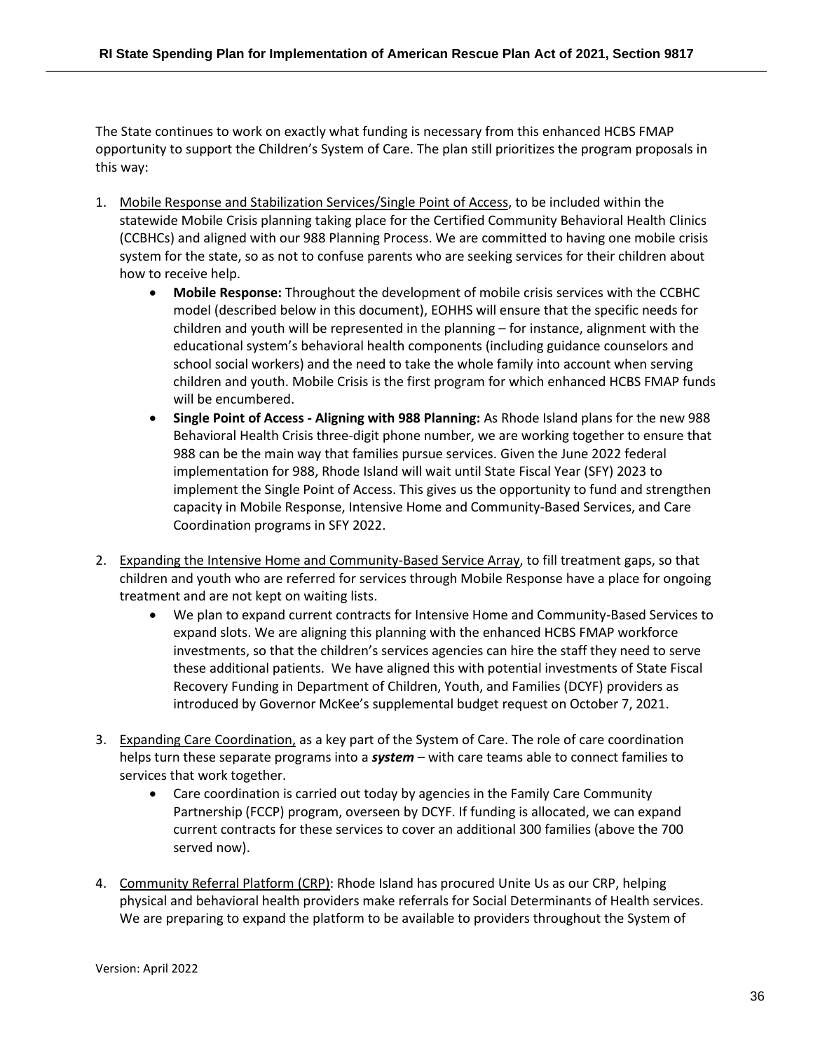The State continues to work on exactly what funding is necessary from this enhanced HCBS FMAP opportunity to support the Children's System of Care. The plan still prioritizes the program proposals in this way:

1. <u>Mobile Response and Stabilization Services/Single Point of Access</u>, to be included within the statewide Mobile Crisis planning taking place for the Certified Community Behavioral Health Clinics (CCBHCs) and aligned with our 988 Planning Process. We are committed to having one mobile crisis system for the state, so as not to confuse parents who are seeking services for their children about how to receive help.
    - **Mobile Response:** Throughout the development of mobile crisis services with the CCBHC model (described below in this document), EOHHS will ensure that the specific needs for children and youth will be represented in the planning – for instance, alignment with the educational system's behavioral health components (including guidance counselors and school social workers) and the need to take the whole family into account when serving children and youth. Mobile Crisis is the first program for which enhanced HCBS FMAP funds will be encumbered.
    - **Single Point of Access - Aligning with 988 Planning:** As Rhode Island plans for the new 988 Behavioral Health Crisis three-digit phone number, we are working together to ensure that 988 can be the main way that families pursue services. Given the June 2022 federal implementation for 988, Rhode Island will wait until State Fiscal Year (SFY) 2023 to implement the Single Point of Access. This gives us the opportunity to fund and strengthen capacity in Mobile Response, Intensive Home and Community-Based Services, and Care Coordination programs in SFY 2022.

2. <u>Expanding the Intensive Home and Community-Based Service Array</u>, to fill treatment gaps, so that children and youth who are referred for services through Mobile Response have a place for ongoing treatment and are not kept on waiting lists.
    - We plan to expand current contracts for Intensive Home and Community-Based Services to expand slots. We are aligning this planning with the enhanced HCBS FMAP workforce investments, so that the children's services agencies can hire the staff they need to serve these additional patients. We have aligned this with potential investments of State Fiscal Recovery Funding in Department of Children, Youth, and Families (DCYF) providers as introduced by Governor McKee's supplemental budget request on October 7, 2021.

3. <u>Expanding Care Coordination,</u> as a key part of the System of Care. The role of care coordination helps turn these separate programs into a ***system*** – with care teams able to connect families to services that work together.
    - Care coordination is carried out today by agencies in the Family Care Community Partnership (FCCP) program, overseen by DCYF. If funding is allocated, we can expand current contracts for these services to cover an additional 300 families (above the 700 served now).

4. <u>Community Referral Platform (CRP)</u>: Rhode Island has procured Unite Us as our CRP, helping physical and behavioral health providers make referrals for Social Determinants of Health services. We are preparing to expand the platform to be available to providers throughout the System of

Version: April 2022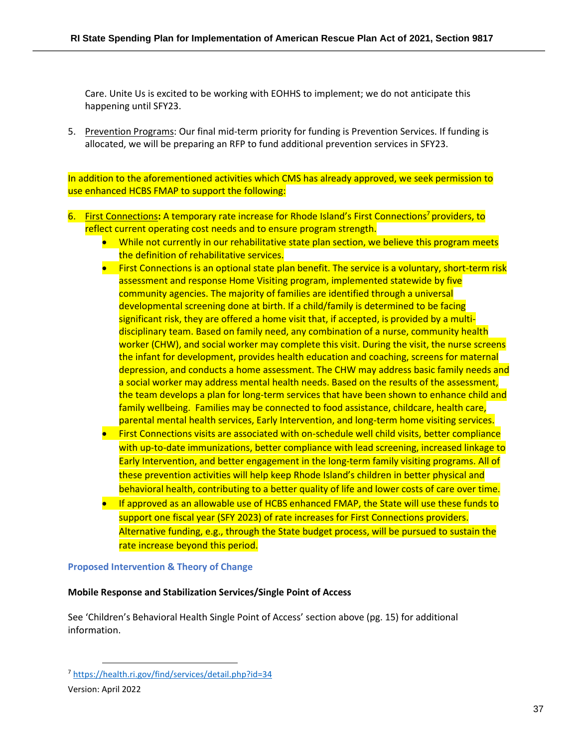Care. Unite Us is excited to be working with EOHHS to implement; we do not anticipate this happening until SFY23.

5. Prevention Programs: Our final mid-term priority for funding is Prevention Services. If funding is allocated, we will be preparing an RFP to fund additional prevention services in SFY23.

In addition to the aforementioned activities which CMS has already approved, we seek permission to use enhanced HCBS FMAP to support the following:

6. First Connections**:** A temporary rate increase for Rhode Island's First Connections[7] providers, to reflect current operating cost needs and to ensure program strength.
   - While not currently in our rehabilitative state plan section, we believe this program meets the definition of rehabilitative services.
   - First Connections is an optional state plan benefit. The service is a voluntary, short-term risk assessment and response Home Visiting program, implemented statewide by five community agencies. The majority of families are identified through a universal developmental screening done at birth. If a child/family is determined to be facing significant risk, they are offered a home visit that, if accepted, is provided by a multi-disciplinary team. Based on family need, any combination of a nurse, community health worker (CHW), and social worker may complete this visit. During the visit, the nurse screens the infant for development, provides health education and coaching, screens for maternal depression, and conducts a home assessment. The CHW may address basic family needs and a social worker may address mental health needs. Based on the results of the assessment, the team develops a plan for long-term services that have been shown to enhance child and family wellbeing. Families may be connected to food assistance, childcare, health care, parental mental health services, Early Intervention, and long-term home visiting services.
   - First Connections visits are associated with on-schedule well child visits, better compliance with up-to-date immunizations, better compliance with lead screening, increased linkage to Early Intervention, and better engagement in the long-term family visiting programs. All of these prevention activities will help keep Rhode Island's children in better physical and behavioral health, contributing to a better quality of life and lower costs of care over time.
   - If approved as an allowable use of HCBS enhanced FMAP, the State will use these funds to support one fiscal year (SFY 2023) of rate increases for First Connections providers. Alternative funding, e.g., through the State budget process, will be pursued to sustain the rate increase beyond this period.

### Proposed Intervention & Theory of Change

**Mobile Response and Stabilization Services/Single Point of Access**

See 'Children's Behavioral Health Single Point of Access' section above (pg. 15) for additional information.

[7] https://health.ri.gov/find/services/detail.php?id=34

Version: April 2022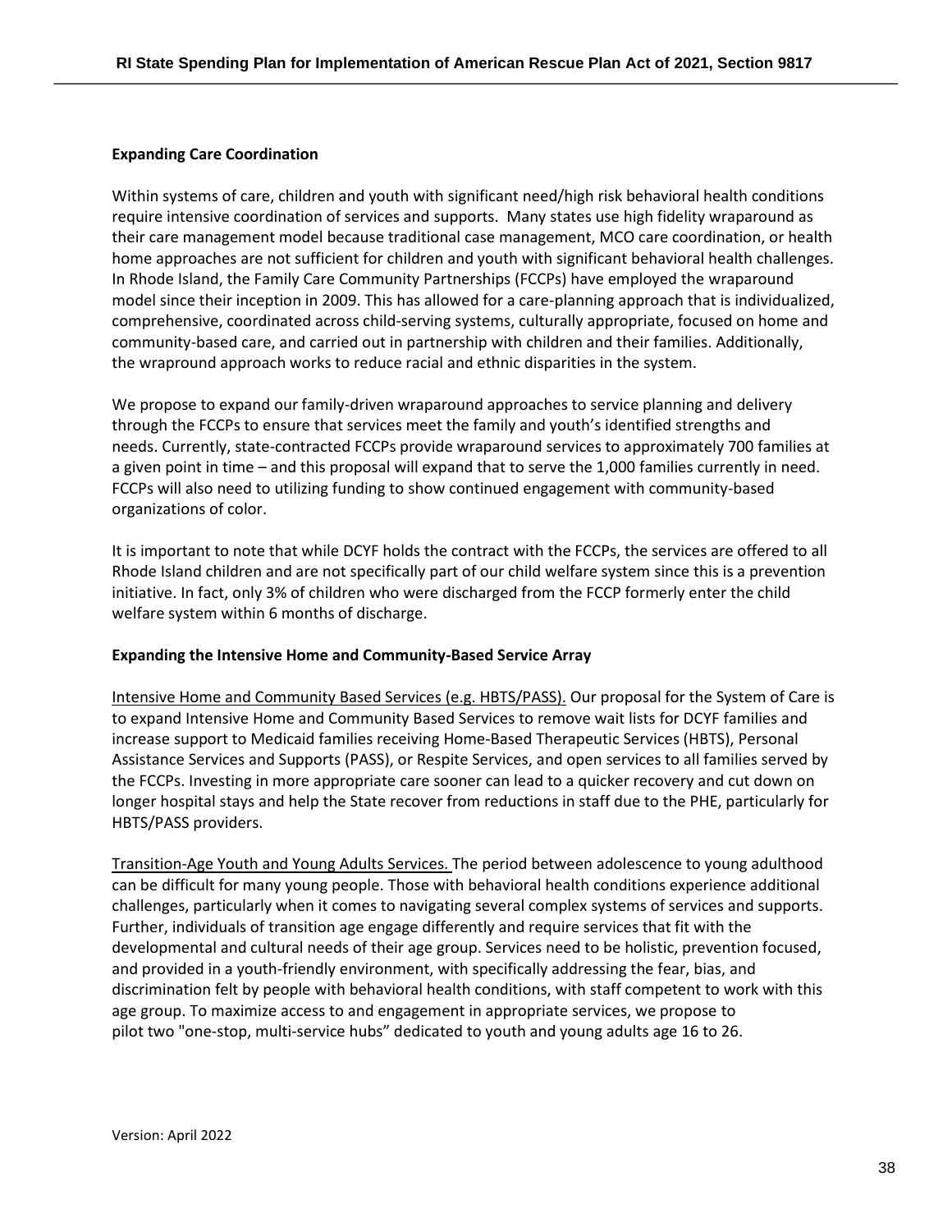**Expanding Care Coordination**

Within systems of care, children and youth with significant need/high risk behavioral health conditions require intensive coordination of services and supports. Many states use high fidelity wraparound as their care management model because traditional case management, MCO care coordination, or health home approaches are not sufficient for children and youth with significant behavioral health challenges. In Rhode Island, the Family Care Community Partnerships (FCCPs) have employed the wraparound model since their inception in 2009. This has allowed for a care-planning approach that is individualized, comprehensive, coordinated across child-serving systems, culturally appropriate, focused on home and community-based care, and carried out in partnership with children and their families. Additionally, the wrapround approach works to reduce racial and ethnic disparities in the system.

We propose to expand our family-driven wraparound approaches to service planning and delivery through the FCCPs to ensure that services meet the family and youth's identified strengths and needs. Currently, state-contracted FCCPs provide wraparound services to approximately 700 families at a given point in time – and this proposal will expand that to serve the 1,000 families currently in need. FCCPs will also need to utilizing funding to show continued engagement with community-based organizations of color.

It is important to note that while DCYF holds the contract with the FCCPs, the services are offered to all Rhode Island children and are not specifically part of our child welfare system since this is a prevention initiative. In fact, only 3% of children who were discharged from the FCCP formerly enter the child welfare system within 6 months of discharge.

**Expanding the Intensive Home and Community-Based Service Array**

Intensive Home and Community Based Services (e.g. HBTS/PASS). Our proposal for the System of Care is to expand Intensive Home and Community Based Services to remove wait lists for DCYF families and increase support to Medicaid families receiving Home-Based Therapeutic Services (HBTS), Personal Assistance Services and Supports (PASS), or Respite Services, and open services to all families served by the FCCPs. Investing in more appropriate care sooner can lead to a quicker recovery and cut down on longer hospital stays and help the State recover from reductions in staff due to the PHE, particularly for HBTS/PASS providers.

Transition-Age Youth and Young Adults Services. The period between adolescence to young adulthood can be difficult for many young people. Those with behavioral health conditions experience additional challenges, particularly when it comes to navigating several complex systems of services and supports. Further, individuals of transition age engage differently and require services that fit with the developmental and cultural needs of their age group. Services need to be holistic, prevention focused, and provided in a youth-friendly environment, with specifically addressing the fear, bias, and discrimination felt by people with behavioral health conditions, with staff competent to work with this age group. To maximize access to and engagement in appropriate services, we propose to pilot two "one-stop, multi-service hubs" dedicated to youth and young adults age 16 to 26.

Version: April 2022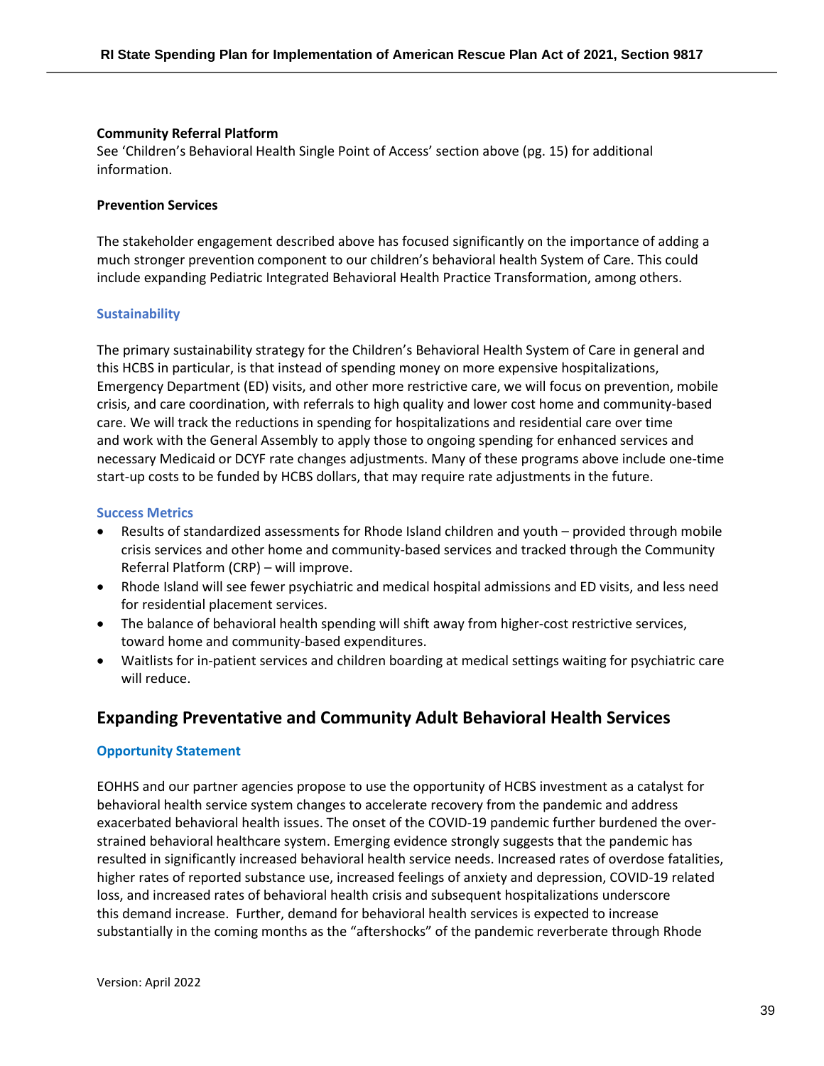**Community Referral Platform**
See 'Children's Behavioral Health Single Point of Access' section above (pg. 15) for additional information.

**Prevention Services**

The stakeholder engagement described above has focused significantly on the importance of adding a much stronger prevention component to our children's behavioral health System of Care. This could include expanding Pediatric Integrated Behavioral Health Practice Transformation, among others.

### Sustainability

The primary sustainability strategy for the Children's Behavioral Health System of Care in general and this HCBS in particular, is that instead of spending money on more expensive hospitalizations, Emergency Department (ED) visits, and other more restrictive care, we will focus on prevention, mobile crisis, and care coordination, with referrals to high quality and lower cost home and community-based care. We will track the reductions in spending for hospitalizations and residential care over time and work with the General Assembly to apply those to ongoing spending for enhanced services and necessary Medicaid or DCYF rate changes adjustments. Many of these programs above include one-time start-up costs to be funded by HCBS dollars, that may require rate adjustments in the future.

### Success Metrics

- Results of standardized assessments for Rhode Island children and youth – provided through mobile crisis services and other home and community-based services and tracked through the Community Referral Platform (CRP) – will improve.
- Rhode Island will see fewer psychiatric and medical hospital admissions and ED visits, and less need for residential placement services.
- The balance of behavioral health spending will shift away from higher-cost restrictive services, toward home and community-based expenditures.
- Waitlists for in-patient services and children boarding at medical settings waiting for psychiatric care will reduce.

## Expanding Preventative and Community Adult Behavioral Health Services

### Opportunity Statement

EOHHS and our partner agencies propose to use the opportunity of HCBS investment as a catalyst for behavioral health service system changes to accelerate recovery from the pandemic and address exacerbated behavioral health issues. The onset of the COVID-19 pandemic further burdened the over-strained behavioral healthcare system. Emerging evidence strongly suggests that the pandemic has resulted in significantly increased behavioral health service needs. Increased rates of overdose fatalities, higher rates of reported substance use, increased feelings of anxiety and depression, COVID-19 related loss, and increased rates of behavioral health crisis and subsequent hospitalizations underscore this demand increase. Further, demand for behavioral health services is expected to increase substantially in the coming months as the "aftershocks" of the pandemic reverberate through Rhode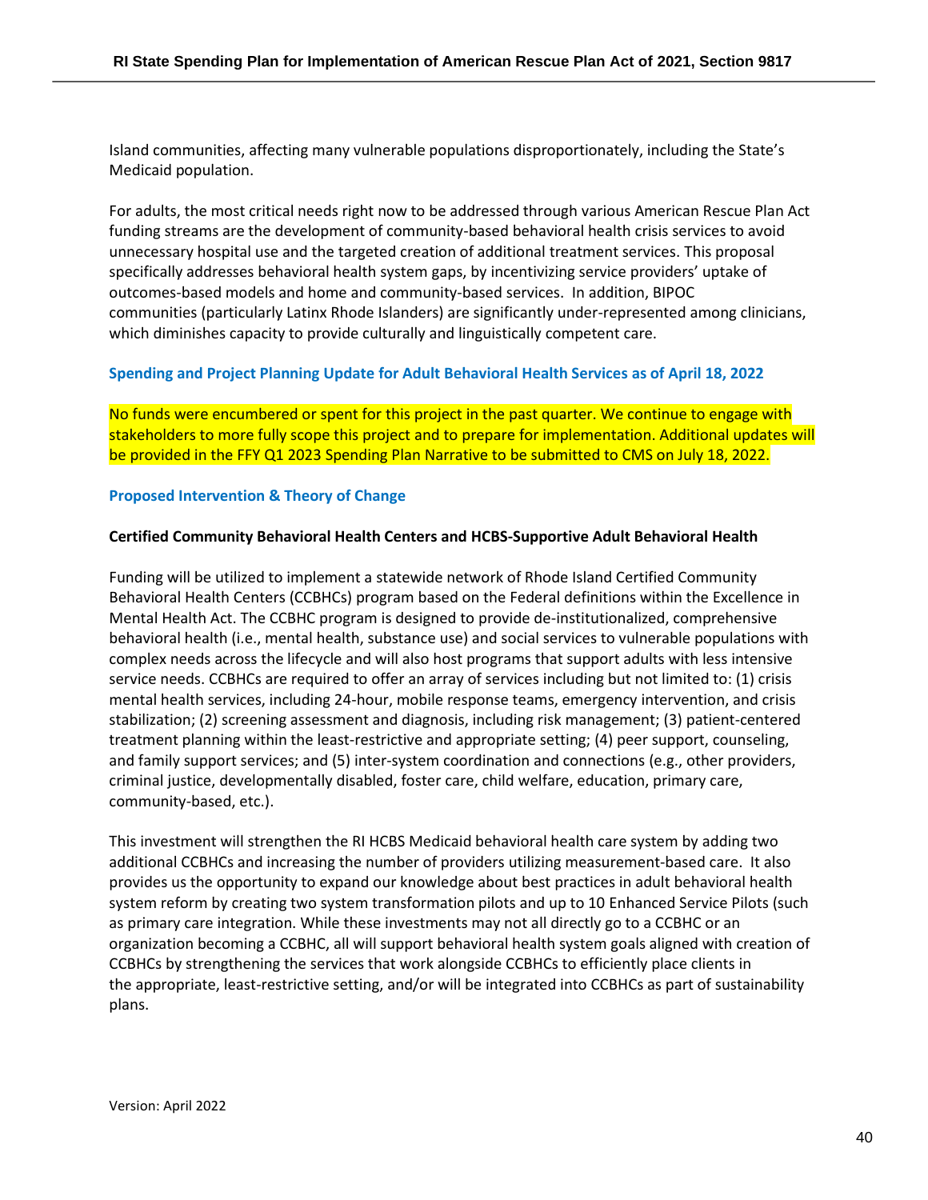Island communities, affecting many vulnerable populations disproportionately, including the State's Medicaid population.

For adults, the most critical needs right now to be addressed through various American Rescue Plan Act funding streams are the development of community-based behavioral health crisis services to avoid unnecessary hospital use and the targeted creation of additional treatment services. This proposal specifically addresses behavioral health system gaps, by incentivizing service providers' uptake of outcomes-based models and home and community-based services. In addition, BIPOC communities (particularly Latinx Rhode Islanders) are significantly under-represented among clinicians, which diminishes capacity to provide culturally and linguistically competent care.

### Spending and Project Planning Update for Adult Behavioral Health Services as of April 18, 2022

No funds were encumbered or spent for this project in the past quarter. We continue to engage with stakeholders to more fully scope this project and to prepare for implementation. Additional updates will be provided in the FFY Q1 2023 Spending Plan Narrative to be submitted to CMS on July 18, 2022.

### Proposed Intervention & Theory of Change

**Certified Community Behavioral Health Centers and HCBS-Supportive Adult Behavioral Health**

Funding will be utilized to implement a statewide network of Rhode Island Certified Community Behavioral Health Centers (CCBHCs) program based on the Federal definitions within the Excellence in Mental Health Act. The CCBHC program is designed to provide de-institutionalized, comprehensive behavioral health (i.e., mental health, substance use) and social services to vulnerable populations with complex needs across the lifecycle and will also host programs that support adults with less intensive service needs. CCBHCs are required to offer an array of services including but not limited to: (1) crisis mental health services, including 24-hour, mobile response teams, emergency intervention, and crisis stabilization; (2) screening assessment and diagnosis, including risk management; (3) patient-centered treatment planning within the least-restrictive and appropriate setting; (4) peer support, counseling, and family support services; and (5) inter-system coordination and connections (e.g., other providers, criminal justice, developmentally disabled, foster care, child welfare, education, primary care, community-based, etc.).

This investment will strengthen the RI HCBS Medicaid behavioral health care system by adding two additional CCBHCs and increasing the number of providers utilizing measurement-based care. It also provides us the opportunity to expand our knowledge about best practices in adult behavioral health system reform by creating two system transformation pilots and up to 10 Enhanced Service Pilots (such as primary care integration. While these investments may not all directly go to a CCBHC or an organization becoming a CCBHC, all will support behavioral health system goals aligned with creation of CCBHCs by strengthening the services that work alongside CCBHCs to efficiently place clients in the appropriate, least-restrictive setting, and/or will be integrated into CCBHCs as part of sustainability plans.

Version: April 2022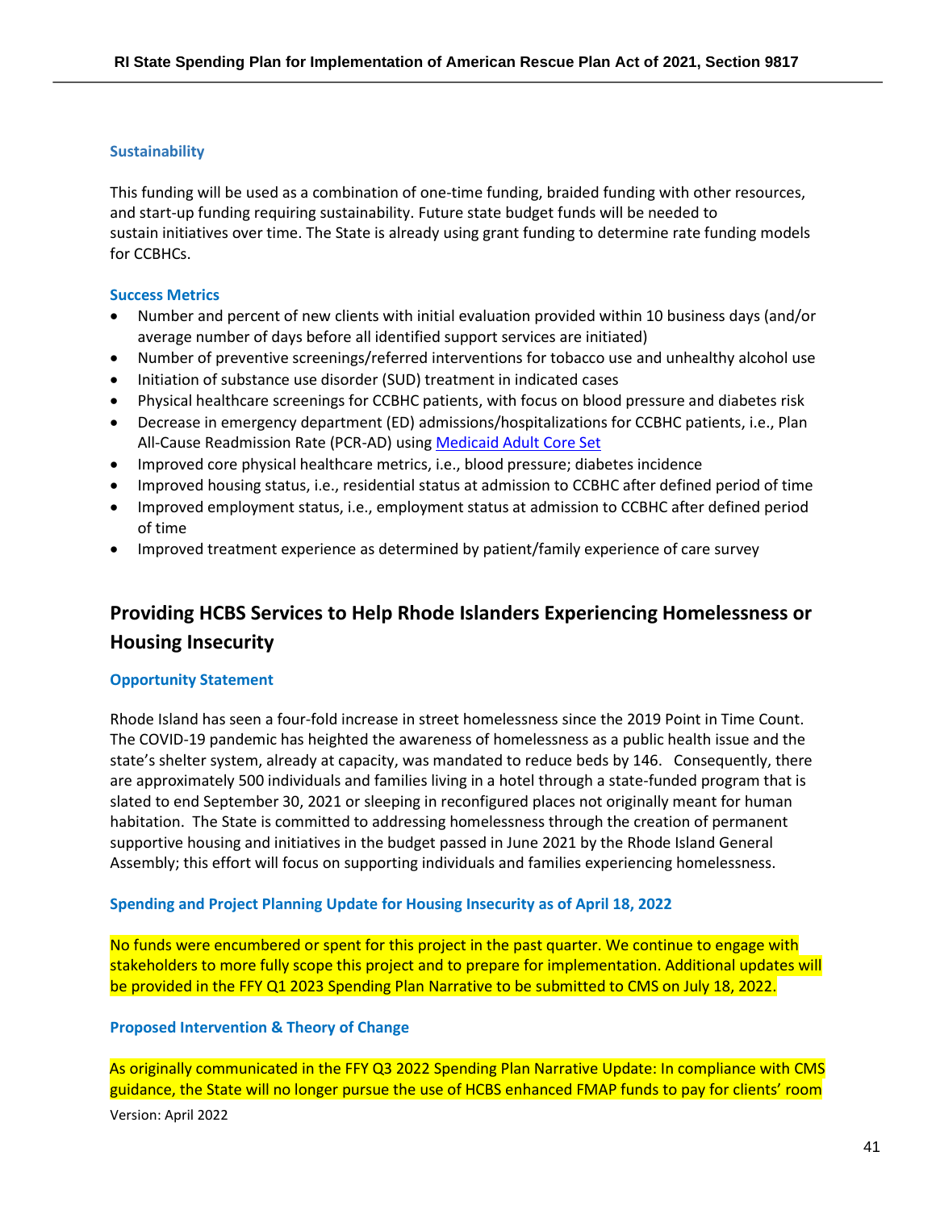### Sustainability

This funding will be used as a combination of one-time funding, braided funding with other resources, and start-up funding requiring sustainability. Future state budget funds will be needed to sustain initiatives over time. The State is already using grant funding to determine rate funding models for CCBHCs.

### Success Metrics

- Number and percent of new clients with initial evaluation provided within 10 business days (and/or average number of days before all identified support services are initiated)
- Number of preventive screenings/referred interventions for tobacco use and unhealthy alcohol use
- Initiation of substance use disorder (SUD) treatment in indicated cases
- Physical healthcare screenings for CCBHC patients, with focus on blood pressure and diabetes risk
- Decrease in emergency department (ED) admissions/hospitalizations for CCBHC patients, i.e., Plan All-Cause Readmission Rate (PCR-AD) using Medicaid Adult Core Set
- Improved core physical healthcare metrics, i.e., blood pressure; diabetes incidence
- Improved housing status, i.e., residential status at admission to CCBHC after defined period of time
- Improved employment status, i.e., employment status at admission to CCBHC after defined period of time
- Improved treatment experience as determined by patient/family experience of care survey

## Providing HCBS Services to Help Rhode Islanders Experiencing Homelessness or Housing Insecurity

### Opportunity Statement

Rhode Island has seen a four-fold increase in street homelessness since the 2019 Point in Time Count. The COVID-19 pandemic has heighted the awareness of homelessness as a public health issue and the state's shelter system, already at capacity, was mandated to reduce beds by 146. Consequently, there are approximately 500 individuals and families living in a hotel through a state-funded program that is slated to end September 30, 2021 or sleeping in reconfigured places not originally meant for human habitation. The State is committed to addressing homelessness through the creation of permanent supportive housing and initiatives in the budget passed in June 2021 by the Rhode Island General Assembly; this effort will focus on supporting individuals and families experiencing homelessness.

### Spending and Project Planning Update for Housing Insecurity as of April 18, 2022

No funds were encumbered or spent for this project in the past quarter. We continue to engage with stakeholders to more fully scope this project and to prepare for implementation. Additional updates will be provided in the FFY Q1 2023 Spending Plan Narrative to be submitted to CMS on July 18, 2022.

### Proposed Intervention & Theory of Change

As originally communicated in the FFY Q3 2022 Spending Plan Narrative Update: In compliance with CMS guidance, the State will no longer pursue the use of HCBS enhanced FMAP funds to pay for clients' room

Version: April 2022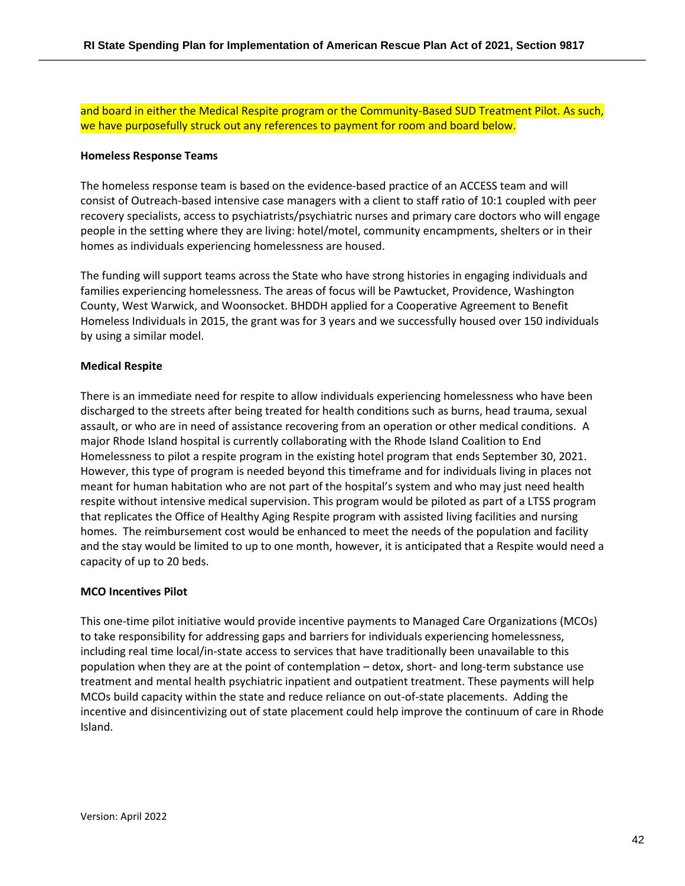and board in either the Medical Respite program or the Community-Based SUD Treatment Pilot. As such, we have purposefully struck out any references to payment for room and board below.

**Homeless Response Teams**

The homeless response team is based on the evidence-based practice of an ACCESS team and will consist of Outreach-based intensive case managers with a client to staff ratio of 10:1 coupled with peer recovery specialists, access to psychiatrists/psychiatric nurses and primary care doctors who will engage people in the setting where they are living: hotel/motel, community encampments, shelters or in their homes as individuals experiencing homelessness are housed.

The funding will support teams across the State who have strong histories in engaging individuals and families experiencing homelessness. The areas of focus will be Pawtucket, Providence, Washington County, West Warwick, and Woonsocket. BHDDH applied for a Cooperative Agreement to Benefit Homeless Individuals in 2015, the grant was for 3 years and we successfully housed over 150 individuals by using a similar model.

**Medical Respite**

There is an immediate need for respite to allow individuals experiencing homelessness who have been discharged to the streets after being treated for health conditions such as burns, head trauma, sexual assault, or who are in need of assistance recovering from an operation or other medical conditions. A major Rhode Island hospital is currently collaborating with the Rhode Island Coalition to End Homelessness to pilot a respite program in the existing hotel program that ends September 30, 2021. However, this type of program is needed beyond this timeframe and for individuals living in places not meant for human habitation who are not part of the hospital's system and who may just need health respite without intensive medical supervision. This program would be piloted as part of a LTSS program that replicates the Office of Healthy Aging Respite program with assisted living facilities and nursing homes. The reimbursement cost would be enhanced to meet the needs of the population and facility and the stay would be limited to up to one month, however, it is anticipated that a Respite would need a capacity of up to 20 beds.

**MCO Incentives Pilot**

This one-time pilot initiative would provide incentive payments to Managed Care Organizations (MCOs) to take responsibility for addressing gaps and barriers for individuals experiencing homelessness, including real time local/in-state access to services that have traditionally been unavailable to this population when they are at the point of contemplation – detox, short- and long-term substance use treatment and mental health psychiatric inpatient and outpatient treatment. These payments will help MCOs build capacity within the state and reduce reliance on out-of-state placements. Adding the incentive and disincentivizing out of state placement could help improve the continuum of care in Rhode Island.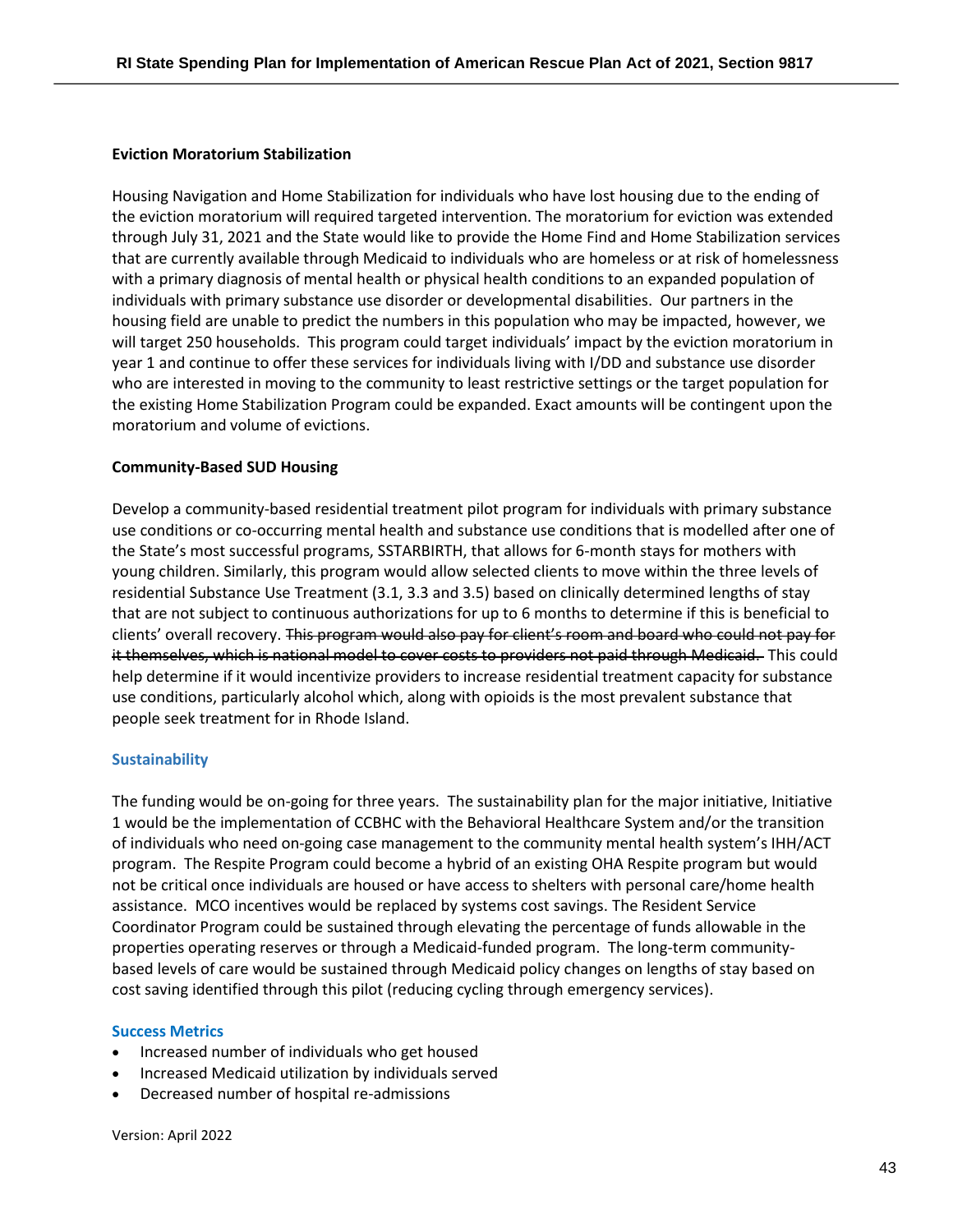**Eviction Moratorium Stabilization**

Housing Navigation and Home Stabilization for individuals who have lost housing due to the ending of the eviction moratorium will required targeted intervention. The moratorium for eviction was extended through July 31, 2021 and the State would like to provide the Home Find and Home Stabilization services that are currently available through Medicaid to individuals who are homeless or at risk of homelessness with a primary diagnosis of mental health or physical health conditions to an expanded population of individuals with primary substance use disorder or developmental disabilities. Our partners in the housing field are unable to predict the numbers in this population who may be impacted, however, we will target 250 households. This program could target individuals' impact by the eviction moratorium in year 1 and continue to offer these services for individuals living with I/DD and substance use disorder who are interested in moving to the community to least restrictive settings or the target population for the existing Home Stabilization Program could be expanded. Exact amounts will be contingent upon the moratorium and volume of evictions.

**Community-Based SUD Housing**

Develop a community-based residential treatment pilot program for individuals with primary substance use conditions or co-occurring mental health and substance use conditions that is modelled after one of the State's most successful programs, SSTARBIRTH, that allows for 6-month stays for mothers with young children. Similarly, this program would allow selected clients to move within the three levels of residential Substance Use Treatment (3.1, 3.3 and 3.5) based on clinically determined lengths of stay that are not subject to continuous authorizations for up to 6 months to determine if this is beneficial to clients' overall recovery. ~~This program would also pay for client's room and board who could not pay for it themselves, which is national model to cover costs to providers not paid through Medicaid.~~ This could help determine if it would incentivize providers to increase residential treatment capacity for substance use conditions, particularly alcohol which, along with opioids is the most prevalent substance that people seek treatment for in Rhode Island.

### Sustainability

The funding would be on-going for three years. The sustainability plan for the major initiative, Initiative 1 would be the implementation of CCBHC with the Behavioral Healthcare System and/or the transition of individuals who need on-going case management to the community mental health system's IHH/ACT program. The Respite Program could become a hybrid of an existing OHA Respite program but would not be critical once individuals are housed or have access to shelters with personal care/home health assistance. MCO incentives would be replaced by systems cost savings. The Resident Service Coordinator Program could be sustained through elevating the percentage of funds allowable in the properties operating reserves or through a Medicaid-funded program. The long-term community-based levels of care would be sustained through Medicaid policy changes on lengths of stay based on cost saving identified through this pilot (reducing cycling through emergency services).

### Success Metrics

- Increased number of individuals who get housed
- Increased Medicaid utilization by individuals served
- Decreased number of hospital re-admissions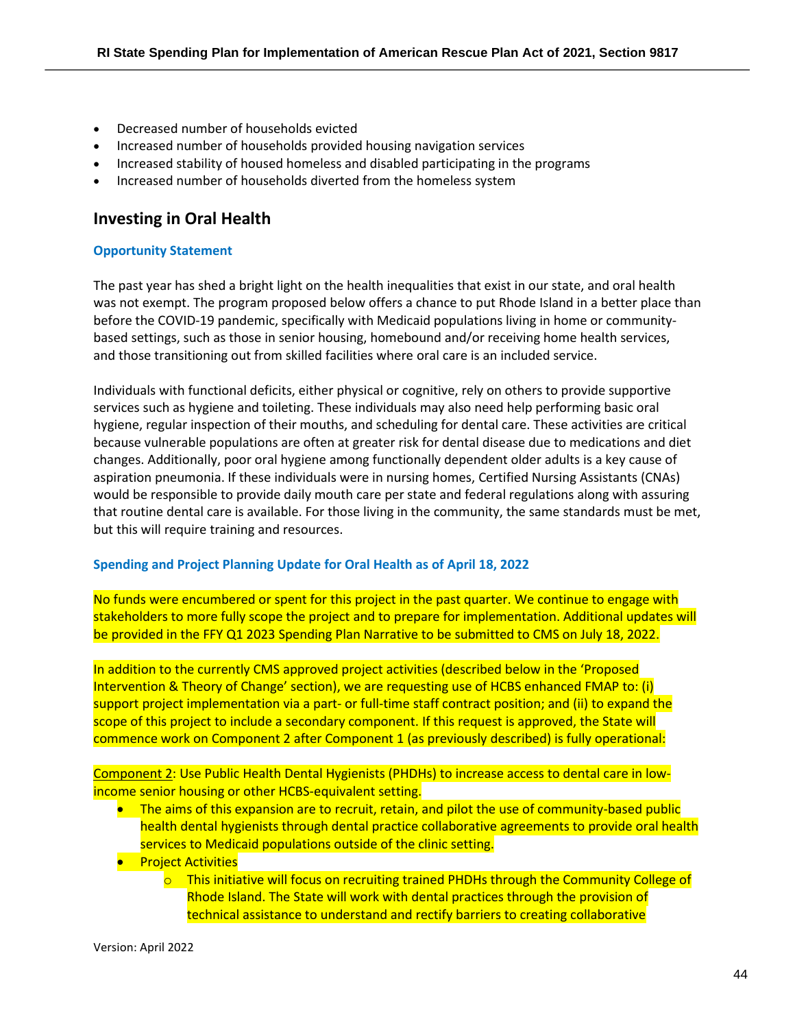- Decreased number of households evicted
- Increased number of households provided housing navigation services
- Increased stability of housed homeless and disabled participating in the programs
- Increased number of households diverted from the homeless system

## Investing in Oral Health

### Opportunity Statement

The past year has shed a bright light on the health inequalities that exist in our state, and oral health was not exempt. The program proposed below offers a chance to put Rhode Island in a better place than before the COVID-19 pandemic, specifically with Medicaid populations living in home or community-based settings, such as those in senior housing, homebound and/or receiving home health services, and those transitioning out from skilled facilities where oral care is an included service.

Individuals with functional deficits, either physical or cognitive, rely on others to provide supportive services such as hygiene and toileting. These individuals may also need help performing basic oral hygiene, regular inspection of their mouths, and scheduling for dental care. These activities are critical because vulnerable populations are often at greater risk for dental disease due to medications and diet changes. Additionally, poor oral hygiene among functionally dependent older adults is a key cause of aspiration pneumonia. If these individuals were in nursing homes, Certified Nursing Assistants (CNAs) would be responsible to provide daily mouth care per state and federal regulations along with assuring that routine dental care is available. For those living in the community, the same standards must be met, but this will require training and resources.

### Spending and Project Planning Update for Oral Health as of April 18, 2022

No funds were encumbered or spent for this project in the past quarter. We continue to engage with stakeholders to more fully scope the project and to prepare for implementation. Additional updates will be provided in the FFY Q1 2023 Spending Plan Narrative to be submitted to CMS on July 18, 2022.

In addition to the currently CMS approved project activities (described below in the 'Proposed Intervention & Theory of Change' section), we are requesting use of HCBS enhanced FMAP to: (i) support project implementation via a part- or full-time staff contract position; and (ii) to expand the scope of this project to include a secondary component. If this request is approved, the State will commence work on Component 2 after Component 1 (as previously described) is fully operational:

Component 2: Use Public Health Dental Hygienists (PHDHs) to increase access to dental care in low-income senior housing or other HCBS-equivalent setting.

- The aims of this expansion are to recruit, retain, and pilot the use of community-based public health dental hygienists through dental practice collaborative agreements to provide oral health services to Medicaid populations outside of the clinic setting.
- Project Activities
  - This initiative will focus on recruiting trained PHDHs through the Community College of Rhode Island. The State will work with dental practices through the provision of technical assistance to understand and rectify barriers to creating collaborative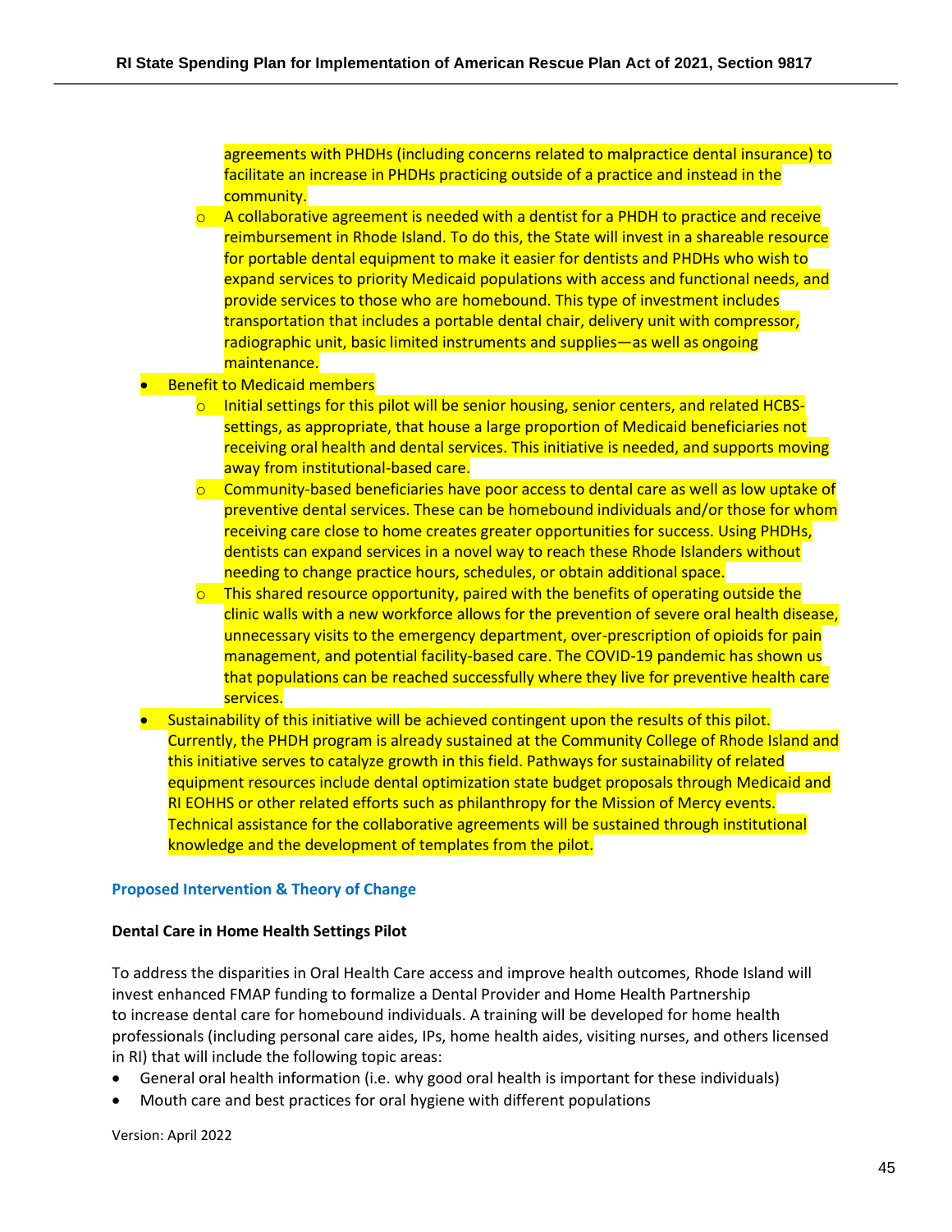agreements with PHDHs (including concerns related to malpractice dental insurance) to facilitate an increase in PHDHs practicing outside of a practice and instead in the community.
  - A collaborative agreement is needed with a dentist for a PHDH to practice and receive reimbursement in Rhode Island. To do this, the State will invest in a shareable resource for portable dental equipment to make it easier for dentists and PHDHs who wish to expand services to priority Medicaid populations with access and functional needs, and provide services to those who are homebound. This type of investment includes transportation that includes a portable dental chair, delivery unit with compressor, radiographic unit, basic limited instruments and supplies—as well as ongoing maintenance.
- Benefit to Medicaid members
  - Initial settings for this pilot will be senior housing, senior centers, and related HCBS-settings, as appropriate, that house a large proportion of Medicaid beneficiaries not receiving oral health and dental services. This initiative is needed, and supports moving away from institutional-based care.
  - Community-based beneficiaries have poor access to dental care as well as low uptake of preventive dental services. These can be homebound individuals and/or those for whom receiving care close to home creates greater opportunities for success. Using PHDHs, dentists can expand services in a novel way to reach these Rhode Islanders without needing to change practice hours, schedules, or obtain additional space.
  - This shared resource opportunity, paired with the benefits of operating outside the clinic walls with a new workforce allows for the prevention of severe oral health disease, unnecessary visits to the emergency department, over-prescription of opioids for pain management, and potential facility-based care. The COVID-19 pandemic has shown us that populations can be reached successfully where they live for preventive health care services.
- Sustainability of this initiative will be achieved contingent upon the results of this pilot. Currently, the PHDH program is already sustained at the Community College of Rhode Island and this initiative serves to catalyze growth in this field. Pathways for sustainability of related equipment resources include dental optimization state budget proposals through Medicaid and RI EOHHS or other related efforts such as philanthropy for the Mission of Mercy events. Technical assistance for the collaborative agreements will be sustained through institutional knowledge and the development of templates from the pilot.

### Proposed Intervention & Theory of Change

**Dental Care in Home Health Settings Pilot**

To address the disparities in Oral Health Care access and improve health outcomes, Rhode Island will invest enhanced FMAP funding to formalize a Dental Provider and Home Health Partnership to increase dental care for homebound individuals. A training will be developed for home health professionals (including personal care aides, IPs, home health aides, visiting nurses, and others licensed in RI) that will include the following topic areas:

- General oral health information (i.e. why good oral health is important for these individuals)
- Mouth care and best practices for oral hygiene with different populations

Version: April 2022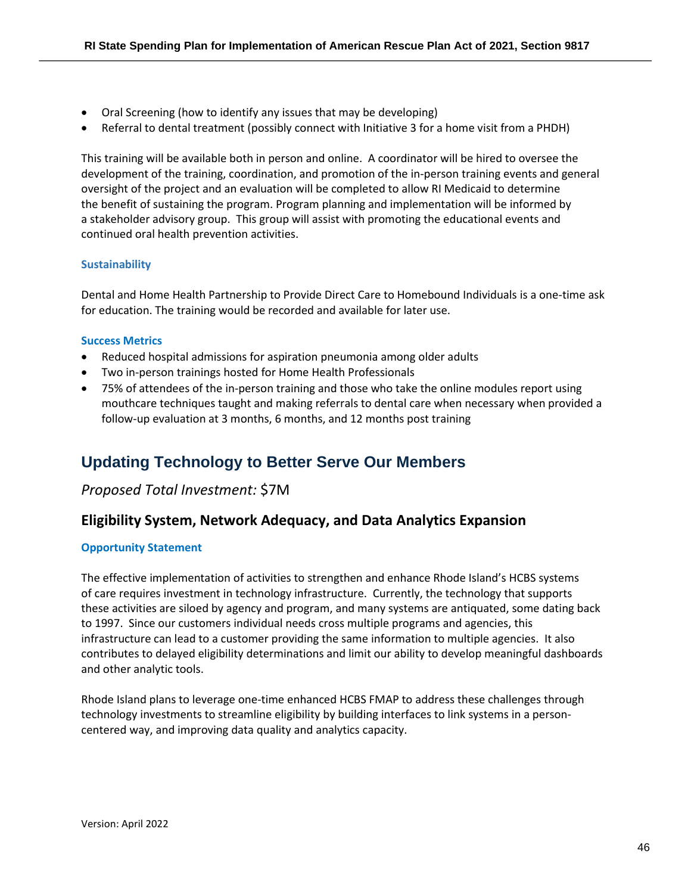- Oral Screening (how to identify any issues that may be developing)
- Referral to dental treatment (possibly connect with Initiative 3 for a home visit from a PHDH)

This training will be available both in person and online. A coordinator will be hired to oversee the development of the training, coordination, and promotion of the in-person training events and general oversight of the project and an evaluation will be completed to allow RI Medicaid to determine the benefit of sustaining the program. Program planning and implementation will be informed by a stakeholder advisory group. This group will assist with promoting the educational events and continued oral health prevention activities.

#### Sustainability

Dental and Home Health Partnership to Provide Direct Care to Homebound Individuals is a one-time ask for education. The training would be recorded and available for later use.

#### Success Metrics

- Reduced hospital admissions for aspiration pneumonia among older adults
- Two in-person trainings hosted for Home Health Professionals
- 75% of attendees of the in-person training and those who take the online modules report using mouthcare techniques taught and making referrals to dental care when necessary when provided a follow-up evaluation at 3 months, 6 months, and 12 months post training

## Updating Technology to Better Serve Our Members

*Proposed Total Investment:* $7M

### Eligibility System, Network Adequacy, and Data Analytics Expansion

#### Opportunity Statement

The effective implementation of activities to strengthen and enhance Rhode Island's HCBS systems of care requires investment in technology infrastructure. Currently, the technology that supports these activities are siloed by agency and program, and many systems are antiquated, some dating back to 1997. Since our customers individual needs cross multiple programs and agencies, this infrastructure can lead to a customer providing the same information to multiple agencies. It also contributes to delayed eligibility determinations and limit our ability to develop meaningful dashboards and other analytic tools.

Rhode Island plans to leverage one-time enhanced HCBS FMAP to address these challenges through technology investments to streamline eligibility by building interfaces to link systems in a person-centered way, and improving data quality and analytics capacity.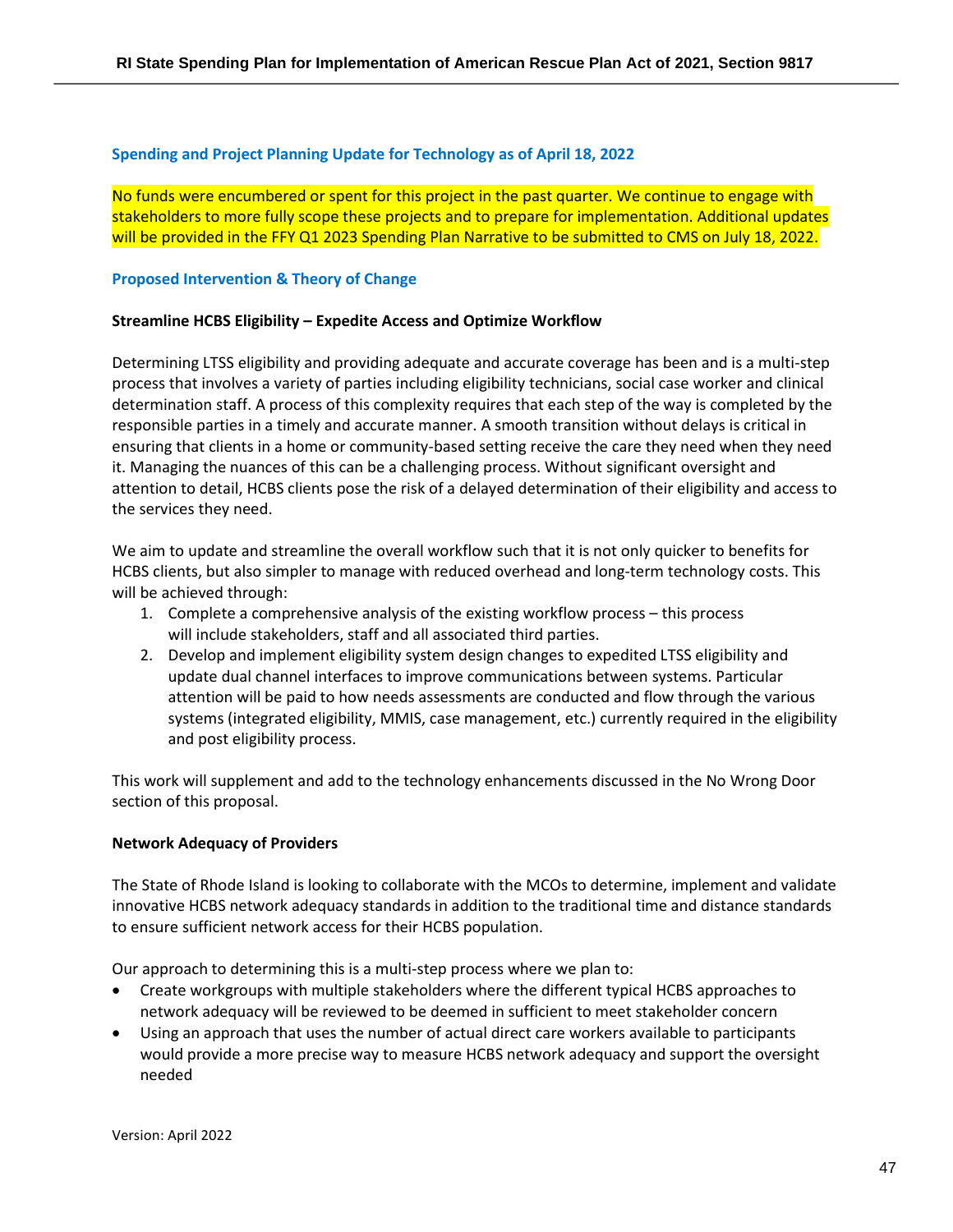### Spending and Project Planning Update for Technology as of April 18, 2022

No funds were encumbered or spent for this project in the past quarter. We continue to engage with stakeholders to more fully scope these projects and to prepare for implementation. Additional updates will be provided in the FFY Q1 2023 Spending Plan Narrative to be submitted to CMS on July 18, 2022.

### Proposed Intervention & Theory of Change

**Streamline HCBS Eligibility – Expedite Access and Optimize Workflow**

Determining LTSS eligibility and providing adequate and accurate coverage has been and is a multi-step process that involves a variety of parties including eligibility technicians, social case worker and clinical determination staff. A process of this complexity requires that each step of the way is completed by the responsible parties in a timely and accurate manner. A smooth transition without delays is critical in ensuring that clients in a home or community-based setting receive the care they need when they need it. Managing the nuances of this can be a challenging process. Without significant oversight and attention to detail, HCBS clients pose the risk of a delayed determination of their eligibility and access to the services they need.

We aim to update and streamline the overall workflow such that it is not only quicker to benefits for HCBS clients, but also simpler to manage with reduced overhead and long-term technology costs. This will be achieved through:

1. Complete a comprehensive analysis of the existing workflow process – this process will include stakeholders, staff and all associated third parties.
2. Develop and implement eligibility system design changes to expedited LTSS eligibility and update dual channel interfaces to improve communications between systems. Particular attention will be paid to how needs assessments are conducted and flow through the various systems (integrated eligibility, MMIS, case management, etc.) currently required in the eligibility and post eligibility process.

This work will supplement and add to the technology enhancements discussed in the No Wrong Door section of this proposal.

**Network Adequacy of Providers**

The State of Rhode Island is looking to collaborate with the MCOs to determine, implement and validate innovative HCBS network adequacy standards in addition to the traditional time and distance standards to ensure sufficient network access for their HCBS population.

Our approach to determining this is a multi-step process where we plan to:

- Create workgroups with multiple stakeholders where the different typical HCBS approaches to network adequacy will be reviewed to be deemed in sufficient to meet stakeholder concern
- Using an approach that uses the number of actual direct care workers available to participants would provide a more precise way to measure HCBS network adequacy and support the oversight needed

Version: April 2022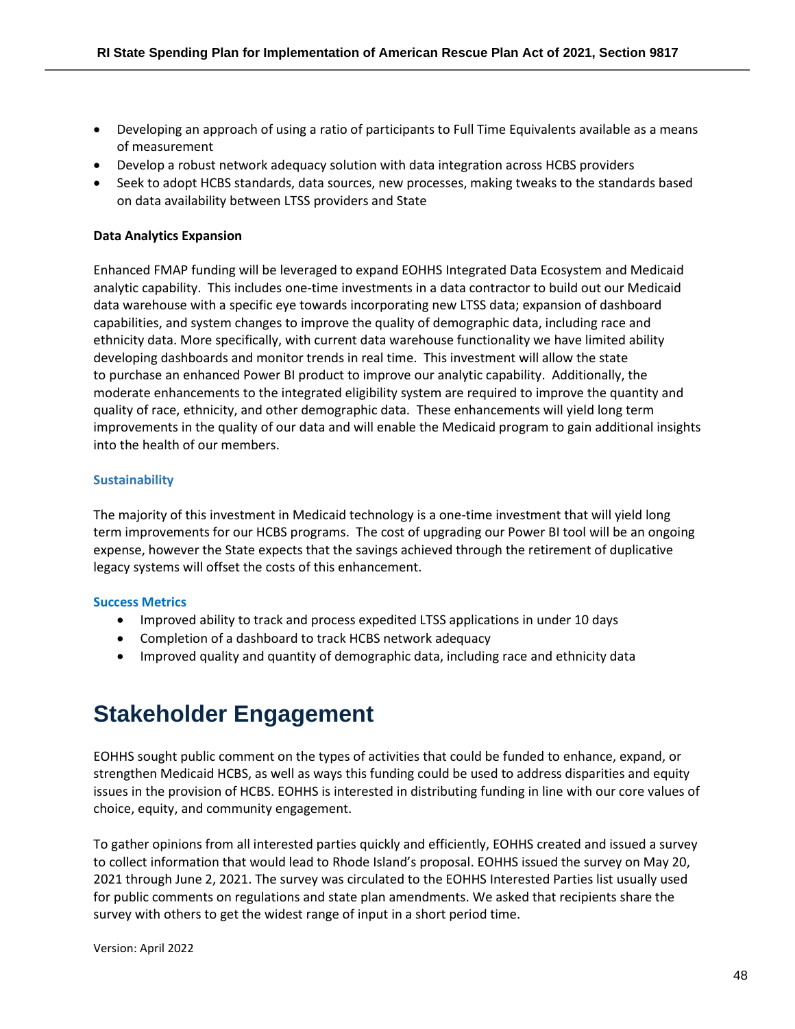- Developing an approach of using a ratio of participants to Full Time Equivalents available as a means of measurement
- Develop a robust network adequacy solution with data integration across HCBS providers
- Seek to adopt HCBS standards, data sources, new processes, making tweaks to the standards based on data availability between LTSS providers and State

**Data Analytics Expansion**

Enhanced FMAP funding will be leveraged to expand EOHHS Integrated Data Ecosystem and Medicaid analytic capability. This includes one-time investments in a data contractor to build out our Medicaid data warehouse with a specific eye towards incorporating new LTSS data; expansion of dashboard capabilities, and system changes to improve the quality of demographic data, including race and ethnicity data. More specifically, with current data warehouse functionality we have limited ability developing dashboards and monitor trends in real time. This investment will allow the state to purchase an enhanced Power BI product to improve our analytic capability. Additionally, the moderate enhancements to the integrated eligibility system are required to improve the quantity and quality of race, ethnicity, and other demographic data. These enhancements will yield long term improvements in the quality of our data and will enable the Medicaid program to gain additional insights into the health of our members.

### Sustainability

The majority of this investment in Medicaid technology is a one-time investment that will yield long term improvements for our HCBS programs. The cost of upgrading our Power BI tool will be an ongoing expense, however the State expects that the savings achieved through the retirement of duplicative legacy systems will offset the costs of this enhancement.

### Success Metrics

- Improved ability to track and process expedited LTSS applications in under 10 days
- Completion of a dashboard to track HCBS network adequacy
- Improved quality and quantity of demographic data, including race and ethnicity data

# Stakeholder Engagement

EOHHS sought public comment on the types of activities that could be funded to enhance, expand, or strengthen Medicaid HCBS, as well as ways this funding could be used to address disparities and equity issues in the provision of HCBS. EOHHS is interested in distributing funding in line with our core values of choice, equity, and community engagement.

To gather opinions from all interested parties quickly and efficiently, EOHHS created and issued a survey to collect information that would lead to Rhode Island's proposal. EOHHS issued the survey on May 20, 2021 through June 2, 2021. The survey was circulated to the EOHHS Interested Parties list usually used for public comments on regulations and state plan amendments. We asked that recipients share the survey with others to get the widest range of input in a short period time.

Version: April 2022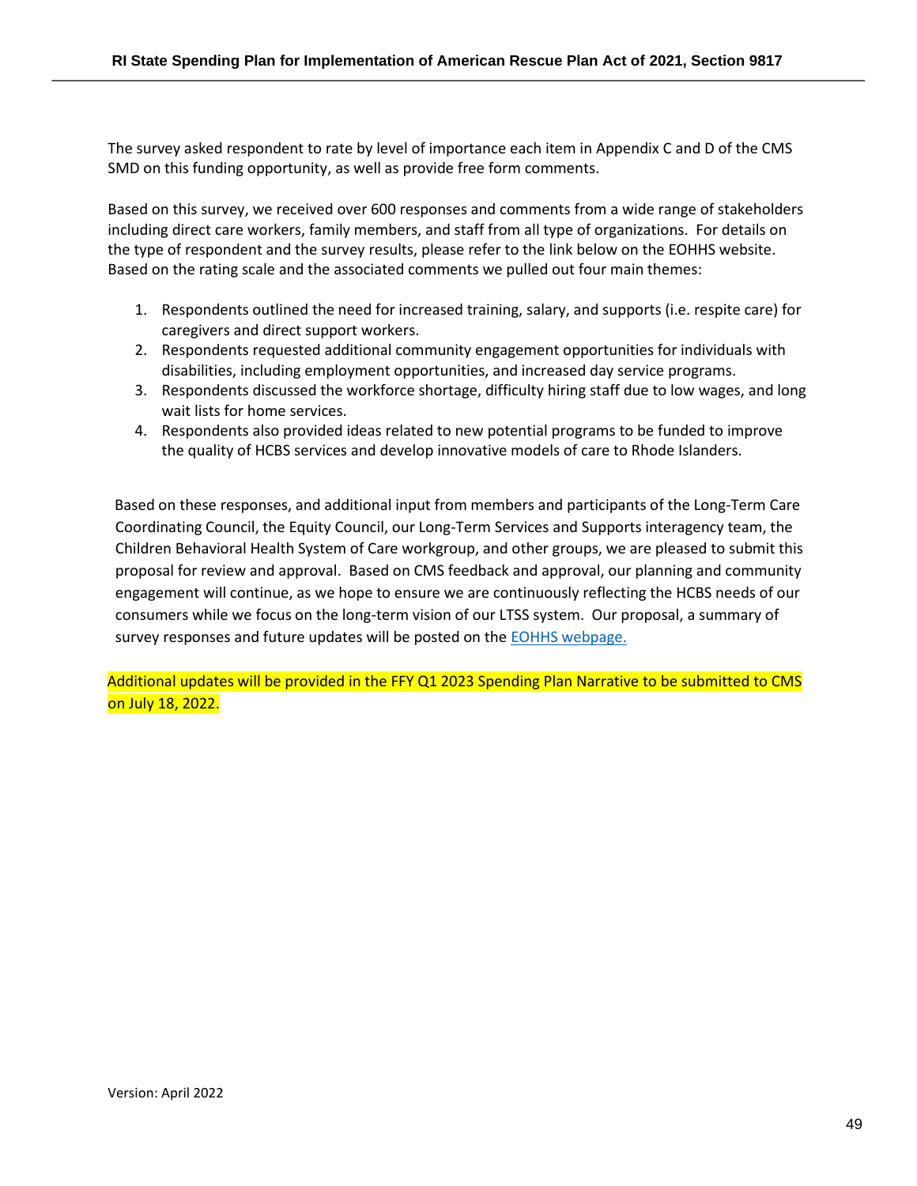The survey asked respondent to rate by level of importance each item in Appendix C and D of the CMS SMD on this funding opportunity, as well as provide free form comments.

Based on this survey, we received over 600 responses and comments from a wide range of stakeholders including direct care workers, family members, and staff from all type of organizations. For details on the type of respondent and the survey results, please refer to the link below on the EOHHS website. Based on the rating scale and the associated comments we pulled out four main themes:

1. Respondents outlined the need for increased training, salary, and supports (i.e. respite care) for caregivers and direct support workers.
2. Respondents requested additional community engagement opportunities for individuals with disabilities, including employment opportunities, and increased day service programs.
3. Respondents discussed the workforce shortage, difficulty hiring staff due to low wages, and long wait lists for home services.
4. Respondents also provided ideas related to new potential programs to be funded to improve the quality of HCBS services and develop innovative models of care to Rhode Islanders.

Based on these responses, and additional input from members and participants of the Long-Term Care Coordinating Council, the Equity Council, our Long-Term Services and Supports interagency team, the Children Behavioral Health System of Care workgroup, and other groups, we are pleased to submit this proposal for review and approval. Based on CMS feedback and approval, our planning and community engagement will continue, as we hope to ensure we are continuously reflecting the HCBS needs of our consumers while we focus on the long-term vision of our LTSS system. Our proposal, a summary of survey responses and future updates will be posted on the EOHHS webpage.

Additional updates will be provided in the FFY Q1 2023 Spending Plan Narrative to be submitted to CMS on July 18, 2022.

Version: April 2022